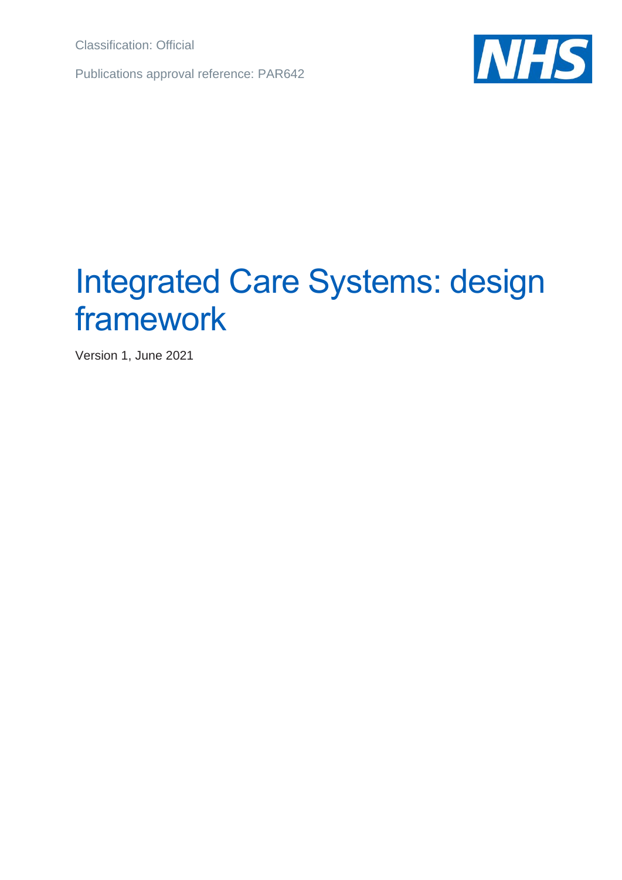Classification: Official

Publications approval reference: PAR642

# Integrated Care Systems: design framework

Version 1, June 2021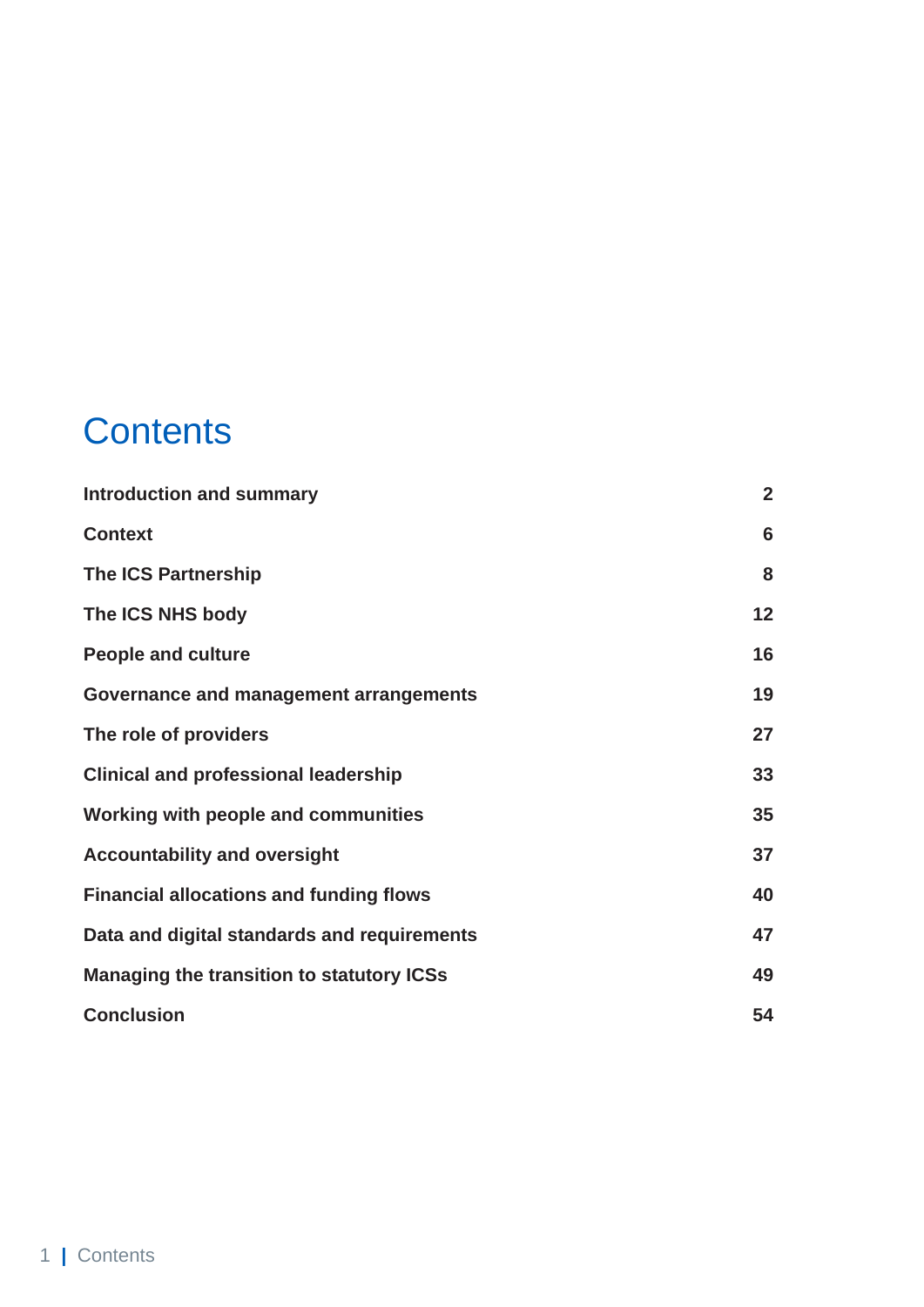# Contents

| | |
|---|---|
| **Introduction and summary** | **2** |
| **Context** | **6** |
| **The ICS Partnership** | **8** |
| **The ICS NHS body** | **12** |
| **People and culture** | **16** |
| **Governance and management arrangements** | **19** |
| **The role of providers** | **27** |
| **Clinical and professional leadership** | **33** |
| **Working with people and communities** | **35** |
| **Accountability and oversight** | **37** |
| **Financial allocations and funding flows** | **40** |
| **Data and digital standards and requirements** | **47** |
| **Managing the transition to statutory ICSs** | **49** |
| **Conclusion** | **54** |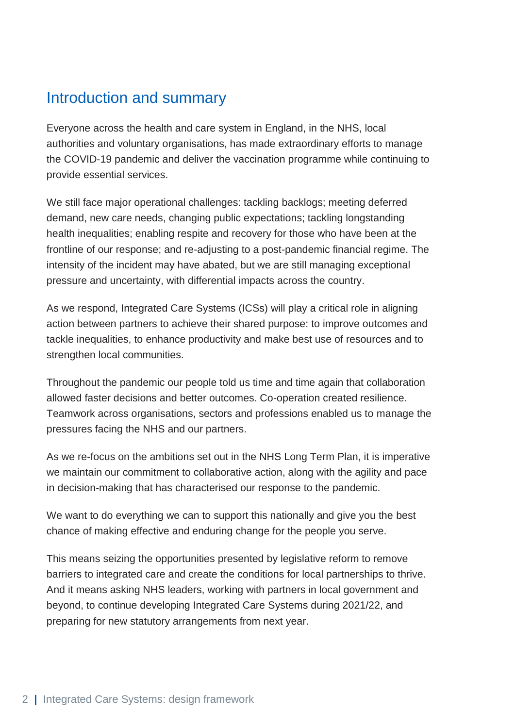## Introduction and summary

Everyone across the health and care system in England, in the NHS, local authorities and voluntary organisations, has made extraordinary efforts to manage the COVID-19 pandemic and deliver the vaccination programme while continuing to provide essential services.

We still face major operational challenges: tackling backlogs; meeting deferred demand, new care needs, changing public expectations; tackling longstanding health inequalities; enabling respite and recovery for those who have been at the frontline of our response; and re-adjusting to a post-pandemic financial regime. The intensity of the incident may have abated, but we are still managing exceptional pressure and uncertainty, with differential impacts across the country.

As we respond, Integrated Care Systems (ICSs) will play a critical role in aligning action between partners to achieve their shared purpose: to improve outcomes and tackle inequalities, to enhance productivity and make best use of resources and to strengthen local communities.

Throughout the pandemic our people told us time and time again that collaboration allowed faster decisions and better outcomes. Co-operation created resilience. Teamwork across organisations, sectors and professions enabled us to manage the pressures facing the NHS and our partners.

As we re-focus on the ambitions set out in the NHS Long Term Plan, it is imperative we maintain our commitment to collaborative action, along with the agility and pace in decision-making that has characterised our response to the pandemic.

We want to do everything we can to support this nationally and give you the best chance of making effective and enduring change for the people you serve.

This means seizing the opportunities presented by legislative reform to remove barriers to integrated care and create the conditions for local partnerships to thrive. And it means asking NHS leaders, working with partners in local government and beyond, to continue developing Integrated Care Systems during 2021/22, and preparing for new statutory arrangements from next year.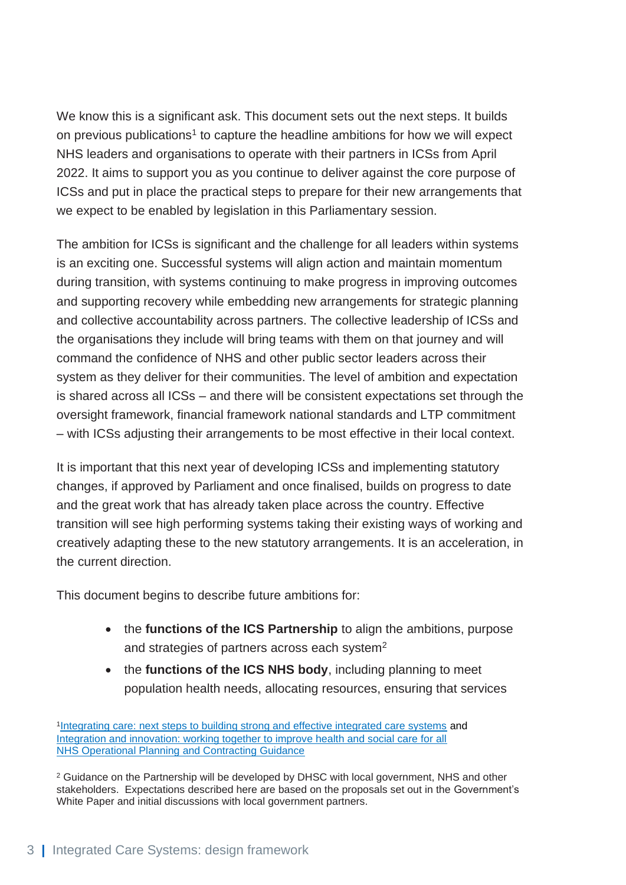We know this is a significant ask. This document sets out the next steps. It builds on previous publications[1] to capture the headline ambitions for how we will expect NHS leaders and organisations to operate with their partners in ICSs from April 2022. It aims to support you as you continue to deliver against the core purpose of ICSs and put in place the practical steps to prepare for their new arrangements that we expect to be enabled by legislation in this Parliamentary session.

The ambition for ICSs is significant and the challenge for all leaders within systems is an exciting one. Successful systems will align action and maintain momentum during transition, with systems continuing to make progress in improving outcomes and supporting recovery while embedding new arrangements for strategic planning and collective accountability across partners. The collective leadership of ICSs and the organisations they include will bring teams with them on that journey and will command the confidence of NHS and other public sector leaders across their system as they deliver for their communities. The level of ambition and expectation is shared across all ICSs – and there will be consistent expectations set through the oversight framework, financial framework national standards and LTP commitment – with ICSs adjusting their arrangements to be most effective in their local context.

It is important that this next year of developing ICSs and implementing statutory changes, if approved by Parliament and once finalised, builds on progress to date and the great work that has already taken place across the country. Effective transition will see high performing systems taking their existing ways of working and creatively adapting these to the new statutory arrangements. It is an acceleration, in the current direction.

This document begins to describe future ambitions for:

- the **functions of the ICS Partnership** to align the ambitions, purpose and strategies of partners across each system[2]
- the **functions of the ICS NHS body**, including planning to meet population health needs, allocating resources, ensuring that services

[1] Integrating care: next steps to building strong and effective integrated care systems and Integration and innovation: working together to improve health and social care for all
NHS Operational Planning and Contracting Guidance

[2] Guidance on the Partnership will be developed by DHSC with local government, NHS and other stakeholders. Expectations described here are based on the proposals set out in the Government's White Paper and initial discussions with local government partners.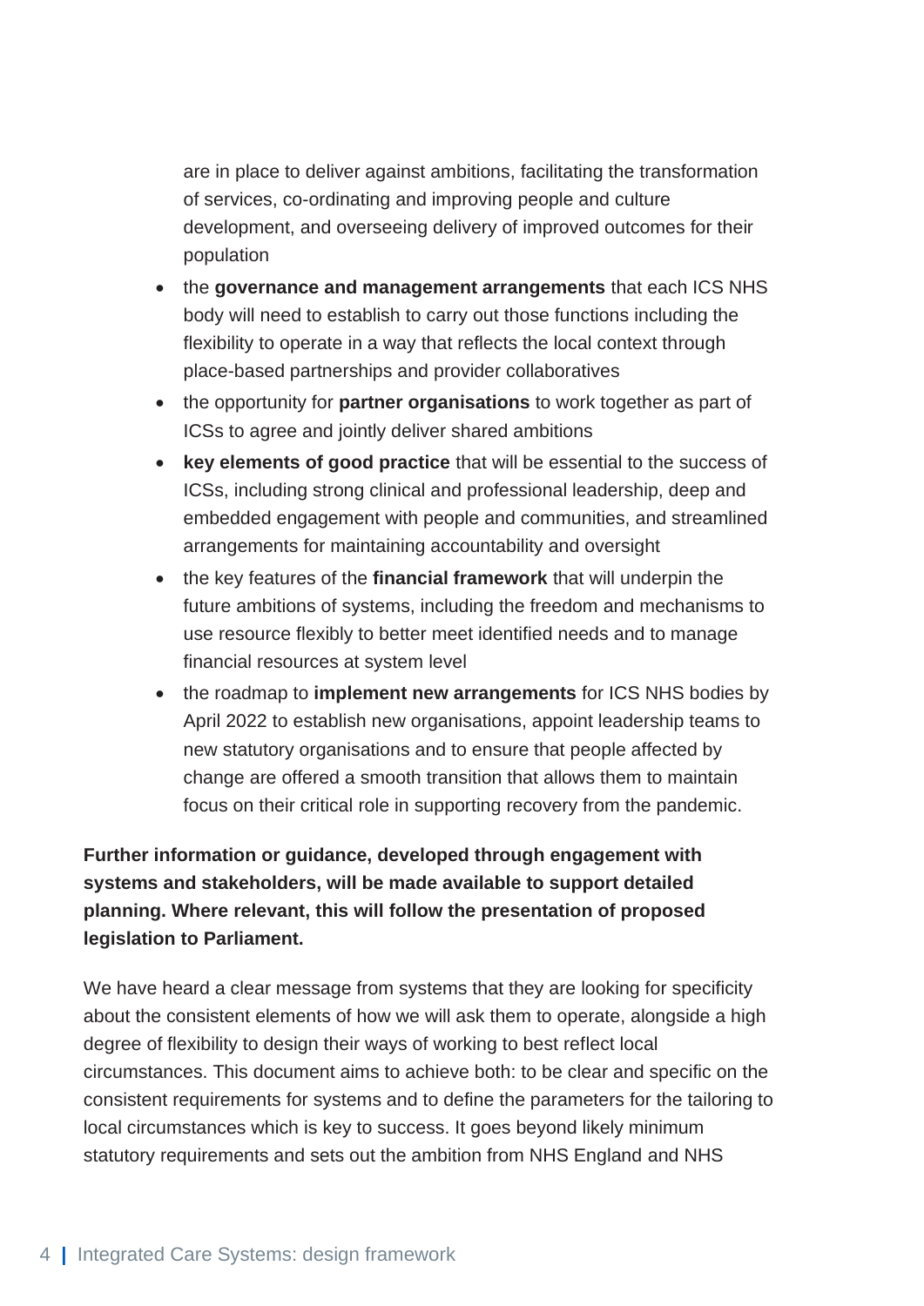are in place to deliver against ambitions, facilitating the transformation of services, co-ordinating and improving people and culture development, and overseeing delivery of improved outcomes for their population

- the **governance and management arrangements** that each ICS NHS body will need to establish to carry out those functions including the flexibility to operate in a way that reflects the local context through place-based partnerships and provider collaboratives
- the opportunity for **partner organisations** to work together as part of ICSs to agree and jointly deliver shared ambitions
- **key elements of good practice** that will be essential to the success of ICSs, including strong clinical and professional leadership, deep and embedded engagement with people and communities, and streamlined arrangements for maintaining accountability and oversight
- the key features of the **financial framework** that will underpin the future ambitions of systems, including the freedom and mechanisms to use resource flexibly to better meet identified needs and to manage financial resources at system level
- the roadmap to **implement new arrangements** for ICS NHS bodies by April 2022 to establish new organisations, appoint leadership teams to new statutory organisations and to ensure that people affected by change are offered a smooth transition that allows them to maintain focus on their critical role in supporting recovery from the pandemic.

**Further information or guidance, developed through engagement with systems and stakeholders, will be made available to support detailed planning. Where relevant, this will follow the presentation of proposed legislation to Parliament.**

We have heard a clear message from systems that they are looking for specificity about the consistent elements of how we will ask them to operate, alongside a high degree of flexibility to design their ways of working to best reflect local circumstances. This document aims to achieve both: to be clear and specific on the consistent requirements for systems and to define the parameters for the tailoring to local circumstances which is key to success. It goes beyond likely minimum statutory requirements and sets out the ambition from NHS England and NHS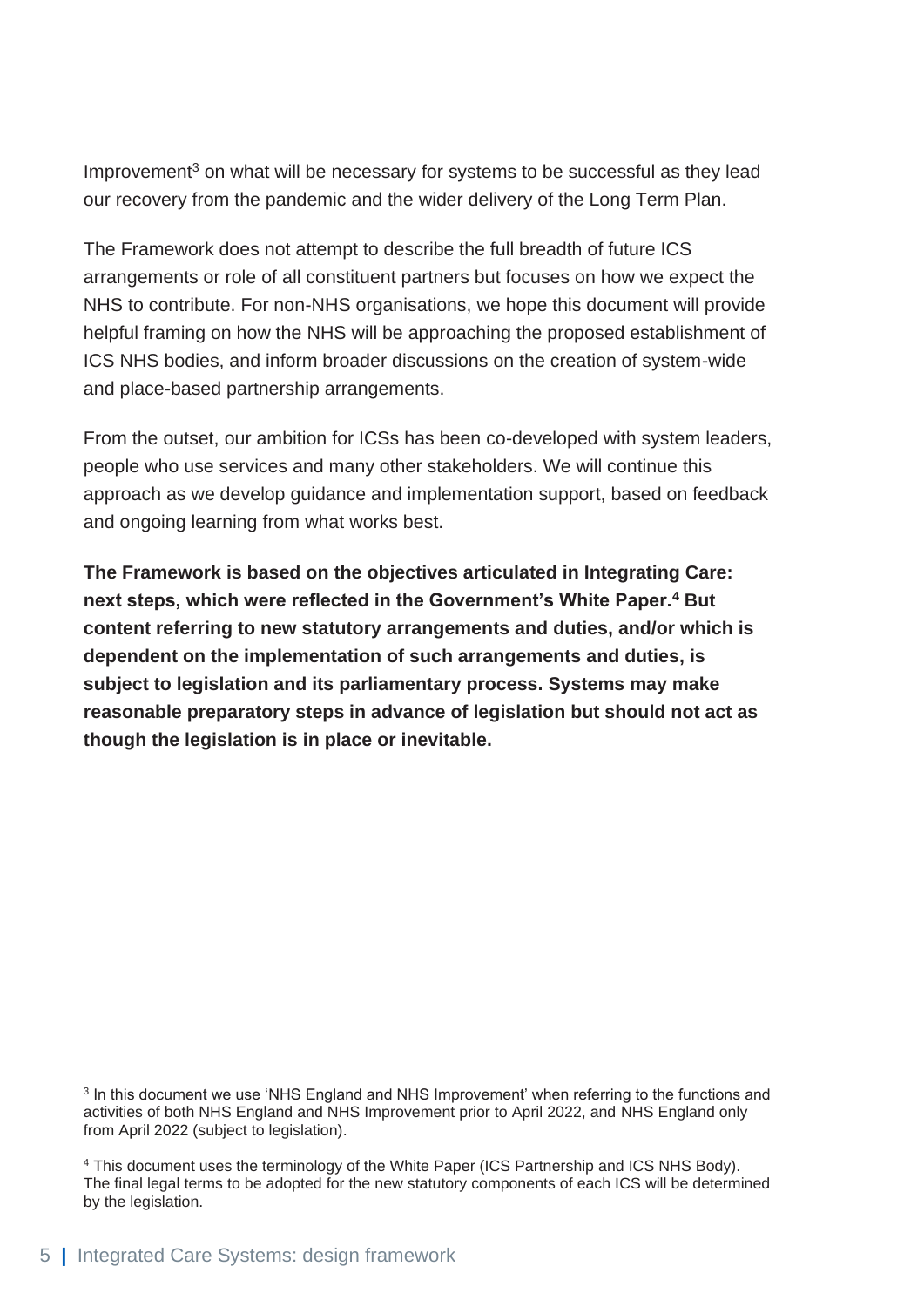Improvement[3] on what will be necessary for systems to be successful as they lead our recovery from the pandemic and the wider delivery of the Long Term Plan.

The Framework does not attempt to describe the full breadth of future ICS arrangements or role of all constituent partners but focuses on how we expect the NHS to contribute. For non-NHS organisations, we hope this document will provide helpful framing on how the NHS will be approaching the proposed establishment of ICS NHS bodies, and inform broader discussions on the creation of system-wide and place-based partnership arrangements.

From the outset, our ambition for ICSs has been co-developed with system leaders, people who use services and many other stakeholders. We will continue this approach as we develop guidance and implementation support, based on feedback and ongoing learning from what works best.

**The Framework is based on the objectives articulated in Integrating Care: next steps, which were reflected in the Government's White Paper.[4] But content referring to new statutory arrangements and duties, and/or which is dependent on the implementation of such arrangements and duties, is subject to legislation and its parliamentary process. Systems may make reasonable preparatory steps in advance of legislation but should not act as though the legislation is in place or inevitable.**

[3] In this document we use 'NHS England and NHS Improvement' when referring to the functions and activities of both NHS England and NHS Improvement prior to April 2022, and NHS England only from April 2022 (subject to legislation).

[4] This document uses the terminology of the White Paper (ICS Partnership and ICS NHS Body). The final legal terms to be adopted for the new statutory components of each ICS will be determined by the legislation.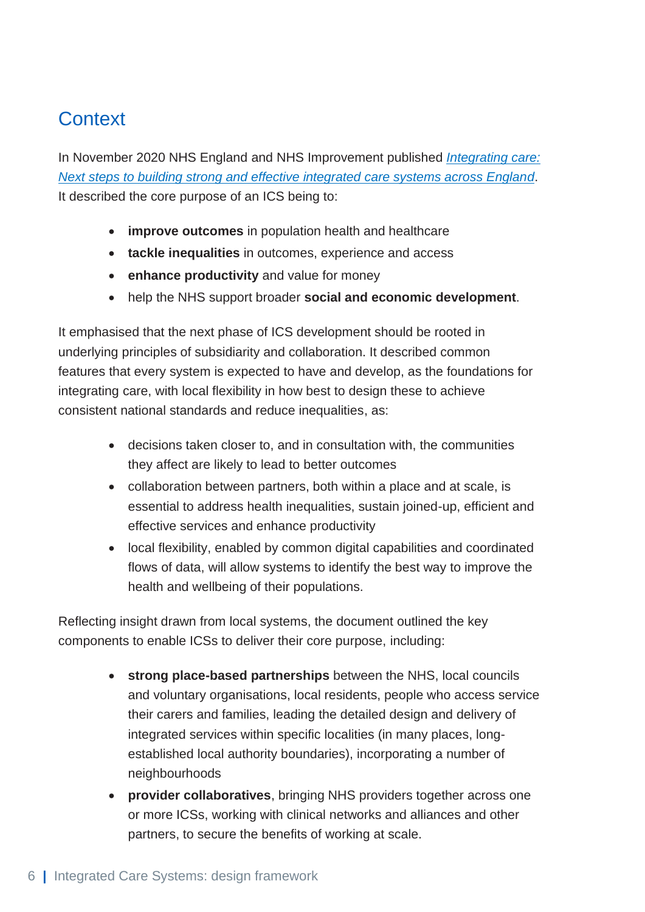## Context

In November 2020 NHS England and NHS Improvement published *Integrating care: Next steps to building strong and effective integrated care systems across England*. It described the core purpose of an ICS being to:

- **improve outcomes** in population health and healthcare
- **tackle inequalities** in outcomes, experience and access
- **enhance productivity** and value for money
- help the NHS support broader **social and economic development**.

It emphasised that the next phase of ICS development should be rooted in underlying principles of subsidiarity and collaboration. It described common features that every system is expected to have and develop, as the foundations for integrating care, with local flexibility in how best to design these to achieve consistent national standards and reduce inequalities, as:

- decisions taken closer to, and in consultation with, the communities they affect are likely to lead to better outcomes
- collaboration between partners, both within a place and at scale, is essential to address health inequalities, sustain joined-up, efficient and effective services and enhance productivity
- local flexibility, enabled by common digital capabilities and coordinated flows of data, will allow systems to identify the best way to improve the health and wellbeing of their populations.

Reflecting insight drawn from local systems, the document outlined the key components to enable ICSs to deliver their core purpose, including:

- **strong place-based partnerships** between the NHS, local councils and voluntary organisations, local residents, people who access service their carers and families, leading the detailed design and delivery of integrated services within specific localities (in many places, long-established local authority boundaries), incorporating a number of neighbourhoods
- **provider collaboratives**, bringing NHS providers together across one or more ICSs, working with clinical networks and alliances and other partners, to secure the benefits of working at scale.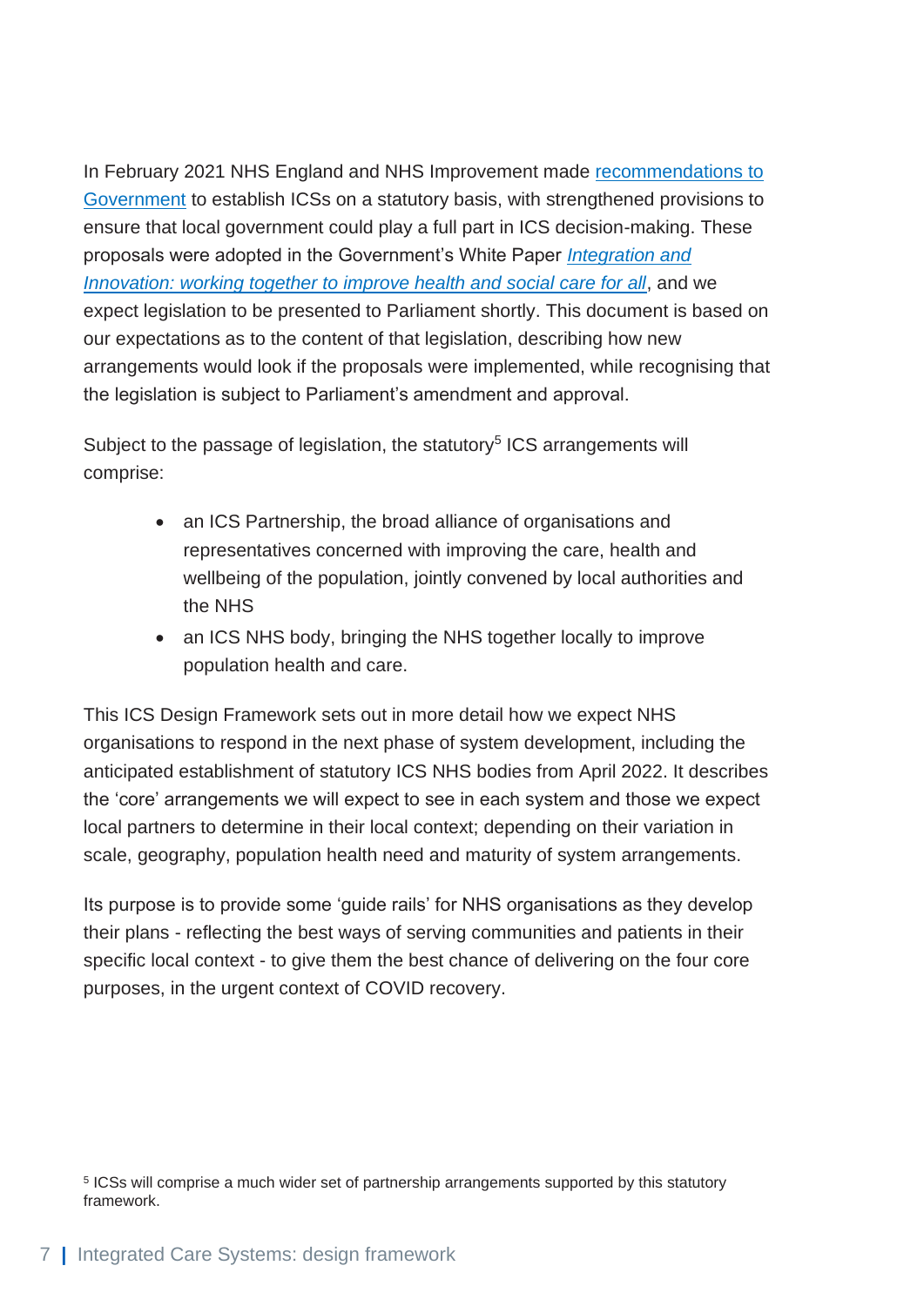In February 2021 NHS England and NHS Improvement made [recommendations to Government](#) to establish ICSs on a statutory basis, with strengthened provisions to ensure that local government could play a full part in ICS decision-making. These proposals were adopted in the Government's White Paper [*Integration and Innovation: working together to improve health and social care for all*](#), and we expect legislation to be presented to Parliament shortly. This document is based on our expectations as to the content of that legislation, describing how new arrangements would look if the proposals were implemented, while recognising that the legislation is subject to Parliament's amendment and approval.

Subject to the passage of legislation, the statutory[5] ICS arrangements will comprise:

- an ICS Partnership, the broad alliance of organisations and representatives concerned with improving the care, health and wellbeing of the population, jointly convened by local authorities and the NHS
- an ICS NHS body, bringing the NHS together locally to improve population health and care.

This ICS Design Framework sets out in more detail how we expect NHS organisations to respond in the next phase of system development, including the anticipated establishment of statutory ICS NHS bodies from April 2022. It describes the 'core' arrangements we will expect to see in each system and those we expect local partners to determine in their local context; depending on their variation in scale, geography, population health need and maturity of system arrangements.

Its purpose is to provide some 'guide rails' for NHS organisations as they develop their plans - reflecting the best ways of serving communities and patients in their specific local context - to give them the best chance of delivering on the four core purposes, in the urgent context of COVID recovery.

[5] ICSs will comprise a much wider set of partnership arrangements supported by this statutory framework.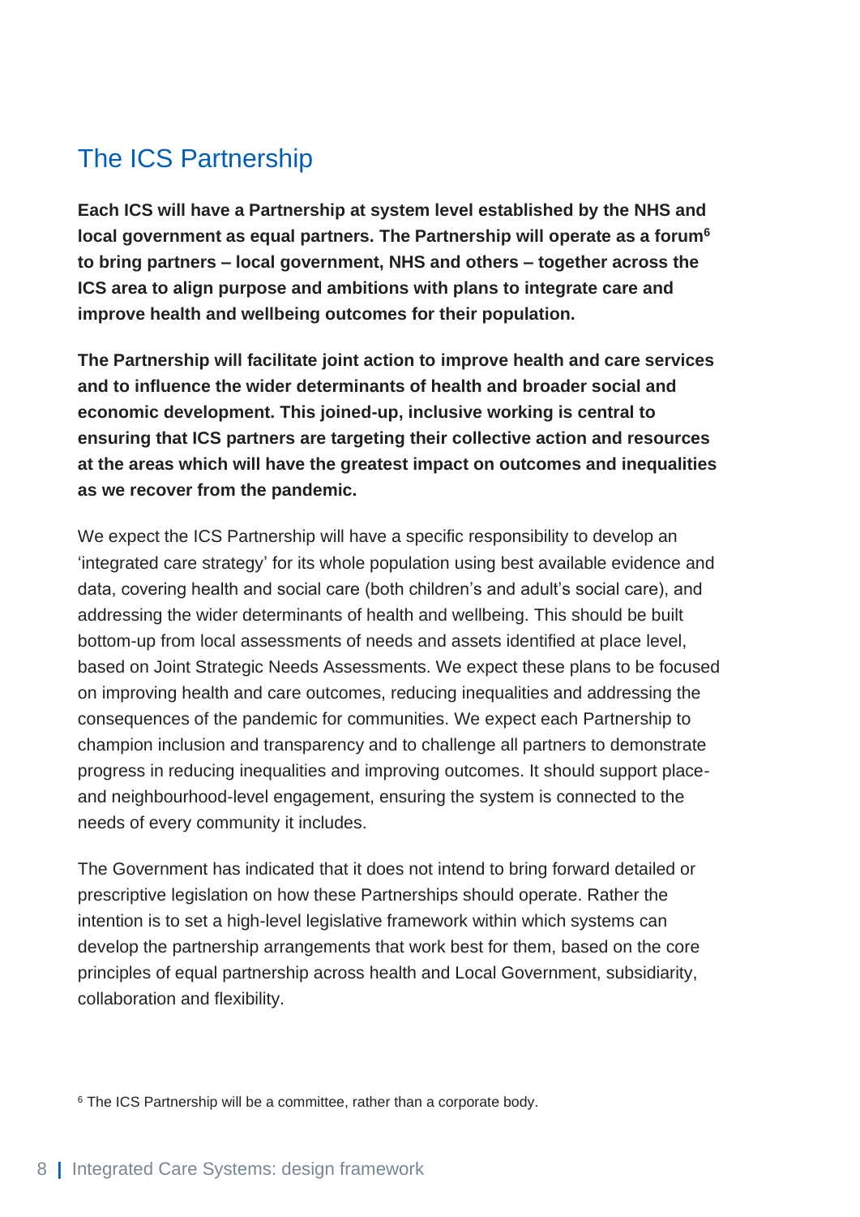## The ICS Partnership

**Each ICS will have a Partnership at system level established by the NHS and local government as equal partners. The Partnership will operate as a forum[6] to bring partners – local government, NHS and others – together across the ICS area to align purpose and ambitions with plans to integrate care and improve health and wellbeing outcomes for their population.**

**The Partnership will facilitate joint action to improve health and care services and to influence the wider determinants of health and broader social and economic development. This joined-up, inclusive working is central to ensuring that ICS partners are targeting their collective action and resources at the areas which will have the greatest impact on outcomes and inequalities as we recover from the pandemic.**

We expect the ICS Partnership will have a specific responsibility to develop an 'integrated care strategy' for its whole population using best available evidence and data, covering health and social care (both children's and adult's social care), and addressing the wider determinants of health and wellbeing. This should be built bottom-up from local assessments of needs and assets identified at place level, based on Joint Strategic Needs Assessments. We expect these plans to be focused on improving health and care outcomes, reducing inequalities and addressing the consequences of the pandemic for communities. We expect each Partnership to champion inclusion and transparency and to challenge all partners to demonstrate progress in reducing inequalities and improving outcomes. It should support place- and neighbourhood-level engagement, ensuring the system is connected to the needs of every community it includes.

The Government has indicated that it does not intend to bring forward detailed or prescriptive legislation on how these Partnerships should operate. Rather the intention is to set a high-level legislative framework within which systems can develop the partnership arrangements that work best for them, based on the core principles of equal partnership across health and Local Government, subsidiarity, collaboration and flexibility.

[6] The ICS Partnership will be a committee, rather than a corporate body.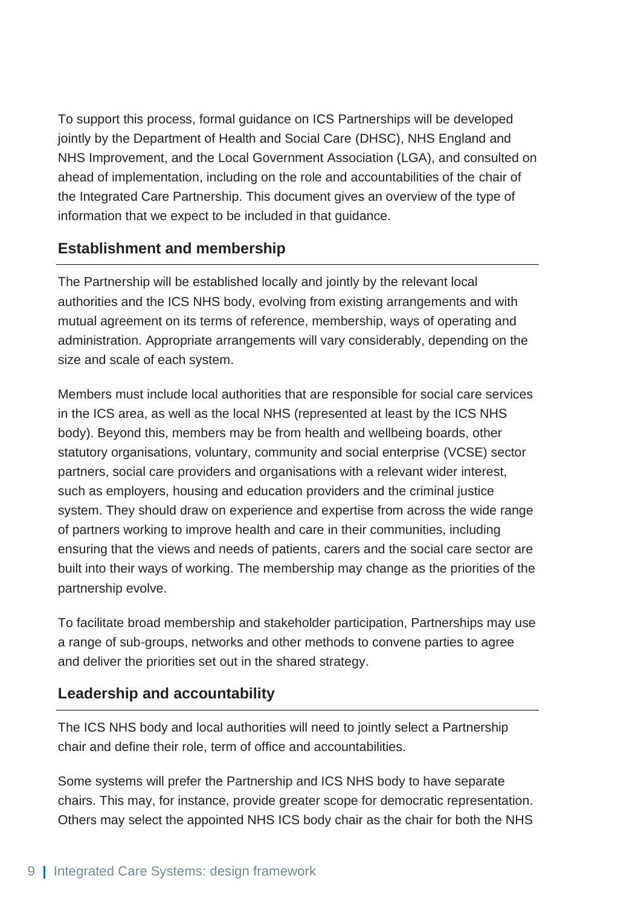To support this process, formal guidance on ICS Partnerships will be developed jointly by the Department of Health and Social Care (DHSC), NHS England and NHS Improvement, and the Local Government Association (LGA), and consulted on ahead of implementation, including on the role and accountabilities of the chair of the Integrated Care Partnership. This document gives an overview of the type of information that we expect to be included in that guidance.

### Establishment and membership

The Partnership will be established locally and jointly by the relevant local authorities and the ICS NHS body, evolving from existing arrangements and with mutual agreement on its terms of reference, membership, ways of operating and administration. Appropriate arrangements will vary considerably, depending on the size and scale of each system.

Members must include local authorities that are responsible for social care services in the ICS area, as well as the local NHS (represented at least by the ICS NHS body). Beyond this, members may be from health and wellbeing boards, other statutory organisations, voluntary, community and social enterprise (VCSE) sector partners, social care providers and organisations with a relevant wider interest, such as employers, housing and education providers and the criminal justice system. They should draw on experience and expertise from across the wide range of partners working to improve health and care in their communities, including ensuring that the views and needs of patients, carers and the social care sector are built into their ways of working. The membership may change as the priorities of the partnership evolve.

To facilitate broad membership and stakeholder participation, Partnerships may use a range of sub-groups, networks and other methods to convene parties to agree and deliver the priorities set out in the shared strategy.

### Leadership and accountability

The ICS NHS body and local authorities will need to jointly select a Partnership chair and define their role, term of office and accountabilities.

Some systems will prefer the Partnership and ICS NHS body to have separate chairs. This may, for instance, provide greater scope for democratic representation. Others may select the appointed NHS ICS body chair as the chair for both the NHS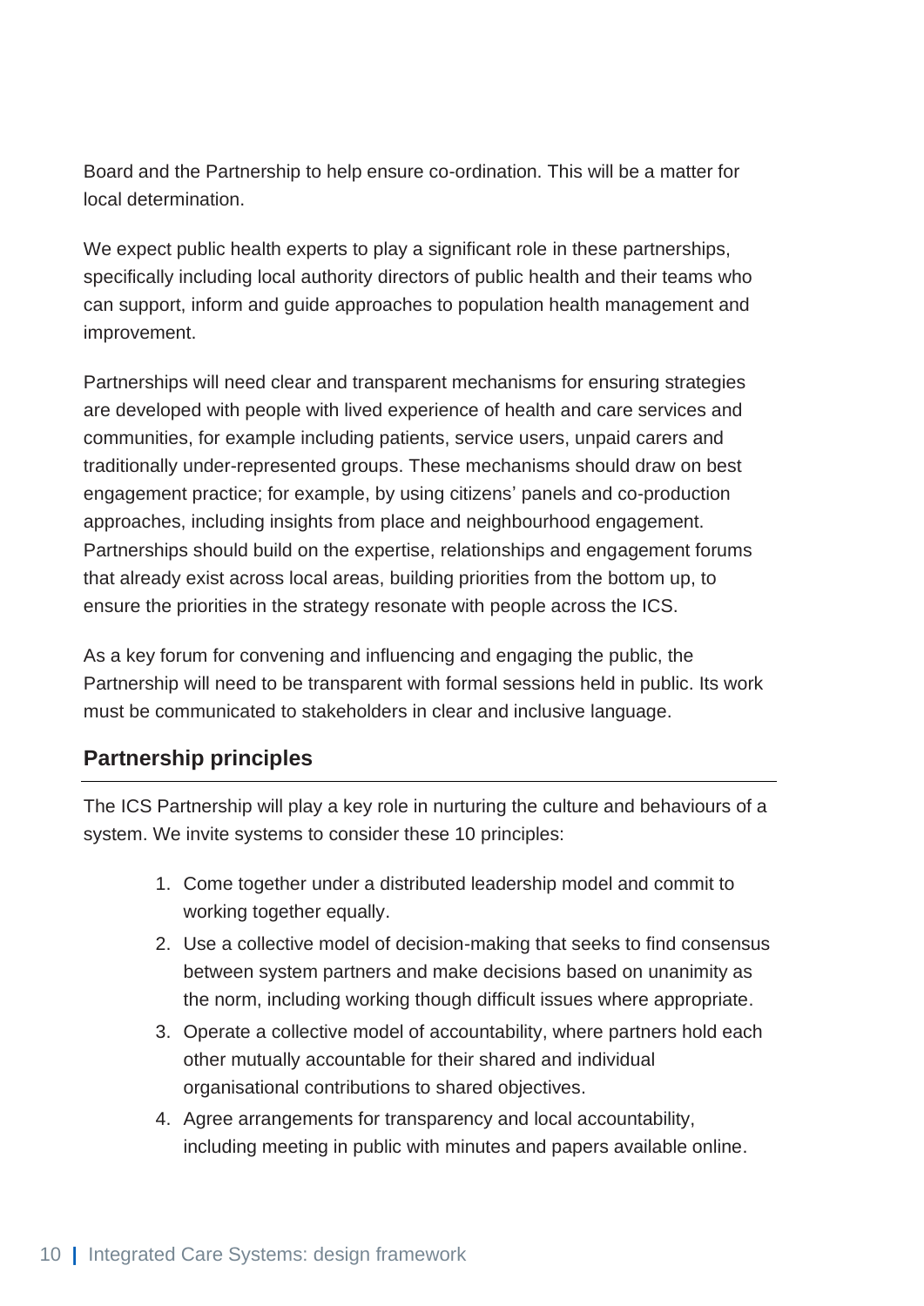Board and the Partnership to help ensure co-ordination. This will be a matter for local determination.

We expect public health experts to play a significant role in these partnerships, specifically including local authority directors of public health and their teams who can support, inform and guide approaches to population health management and improvement.

Partnerships will need clear and transparent mechanisms for ensuring strategies are developed with people with lived experience of health and care services and communities, for example including patients, service users, unpaid carers and traditionally under-represented groups. These mechanisms should draw on best engagement practice; for example, by using citizens' panels and co-production approaches, including insights from place and neighbourhood engagement. Partnerships should build on the expertise, relationships and engagement forums that already exist across local areas, building priorities from the bottom up, to ensure the priorities in the strategy resonate with people across the ICS.

As a key forum for convening and influencing and engaging the public, the Partnership will need to be transparent with formal sessions held in public. Its work must be communicated to stakeholders in clear and inclusive language.

## Partnership principles

The ICS Partnership will play a key role in nurturing the culture and behaviours of a system. We invite systems to consider these 10 principles:

1. Come together under a distributed leadership model and commit to working together equally.
2. Use a collective model of decision-making that seeks to find consensus between system partners and make decisions based on unanimity as the norm, including working though difficult issues where appropriate.
3. Operate a collective model of accountability, where partners hold each other mutually accountable for their shared and individual organisational contributions to shared objectives.
4. Agree arrangements for transparency and local accountability, including meeting in public with minutes and papers available online.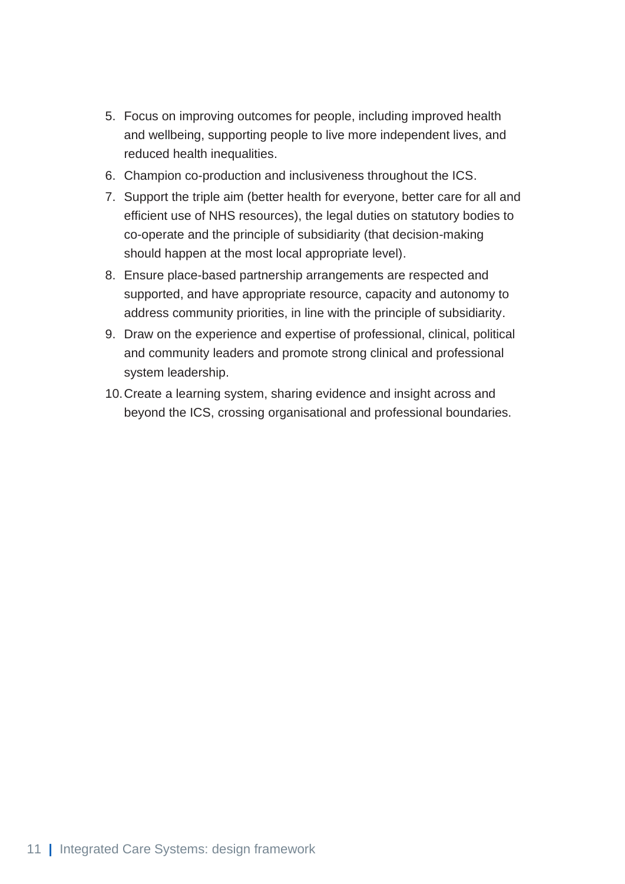5. Focus on improving outcomes for people, including improved health and wellbeing, supporting people to live more independent lives, and reduced health inequalities.
6. Champion co-production and inclusiveness throughout the ICS.
7. Support the triple aim (better health for everyone, better care for all and efficient use of NHS resources), the legal duties on statutory bodies to co-operate and the principle of subsidiarity (that decision-making should happen at the most local appropriate level).
8. Ensure place-based partnership arrangements are respected and supported, and have appropriate resource, capacity and autonomy to address community priorities, in line with the principle of subsidiarity.
9. Draw on the experience and expertise of professional, clinical, political and community leaders and promote strong clinical and professional system leadership.
10. Create a learning system, sharing evidence and insight across and beyond the ICS, crossing organisational and professional boundaries.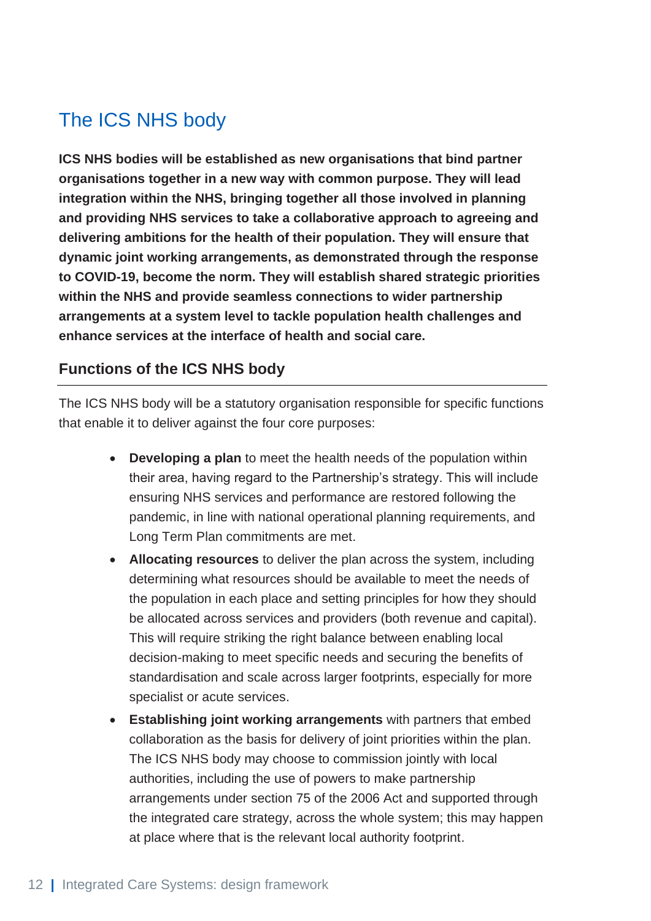## The ICS NHS body

**ICS NHS bodies will be established as new organisations that bind partner organisations together in a new way with common purpose. They will lead integration within the NHS, bringing together all those involved in planning and providing NHS services to take a collaborative approach to agreeing and delivering ambitions for the health of their population. They will ensure that dynamic joint working arrangements, as demonstrated through the response to COVID-19, become the norm. They will establish shared strategic priorities within the NHS and provide seamless connections to wider partnership arrangements at a system level to tackle population health challenges and enhance services at the interface of health and social care.**

### Functions of the ICS NHS body

The ICS NHS body will be a statutory organisation responsible for specific functions that enable it to deliver against the four core purposes:

- **Developing a plan** to meet the health needs of the population within their area, having regard to the Partnership's strategy. This will include ensuring NHS services and performance are restored following the pandemic, in line with national operational planning requirements, and Long Term Plan commitments are met.
- **Allocating resources** to deliver the plan across the system, including determining what resources should be available to meet the needs of the population in each place and setting principles for how they should be allocated across services and providers (both revenue and capital). This will require striking the right balance between enabling local decision-making to meet specific needs and securing the benefits of standardisation and scale across larger footprints, especially for more specialist or acute services.
- **Establishing joint working arrangements** with partners that embed collaboration as the basis for delivery of joint priorities within the plan. The ICS NHS body may choose to commission jointly with local authorities, including the use of powers to make partnership arrangements under section 75 of the 2006 Act and supported through the integrated care strategy, across the whole system; this may happen at place where that is the relevant local authority footprint.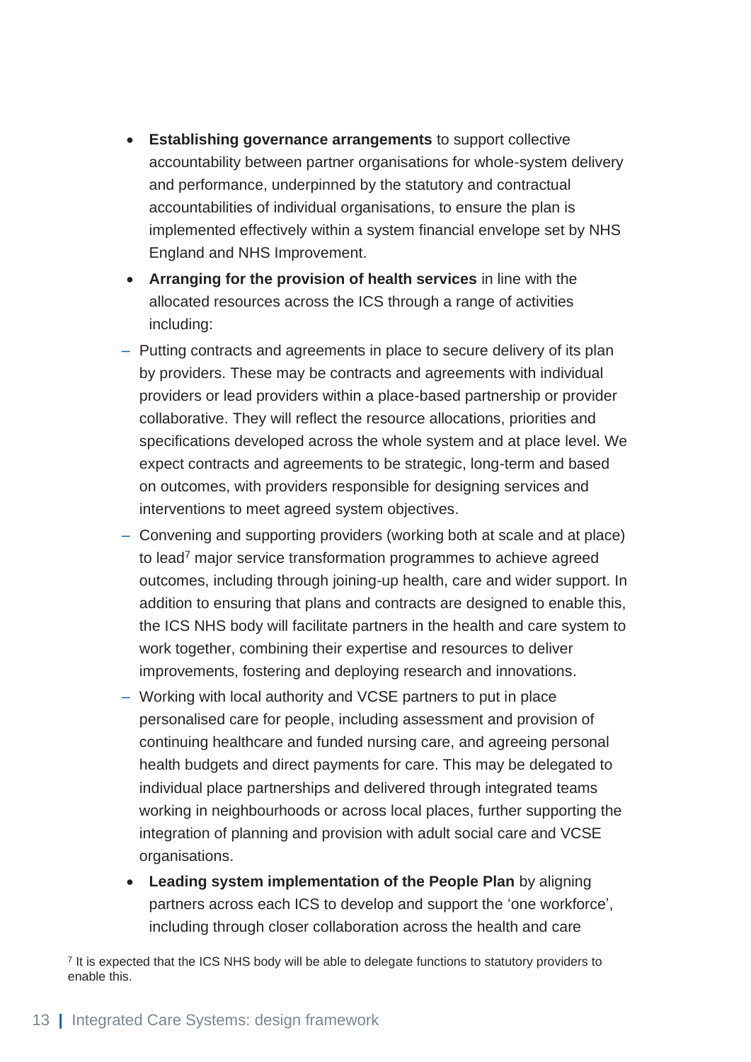- **Establishing governance arrangements** to support collective accountability between partner organisations for whole-system delivery and performance, underpinned by the statutory and contractual accountabilities of individual organisations, to ensure the plan is implemented effectively within a system financial envelope set by NHS England and NHS Improvement.
- **Arranging for the provision of health services** in line with the allocated resources across the ICS through a range of activities including:
  - Putting contracts and agreements in place to secure delivery of its plan by providers. These may be contracts and agreements with individual providers or lead providers within a place-based partnership or provider collaborative. They will reflect the resource allocations, priorities and specifications developed across the whole system and at place level. We expect contracts and agreements to be strategic, long-term and based on outcomes, with providers responsible for designing services and interventions to meet agreed system objectives.
  - Convening and supporting providers (working both at scale and at place) to lead[7] major service transformation programmes to achieve agreed outcomes, including through joining-up health, care and wider support. In addition to ensuring that plans and contracts are designed to enable this, the ICS NHS body will facilitate partners in the health and care system to work together, combining their expertise and resources to deliver improvements, fostering and deploying research and innovations.
  - Working with local authority and VCSE partners to put in place personalised care for people, including assessment and provision of continuing healthcare and funded nursing care, and agreeing personal health budgets and direct payments for care. This may be delegated to individual place partnerships and delivered through integrated teams working in neighbourhoods or across local places, further supporting the integration of planning and provision with adult social care and VCSE organisations.
- **Leading system implementation of the People Plan** by aligning partners across each ICS to develop and support the 'one workforce', including through closer collaboration across the health and care

[7] It is expected that the ICS NHS body will be able to delegate functions to statutory providers to enable this.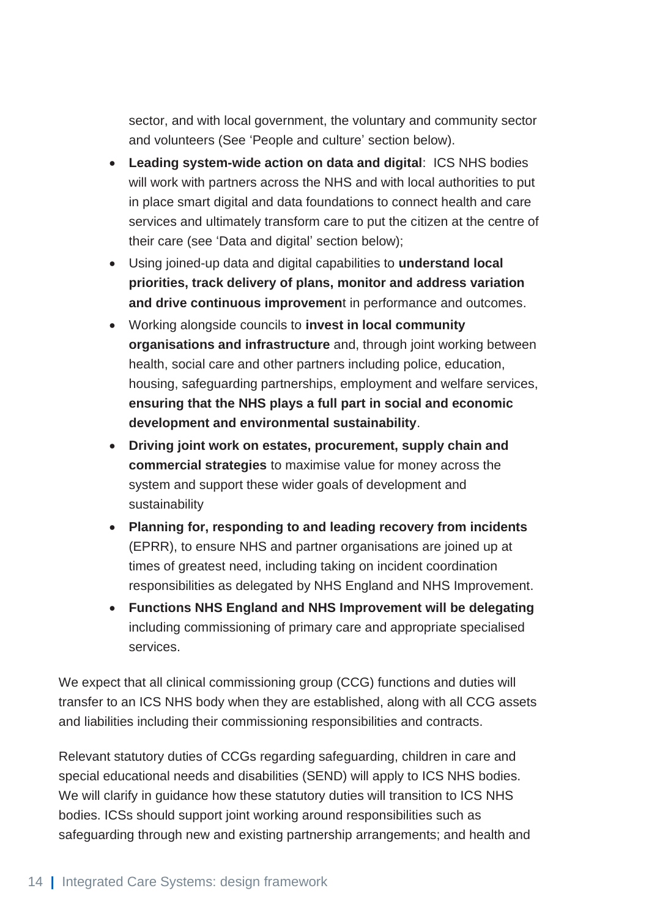sector, and with local government, the voluntary and community sector and volunteers (See 'People and culture' section below).

- **Leading system-wide action on data and digital**: ICS NHS bodies will work with partners across the NHS and with local authorities to put in place smart digital and data foundations to connect health and care services and ultimately transform care to put the citizen at the centre of their care (see 'Data and digital' section below);
- Using joined-up data and digital capabilities to **understand local priorities, track delivery of plans, monitor and address variation and drive continuous improvemen**t in performance and outcomes.
- Working alongside councils to **invest in local community organisations and infrastructure** and, through joint working between health, social care and other partners including police, education, housing, safeguarding partnerships, employment and welfare services, **ensuring that the NHS plays a full part in social and economic development and environmental sustainability**.
- **Driving joint work on estates, procurement, supply chain and commercial strategies** to maximise value for money across the system and support these wider goals of development and sustainability
- **Planning for, responding to and leading recovery from incidents** (EPRR), to ensure NHS and partner organisations are joined up at times of greatest need, including taking on incident coordination responsibilities as delegated by NHS England and NHS Improvement.
- **Functions NHS England and NHS Improvement will be delegating** including commissioning of primary care and appropriate specialised services.

We expect that all clinical commissioning group (CCG) functions and duties will transfer to an ICS NHS body when they are established, along with all CCG assets and liabilities including their commissioning responsibilities and contracts.

Relevant statutory duties of CCGs regarding safeguarding, children in care and special educational needs and disabilities (SEND) will apply to ICS NHS bodies. We will clarify in guidance how these statutory duties will transition to ICS NHS bodies. ICSs should support joint working around responsibilities such as safeguarding through new and existing partnership arrangements; and health and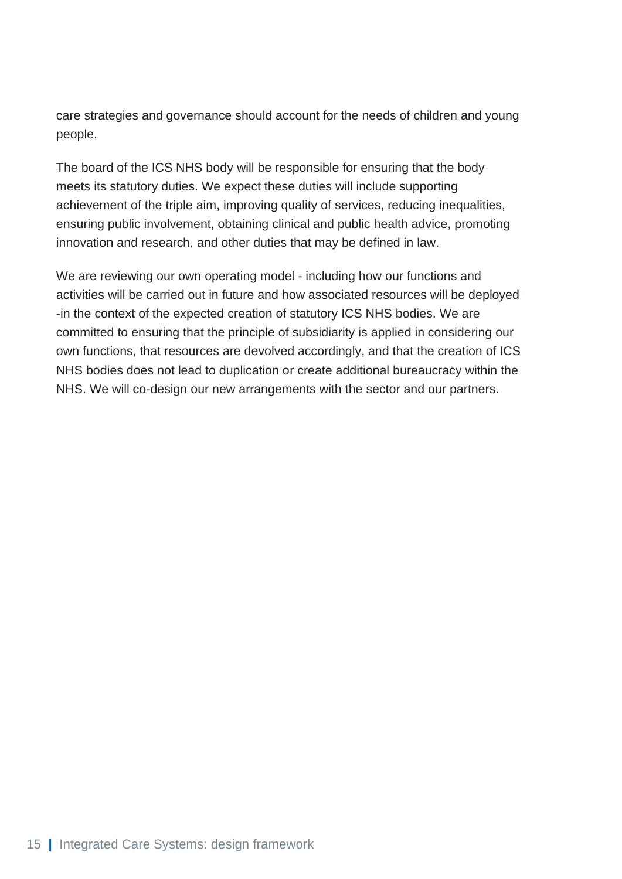care strategies and governance should account for the needs of children and young people.

The board of the ICS NHS body will be responsible for ensuring that the body meets its statutory duties. We expect these duties will include supporting achievement of the triple aim, improving quality of services, reducing inequalities, ensuring public involvement, obtaining clinical and public health advice, promoting innovation and research, and other duties that may be defined in law.

We are reviewing our own operating model - including how our functions and activities will be carried out in future and how associated resources will be deployed -in the context of the expected creation of statutory ICS NHS bodies. We are committed to ensuring that the principle of subsidiarity is applied in considering our own functions, that resources are devolved accordingly, and that the creation of ICS NHS bodies does not lead to duplication or create additional bureaucracy within the NHS. We will co-design our new arrangements with the sector and our partners.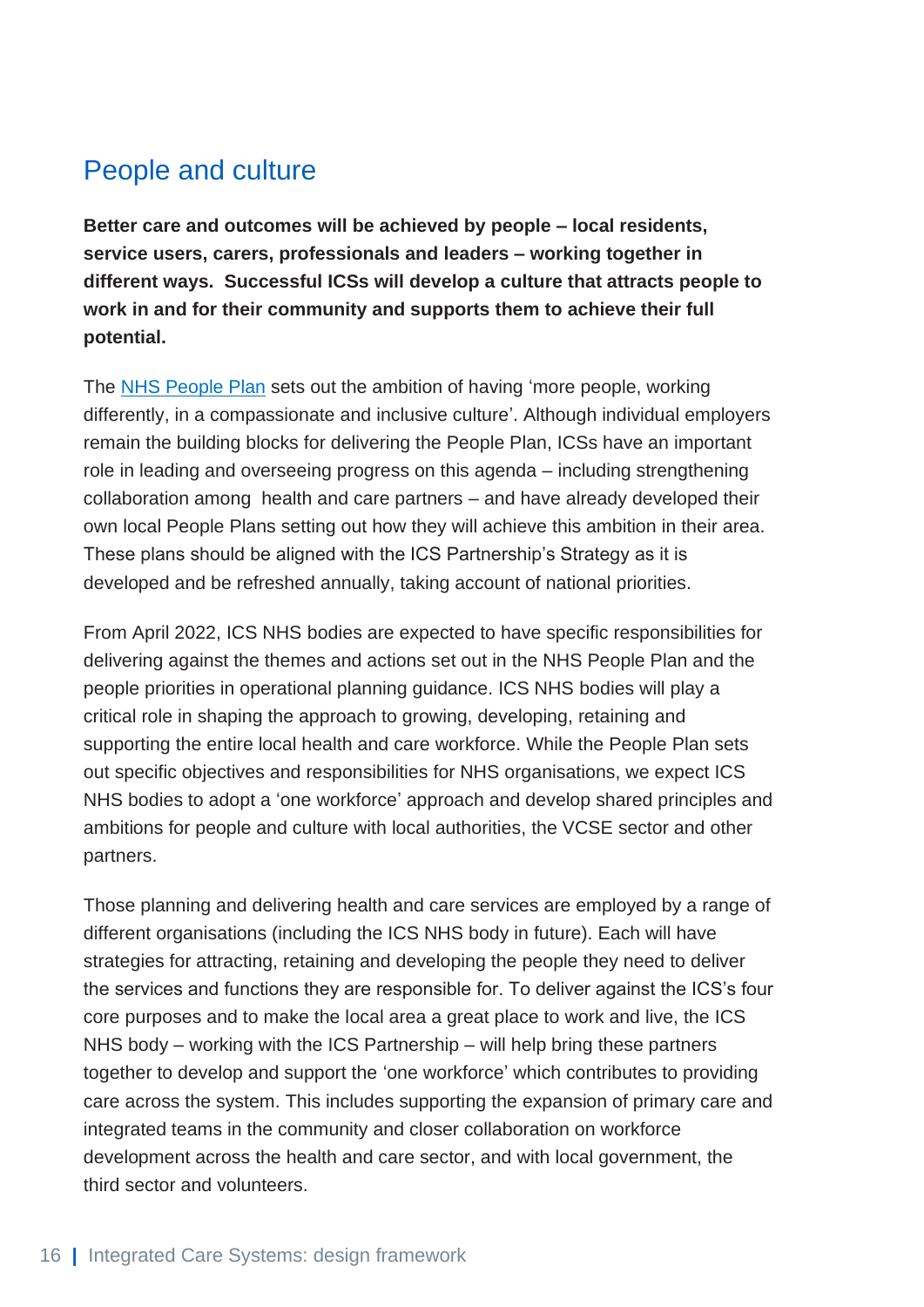## People and culture

**Better care and outcomes will be achieved by people – local residents, service users, carers, professionals and leaders – working together in different ways. Successful ICSs will develop a culture that attracts people to work in and for their community and supports them to achieve their full potential.**

The NHS People Plan sets out the ambition of having 'more people, working differently, in a compassionate and inclusive culture'. Although individual employers remain the building blocks for delivering the People Plan, ICSs have an important role in leading and overseeing progress on this agenda – including strengthening collaboration among health and care partners – and have already developed their own local People Plans setting out how they will achieve this ambition in their area. These plans should be aligned with the ICS Partnership's Strategy as it is developed and be refreshed annually, taking account of national priorities.

From April 2022, ICS NHS bodies are expected to have specific responsibilities for delivering against the themes and actions set out in the NHS People Plan and the people priorities in operational planning guidance. ICS NHS bodies will play a critical role in shaping the approach to growing, developing, retaining and supporting the entire local health and care workforce. While the People Plan sets out specific objectives and responsibilities for NHS organisations, we expect ICS NHS bodies to adopt a 'one workforce' approach and develop shared principles and ambitions for people and culture with local authorities, the VCSE sector and other partners.

Those planning and delivering health and care services are employed by a range of different organisations (including the ICS NHS body in future). Each will have strategies for attracting, retaining and developing the people they need to deliver the services and functions they are responsible for. To deliver against the ICS's four core purposes and to make the local area a great place to work and live, the ICS NHS body – working with the ICS Partnership – will help bring these partners together to develop and support the 'one workforce' which contributes to providing care across the system. This includes supporting the expansion of primary care and integrated teams in the community and closer collaboration on workforce development across the health and care sector, and with local government, the third sector and volunteers.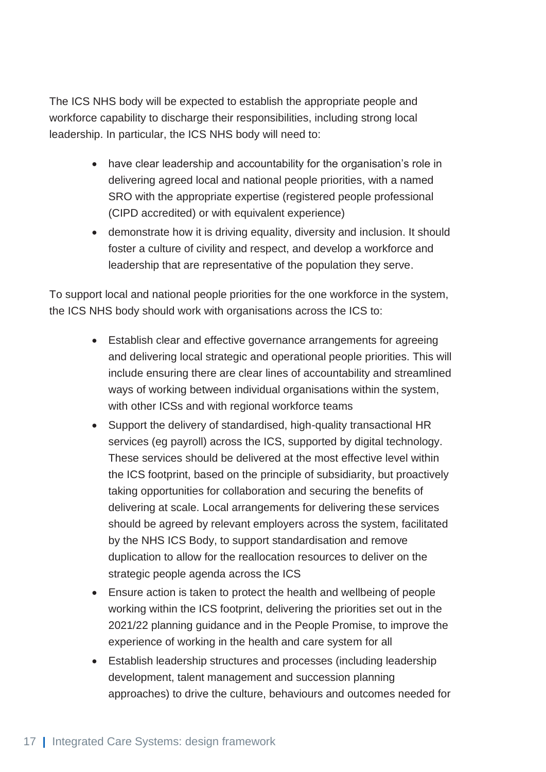The ICS NHS body will be expected to establish the appropriate people and workforce capability to discharge their responsibilities, including strong local leadership. In particular, the ICS NHS body will need to:

- have clear leadership and accountability for the organisation's role in delivering agreed local and national people priorities, with a named SRO with the appropriate expertise (registered people professional (CIPD accredited) or with equivalent experience)
- demonstrate how it is driving equality, diversity and inclusion. It should foster a culture of civility and respect, and develop a workforce and leadership that are representative of the population they serve.

To support local and national people priorities for the one workforce in the system, the ICS NHS body should work with organisations across the ICS to:

- Establish clear and effective governance arrangements for agreeing and delivering local strategic and operational people priorities. This will include ensuring there are clear lines of accountability and streamlined ways of working between individual organisations within the system, with other ICSs and with regional workforce teams
- Support the delivery of standardised, high-quality transactional HR services (eg payroll) across the ICS, supported by digital technology. These services should be delivered at the most effective level within the ICS footprint, based on the principle of subsidiarity, but proactively taking opportunities for collaboration and securing the benefits of delivering at scale. Local arrangements for delivering these services should be agreed by relevant employers across the system, facilitated by the NHS ICS Body, to support standardisation and remove duplication to allow for the reallocation resources to deliver on the strategic people agenda across the ICS
- Ensure action is taken to protect the health and wellbeing of people working within the ICS footprint, delivering the priorities set out in the 2021/22 planning guidance and in the People Promise, to improve the experience of working in the health and care system for all
- Establish leadership structures and processes (including leadership development, talent management and succession planning approaches) to drive the culture, behaviours and outcomes needed for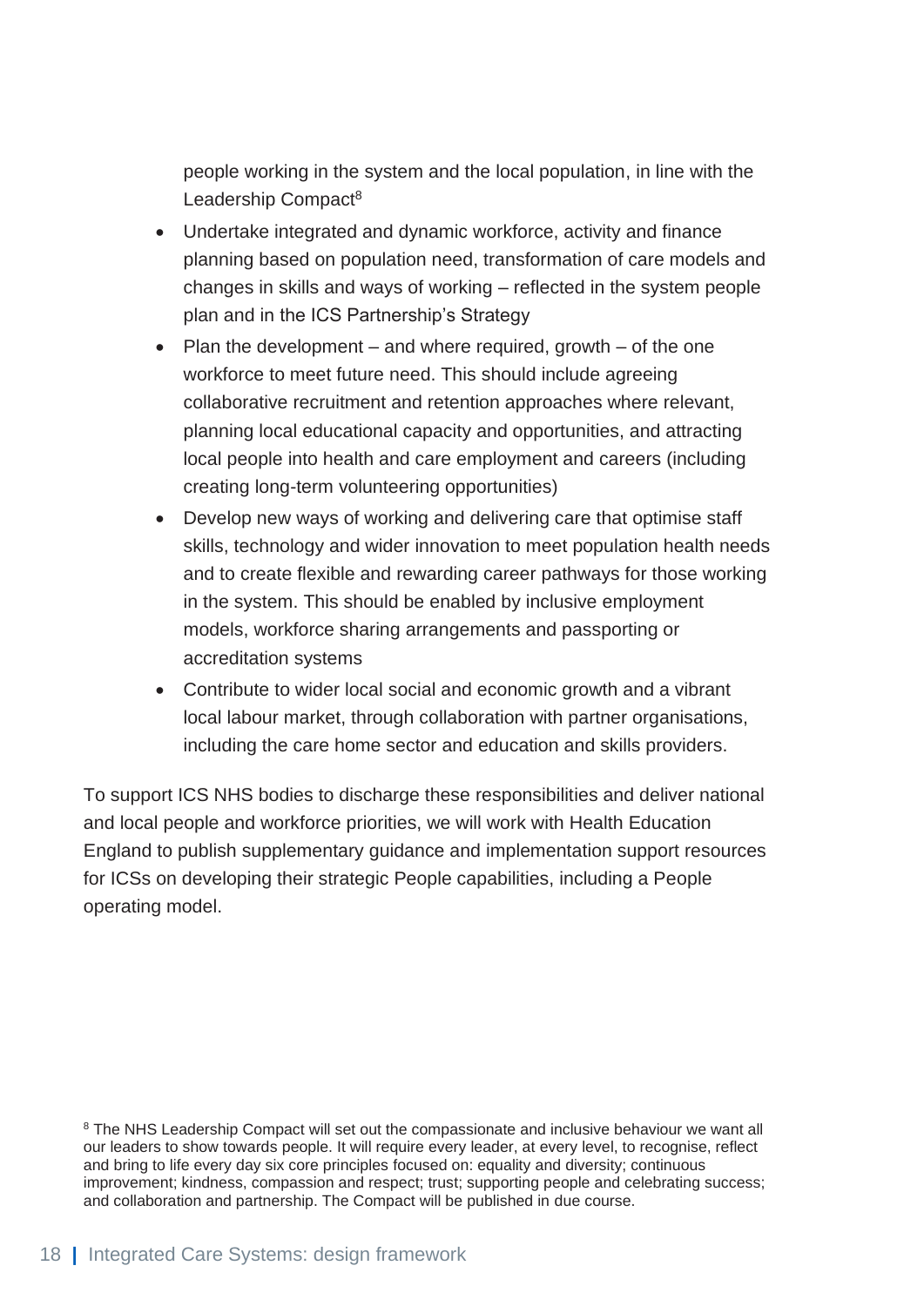people working in the system and the local population, in line with the Leadership Compact[8]

- Undertake integrated and dynamic workforce, activity and finance planning based on population need, transformation of care models and changes in skills and ways of working – reflected in the system people plan and in the ICS Partnership's Strategy
- Plan the development – and where required, growth – of the one workforce to meet future need. This should include agreeing collaborative recruitment and retention approaches where relevant, planning local educational capacity and opportunities, and attracting local people into health and care employment and careers (including creating long-term volunteering opportunities)
- Develop new ways of working and delivering care that optimise staff skills, technology and wider innovation to meet population health needs and to create flexible and rewarding career pathways for those working in the system. This should be enabled by inclusive employment models, workforce sharing arrangements and passporting or accreditation systems
- Contribute to wider local social and economic growth and a vibrant local labour market, through collaboration with partner organisations, including the care home sector and education and skills providers.

To support ICS NHS bodies to discharge these responsibilities and deliver national and local people and workforce priorities, we will work with Health Education England to publish supplementary guidance and implementation support resources for ICSs on developing their strategic People capabilities, including a People operating model.

[8] The NHS Leadership Compact will set out the compassionate and inclusive behaviour we want all our leaders to show towards people. It will require every leader, at every level, to recognise, reflect and bring to life every day six core principles focused on: equality and diversity; continuous improvement; kindness, compassion and respect; trust; supporting people and celebrating success; and collaboration and partnership. The Compact will be published in due course.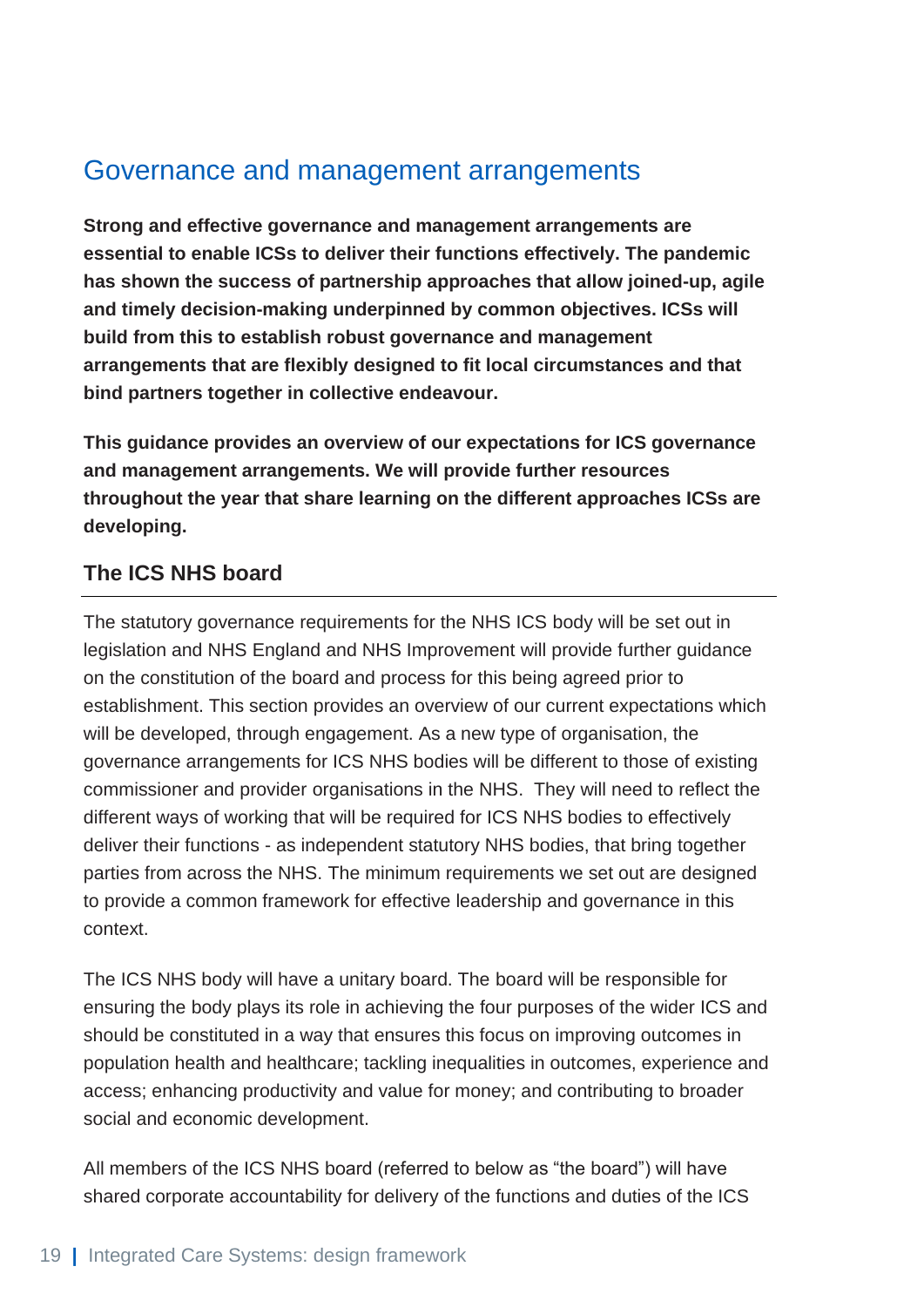## Governance and management arrangements

**Strong and effective governance and management arrangements are essential to enable ICSs to deliver their functions effectively. The pandemic has shown the success of partnership approaches that allow joined-up, agile and timely decision-making underpinned by common objectives. ICSs will build from this to establish robust governance and management arrangements that are flexibly designed to fit local circumstances and that bind partners together in collective endeavour.**

**This guidance provides an overview of our expectations for ICS governance and management arrangements. We will provide further resources throughout the year that share learning on the different approaches ICSs are developing.**

### The ICS NHS board

The statutory governance requirements for the NHS ICS body will be set out in legislation and NHS England and NHS Improvement will provide further guidance on the constitution of the board and process for this being agreed prior to establishment. This section provides an overview of our current expectations which will be developed, through engagement. As a new type of organisation, the governance arrangements for ICS NHS bodies will be different to those of existing commissioner and provider organisations in the NHS. They will need to reflect the different ways of working that will be required for ICS NHS bodies to effectively deliver their functions - as independent statutory NHS bodies, that bring together parties from across the NHS. The minimum requirements we set out are designed to provide a common framework for effective leadership and governance in this context.

The ICS NHS body will have a unitary board. The board will be responsible for ensuring the body plays its role in achieving the four purposes of the wider ICS and should be constituted in a way that ensures this focus on improving outcomes in population health and healthcare; tackling inequalities in outcomes, experience and access; enhancing productivity and value for money; and contributing to broader social and economic development.

All members of the ICS NHS board (referred to below as "the board") will have shared corporate accountability for delivery of the functions and duties of the ICS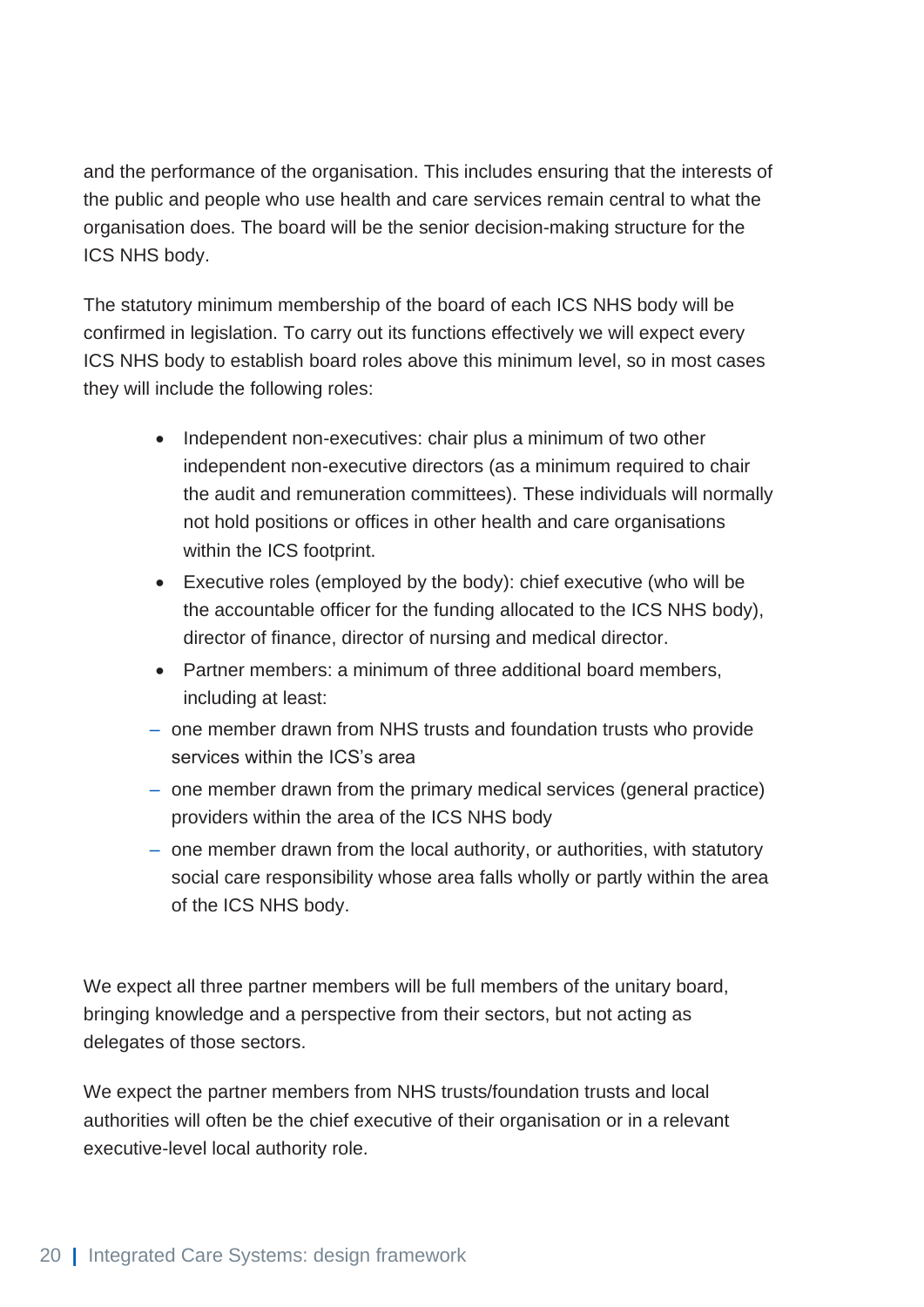and the performance of the organisation. This includes ensuring that the interests of the public and people who use health and care services remain central to what the organisation does. The board will be the senior decision-making structure for the ICS NHS body.

The statutory minimum membership of the board of each ICS NHS body will be confirmed in legislation. To carry out its functions effectively we will expect every ICS NHS body to establish board roles above this minimum level, so in most cases they will include the following roles:

- Independent non-executives: chair plus a minimum of two other independent non-executive directors (as a minimum required to chair the audit and remuneration committees). These individuals will normally not hold positions or offices in other health and care organisations within the ICS footprint.
- Executive roles (employed by the body): chief executive (who will be the accountable officer for the funding allocated to the ICS NHS body), director of finance, director of nursing and medical director.
- Partner members: a minimum of three additional board members, including at least:
  - one member drawn from NHS trusts and foundation trusts who provide services within the ICS's area
  - one member drawn from the primary medical services (general practice) providers within the area of the ICS NHS body
  - one member drawn from the local authority, or authorities, with statutory social care responsibility whose area falls wholly or partly within the area of the ICS NHS body.

We expect all three partner members will be full members of the unitary board, bringing knowledge and a perspective from their sectors, but not acting as delegates of those sectors.

We expect the partner members from NHS trusts/foundation trusts and local authorities will often be the chief executive of their organisation or in a relevant executive-level local authority role.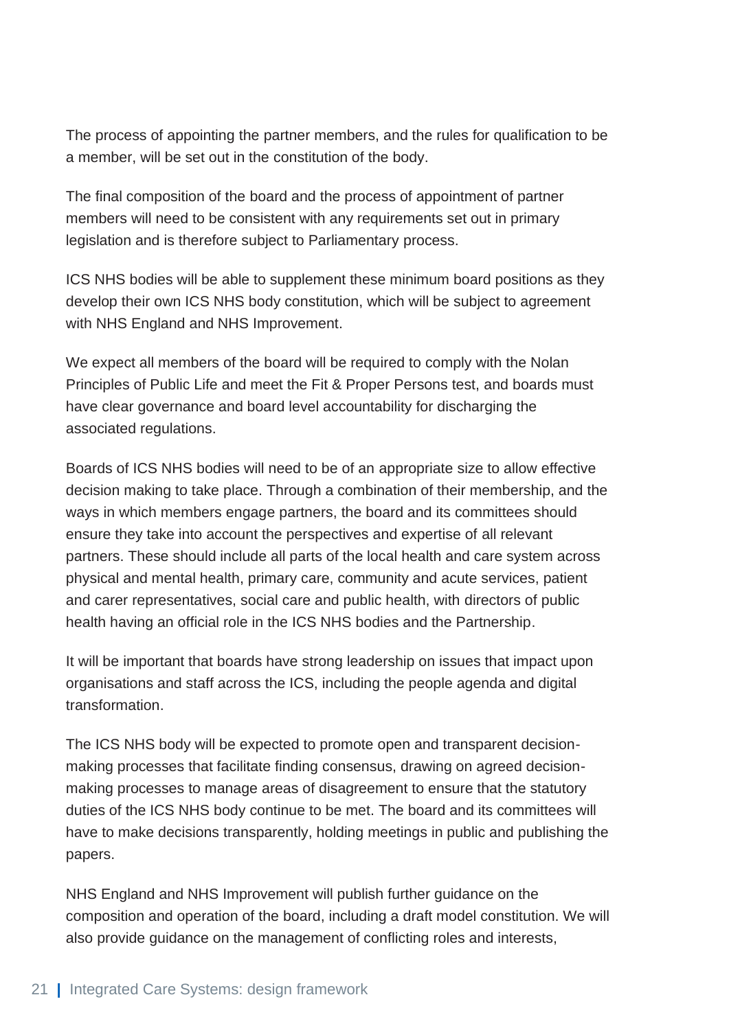The process of appointing the partner members, and the rules for qualification to be a member, will be set out in the constitution of the body.

The final composition of the board and the process of appointment of partner members will need to be consistent with any requirements set out in primary legislation and is therefore subject to Parliamentary process.

ICS NHS bodies will be able to supplement these minimum board positions as they develop their own ICS NHS body constitution, which will be subject to agreement with NHS England and NHS Improvement.

We expect all members of the board will be required to comply with the Nolan Principles of Public Life and meet the Fit & Proper Persons test, and boards must have clear governance and board level accountability for discharging the associated regulations.

Boards of ICS NHS bodies will need to be of an appropriate size to allow effective decision making to take place. Through a combination of their membership, and the ways in which members engage partners, the board and its committees should ensure they take into account the perspectives and expertise of all relevant partners. These should include all parts of the local health and care system across physical and mental health, primary care, community and acute services, patient and carer representatives, social care and public health, with directors of public health having an official role in the ICS NHS bodies and the Partnership.

It will be important that boards have strong leadership on issues that impact upon organisations and staff across the ICS, including the people agenda and digital transformation.

The ICS NHS body will be expected to promote open and transparent decision-making processes that facilitate finding consensus, drawing on agreed decision-making processes to manage areas of disagreement to ensure that the statutory duties of the ICS NHS body continue to be met. The board and its committees will have to make decisions transparently, holding meetings in public and publishing the papers.

NHS England and NHS Improvement will publish further guidance on the composition and operation of the board, including a draft model constitution. We will also provide guidance on the management of conflicting roles and interests,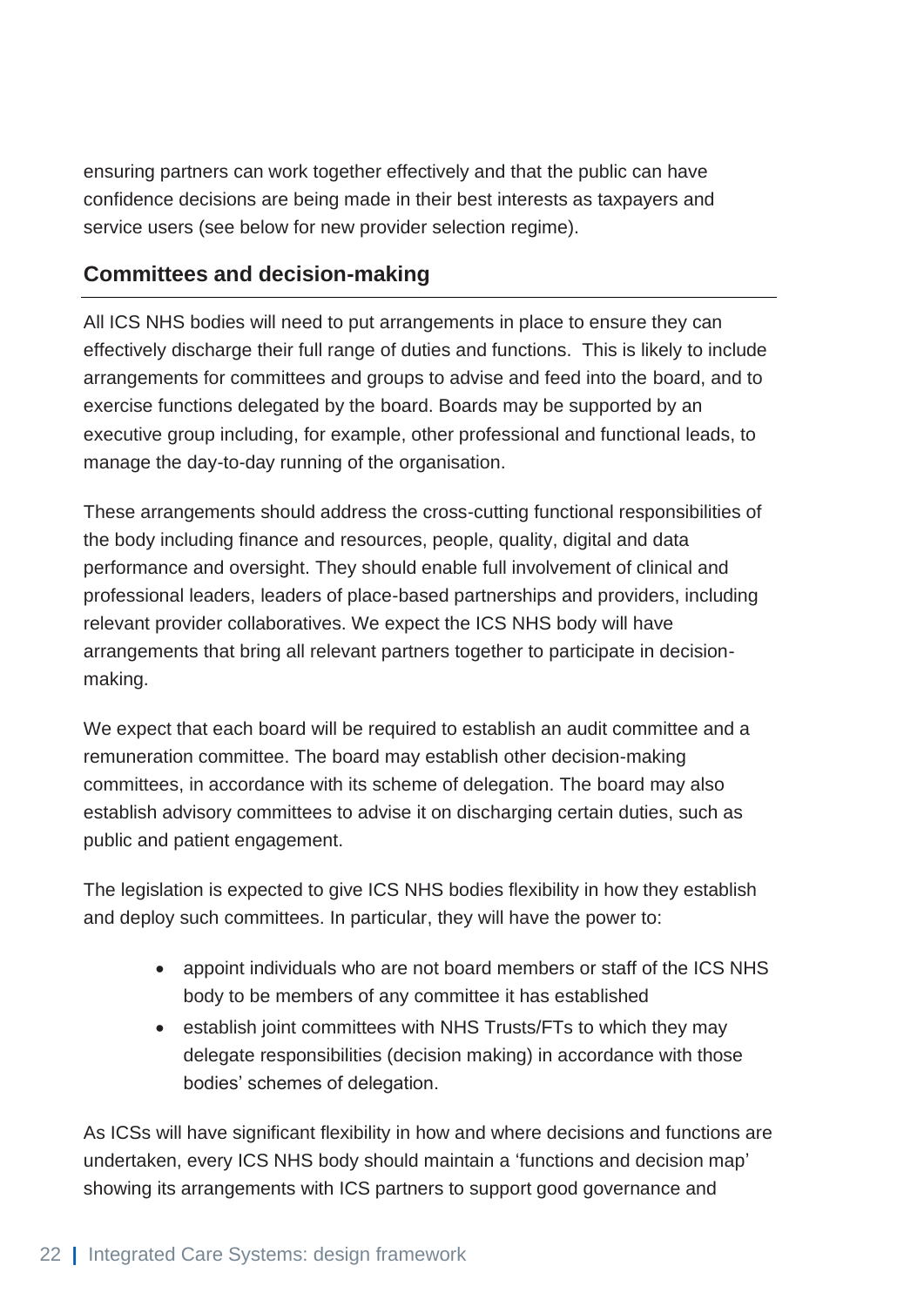ensuring partners can work together effectively and that the public can have confidence decisions are being made in their best interests as taxpayers and service users (see below for new provider selection regime).

## Committees and decision-making

All ICS NHS bodies will need to put arrangements in place to ensure they can effectively discharge their full range of duties and functions. This is likely to include arrangements for committees and groups to advise and feed into the board, and to exercise functions delegated by the board. Boards may be supported by an executive group including, for example, other professional and functional leads, to manage the day-to-day running of the organisation.

These arrangements should address the cross-cutting functional responsibilities of the body including finance and resources, people, quality, digital and data performance and oversight. They should enable full involvement of clinical and professional leaders, leaders of place-based partnerships and providers, including relevant provider collaboratives. We expect the ICS NHS body will have arrangements that bring all relevant partners together to participate in decision-making.

We expect that each board will be required to establish an audit committee and a remuneration committee. The board may establish other decision-making committees, in accordance with its scheme of delegation. The board may also establish advisory committees to advise it on discharging certain duties, such as public and patient engagement.

The legislation is expected to give ICS NHS bodies flexibility in how they establish and deploy such committees. In particular, they will have the power to:

- appoint individuals who are not board members or staff of the ICS NHS body to be members of any committee it has established
- establish joint committees with NHS Trusts/FTs to which they may delegate responsibilities (decision making) in accordance with those bodies' schemes of delegation.

As ICSs will have significant flexibility in how and where decisions and functions are undertaken, every ICS NHS body should maintain a 'functions and decision map' showing its arrangements with ICS partners to support good governance and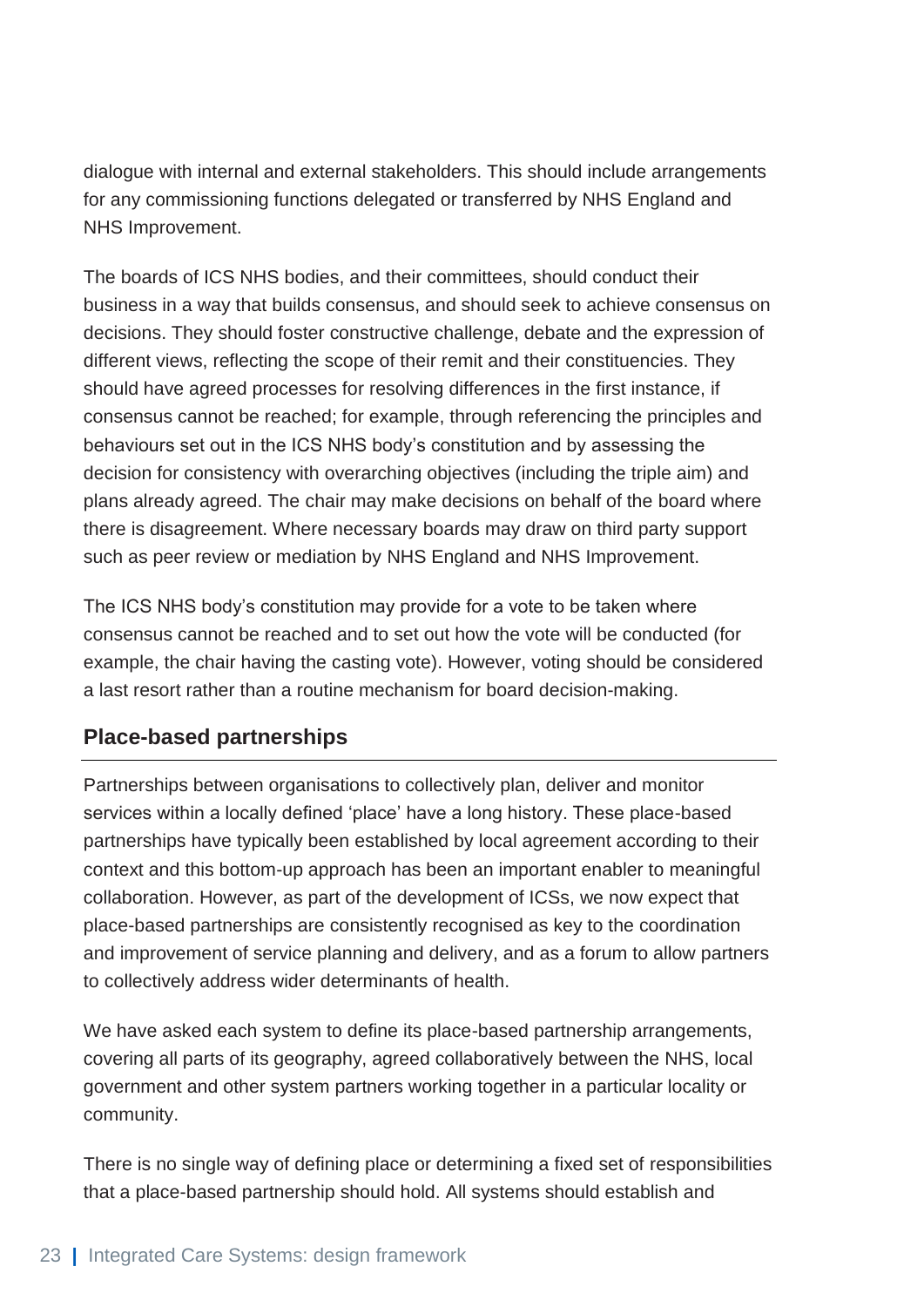dialogue with internal and external stakeholders. This should include arrangements for any commissioning functions delegated or transferred by NHS England and NHS Improvement.

The boards of ICS NHS bodies, and their committees, should conduct their business in a way that builds consensus, and should seek to achieve consensus on decisions. They should foster constructive challenge, debate and the expression of different views, reflecting the scope of their remit and their constituencies. They should have agreed processes for resolving differences in the first instance, if consensus cannot be reached; for example, through referencing the principles and behaviours set out in the ICS NHS body's constitution and by assessing the decision for consistency with overarching objectives (including the triple aim) and plans already agreed. The chair may make decisions on behalf of the board where there is disagreement. Where necessary boards may draw on third party support such as peer review or mediation by NHS England and NHS Improvement.

The ICS NHS body's constitution may provide for a vote to be taken where consensus cannot be reached and to set out how the vote will be conducted (for example, the chair having the casting vote). However, voting should be considered a last resort rather than a routine mechanism for board decision-making.

### Place-based partnerships

Partnerships between organisations to collectively plan, deliver and monitor services within a locally defined 'place' have a long history. These place-based partnerships have typically been established by local agreement according to their context and this bottom-up approach has been an important enabler to meaningful collaboration. However, as part of the development of ICSs, we now expect that place-based partnerships are consistently recognised as key to the coordination and improvement of service planning and delivery, and as a forum to allow partners to collectively address wider determinants of health.

We have asked each system to define its place-based partnership arrangements, covering all parts of its geography, agreed collaboratively between the NHS, local government and other system partners working together in a particular locality or community.

There is no single way of defining place or determining a fixed set of responsibilities that a place-based partnership should hold. All systems should establish and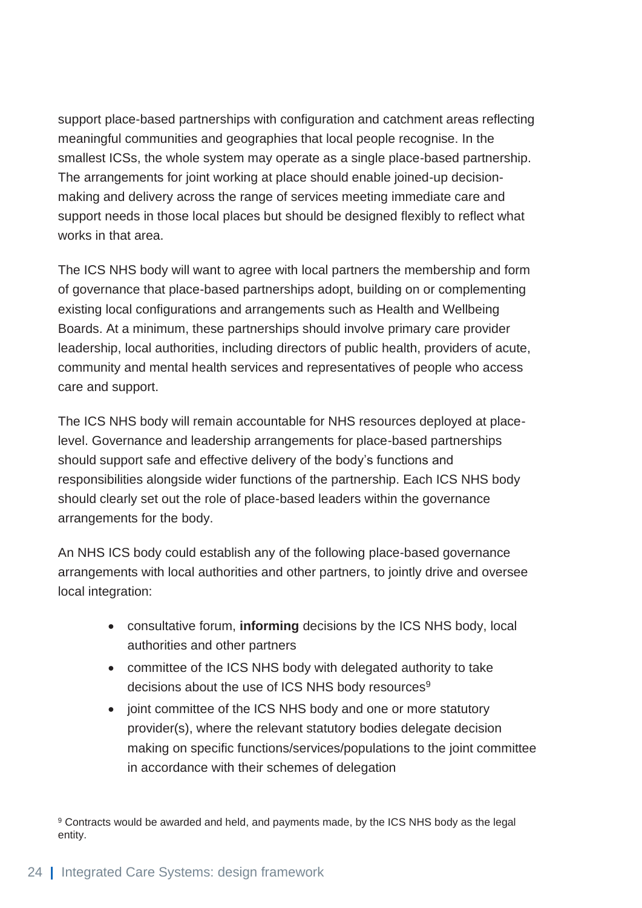support place-based partnerships with configuration and catchment areas reflecting meaningful communities and geographies that local people recognise. In the smallest ICSs, the whole system may operate as a single place-based partnership. The arrangements for joint working at place should enable joined-up decision-making and delivery across the range of services meeting immediate care and support needs in those local places but should be designed flexibly to reflect what works in that area.

The ICS NHS body will want to agree with local partners the membership and form of governance that place-based partnerships adopt, building on or complementing existing local configurations and arrangements such as Health and Wellbeing Boards. At a minimum, these partnerships should involve primary care provider leadership, local authorities, including directors of public health, providers of acute, community and mental health services and representatives of people who access care and support.

The ICS NHS body will remain accountable for NHS resources deployed at place-level. Governance and leadership arrangements for place-based partnerships should support safe and effective delivery of the body's functions and responsibilities alongside wider functions of the partnership. Each ICS NHS body should clearly set out the role of place-based leaders within the governance arrangements for the body.

An NHS ICS body could establish any of the following place-based governance arrangements with local authorities and other partners, to jointly drive and oversee local integration:

- consultative forum, **informing** decisions by the ICS NHS body, local authorities and other partners
- committee of the ICS NHS body with delegated authority to take decisions about the use of ICS NHS body resources[9]
- joint committee of the ICS NHS body and one or more statutory provider(s), where the relevant statutory bodies delegate decision making on specific functions/services/populations to the joint committee in accordance with their schemes of delegation

[9] Contracts would be awarded and held, and payments made, by the ICS NHS body as the legal entity.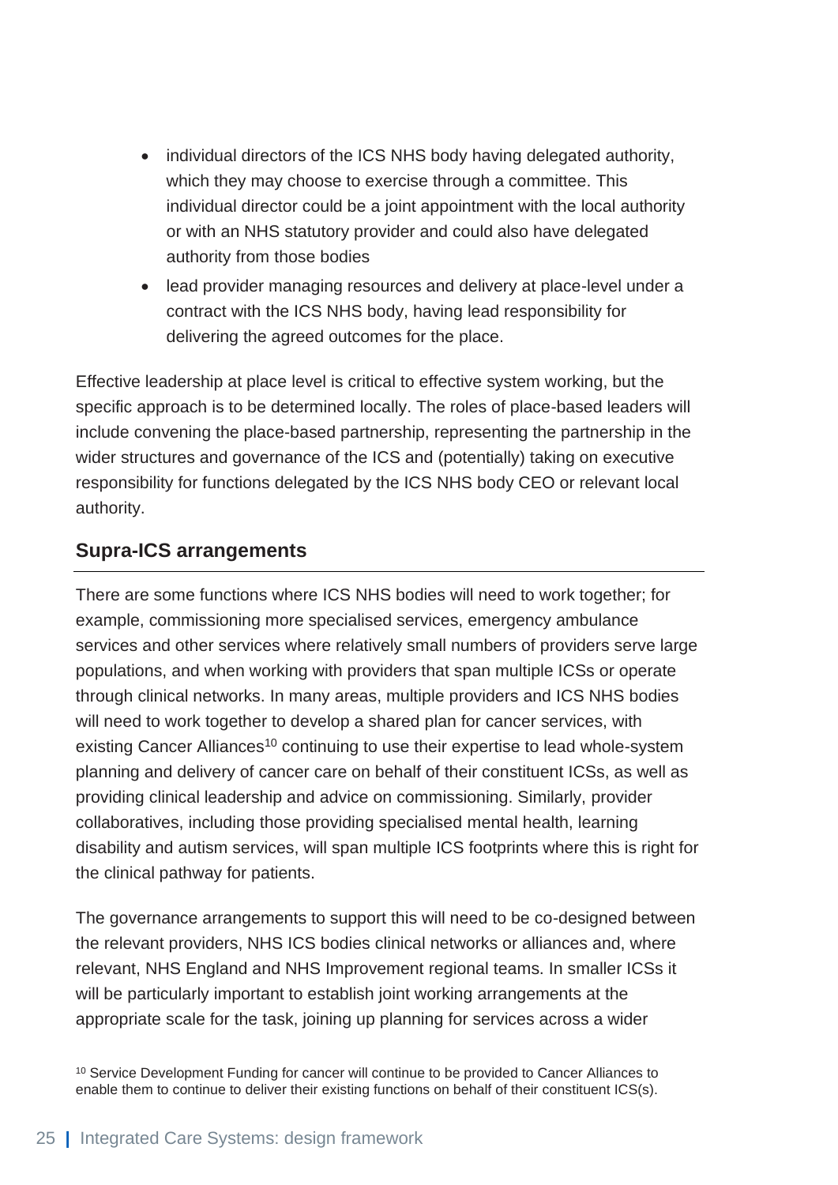- individual directors of the ICS NHS body having delegated authority, which they may choose to exercise through a committee. This individual director could be a joint appointment with the local authority or with an NHS statutory provider and could also have delegated authority from those bodies
- lead provider managing resources and delivery at place-level under a contract with the ICS NHS body, having lead responsibility for delivering the agreed outcomes for the place.

Effective leadership at place level is critical to effective system working, but the specific approach is to be determined locally. The roles of place-based leaders will include convening the place-based partnership, representing the partnership in the wider structures and governance of the ICS and (potentially) taking on executive responsibility for functions delegated by the ICS NHS body CEO or relevant local authority.

## Supra-ICS arrangements

There are some functions where ICS NHS bodies will need to work together; for example, commissioning more specialised services, emergency ambulance services and other services where relatively small numbers of providers serve large populations, and when working with providers that span multiple ICSs or operate through clinical networks. In many areas, multiple providers and ICS NHS bodies will need to work together to develop a shared plan for cancer services, with existing Cancer Alliances[10] continuing to use their expertise to lead whole-system planning and delivery of cancer care on behalf of their constituent ICSs, as well as providing clinical leadership and advice on commissioning. Similarly, provider collaboratives, including those providing specialised mental health, learning disability and autism services, will span multiple ICS footprints where this is right for the clinical pathway for patients.

The governance arrangements to support this will need to be co-designed between the relevant providers, NHS ICS bodies clinical networks or alliances and, where relevant, NHS England and NHS Improvement regional teams. In smaller ICSs it will be particularly important to establish joint working arrangements at the appropriate scale for the task, joining up planning for services across a wider

[10] Service Development Funding for cancer will continue to be provided to Cancer Alliances to enable them to continue to deliver their existing functions on behalf of their constituent ICS(s).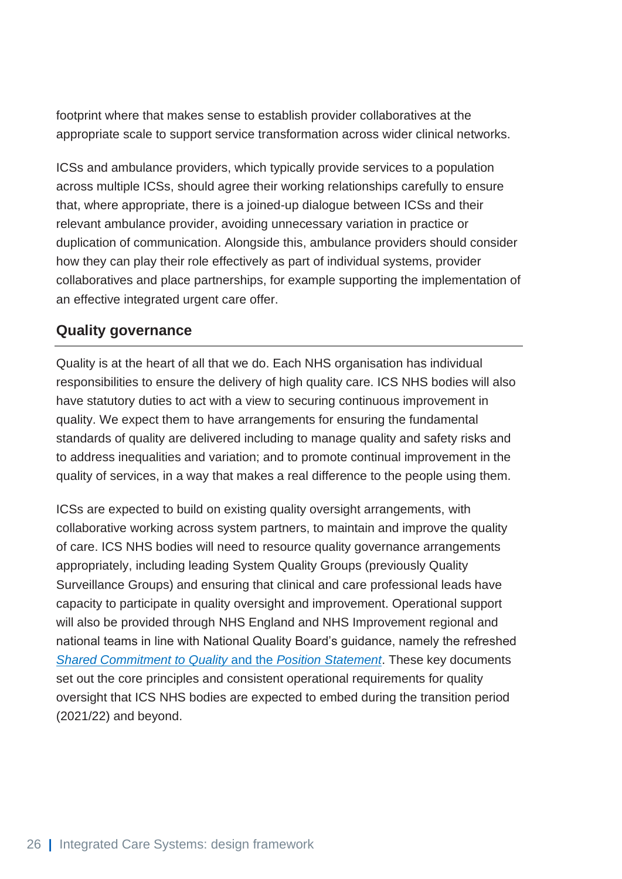footprint where that makes sense to establish provider collaboratives at the appropriate scale to support service transformation across wider clinical networks.

ICSs and ambulance providers, which typically provide services to a population across multiple ICSs, should agree their working relationships carefully to ensure that, where appropriate, there is a joined-up dialogue between ICSs and their relevant ambulance provider, avoiding unnecessary variation in practice or duplication of communication. Alongside this, ambulance providers should consider how they can play their role effectively as part of individual systems, provider collaboratives and place partnerships, for example supporting the implementation of an effective integrated urgent care offer.

## Quality governance

Quality is at the heart of all that we do. Each NHS organisation has individual responsibilities to ensure the delivery of high quality care. ICS NHS bodies will also have statutory duties to act with a view to securing continuous improvement in quality. We expect them to have arrangements for ensuring the fundamental standards of quality are delivered including to manage quality and safety risks and to address inequalities and variation; and to promote continual improvement in the quality of services, in a way that makes a real difference to the people using them.

ICSs are expected to build on existing quality oversight arrangements, with collaborative working across system partners, to maintain and improve the quality of care. ICS NHS bodies will need to resource quality governance arrangements appropriately, including leading System Quality Groups (previously Quality Surveillance Groups) and ensuring that clinical and care professional leads have capacity to participate in quality oversight and improvement. Operational support will also be provided through NHS England and NHS Improvement regional and national teams in line with National Quality Board's guidance, namely the refreshed *Shared Commitment to Quality* and the *Position Statement*. These key documents set out the core principles and consistent operational requirements for quality oversight that ICS NHS bodies are expected to embed during the transition period (2021/22) and beyond.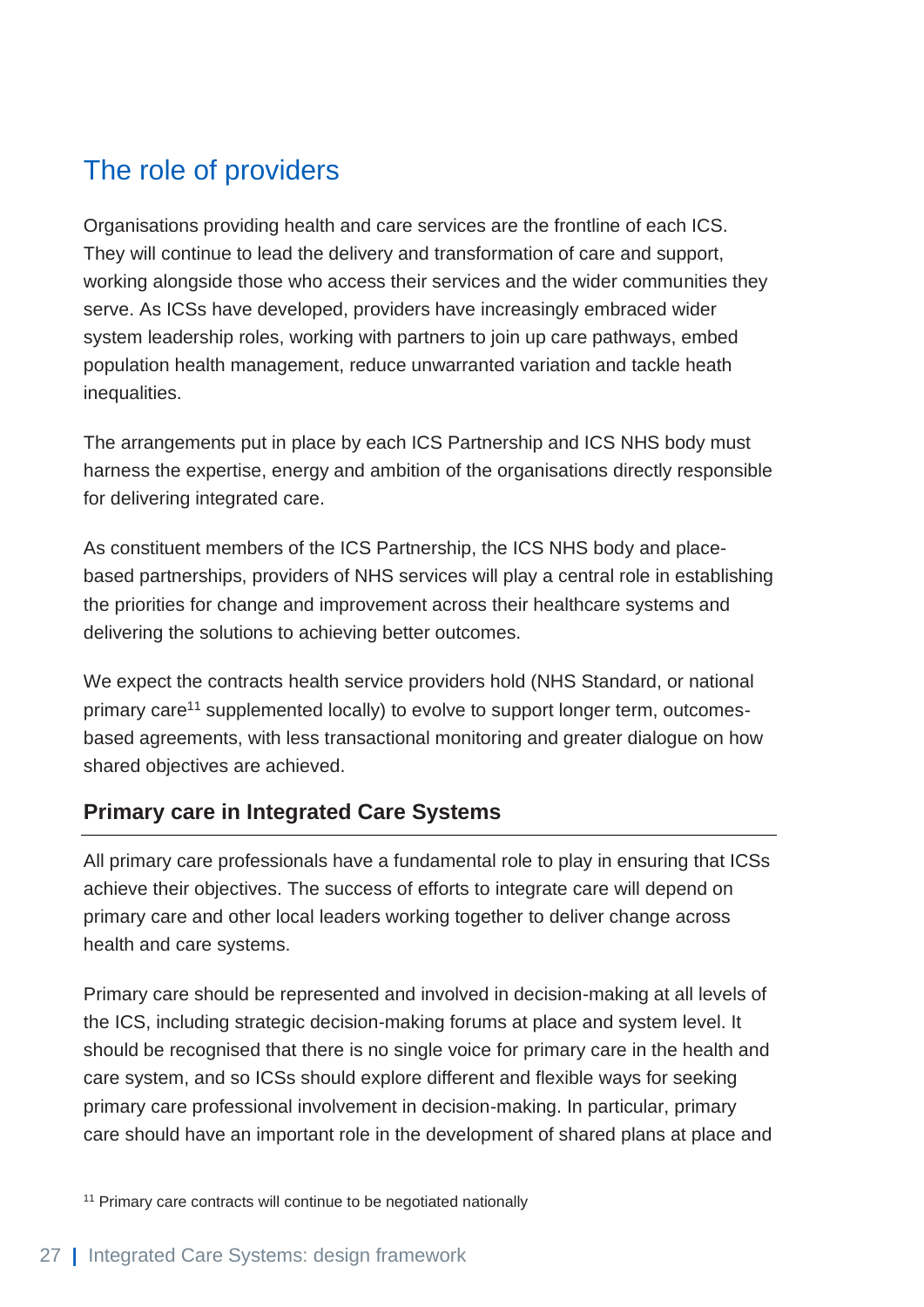## The role of providers

Organisations providing health and care services are the frontline of each ICS. They will continue to lead the delivery and transformation of care and support, working alongside those who access their services and the wider communities they serve. As ICSs have developed, providers have increasingly embraced wider system leadership roles, working with partners to join up care pathways, embed population health management, reduce unwarranted variation and tackle heath inequalities.

The arrangements put in place by each ICS Partnership and ICS NHS body must harness the expertise, energy and ambition of the organisations directly responsible for delivering integrated care.

As constituent members of the ICS Partnership, the ICS NHS body and place-based partnerships, providers of NHS services will play a central role in establishing the priorities for change and improvement across their healthcare systems and delivering the solutions to achieving better outcomes.

We expect the contracts health service providers hold (NHS Standard, or national primary care[11] supplemented locally) to evolve to support longer term, outcomes-based agreements, with less transactional monitoring and greater dialogue on how shared objectives are achieved.

### Primary care in Integrated Care Systems

All primary care professionals have a fundamental role to play in ensuring that ICSs achieve their objectives. The success of efforts to integrate care will depend on primary care and other local leaders working together to deliver change across health and care systems.

Primary care should be represented and involved in decision-making at all levels of the ICS, including strategic decision-making forums at place and system level. It should be recognised that there is no single voice for primary care in the health and care system, and so ICSs should explore different and flexible ways for seeking primary care professional involvement in decision-making. In particular, primary care should have an important role in the development of shared plans at place and

[11] Primary care contracts will continue to be negotiated nationally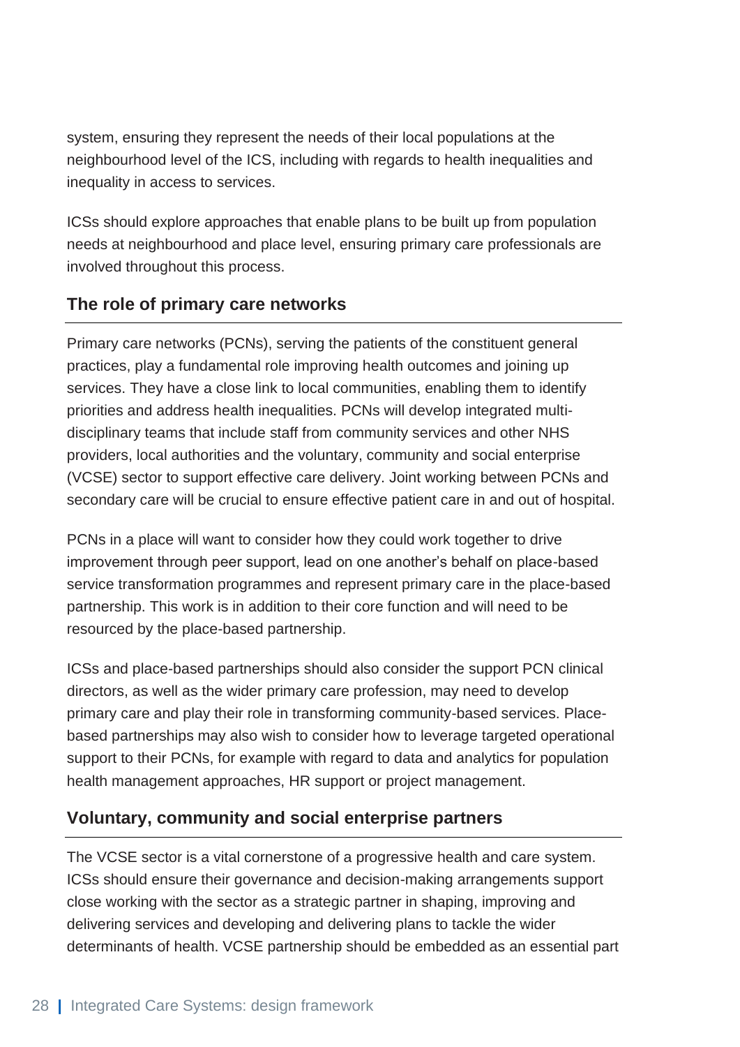system, ensuring they represent the needs of their local populations at the neighbourhood level of the ICS, including with regards to health inequalities and inequality in access to services.

ICSs should explore approaches that enable plans to be built up from population needs at neighbourhood and place level, ensuring primary care professionals are involved throughout this process.

## The role of primary care networks

Primary care networks (PCNs), serving the patients of the constituent general practices, play a fundamental role improving health outcomes and joining up services. They have a close link to local communities, enabling them to identify priorities and address health inequalities. PCNs will develop integrated multi-disciplinary teams that include staff from community services and other NHS providers, local authorities and the voluntary, community and social enterprise (VCSE) sector to support effective care delivery. Joint working between PCNs and secondary care will be crucial to ensure effective patient care in and out of hospital.

PCNs in a place will want to consider how they could work together to drive improvement through peer support, lead on one another's behalf on place-based service transformation programmes and represent primary care in the place-based partnership. This work is in addition to their core function and will need to be resourced by the place-based partnership.

ICSs and place-based partnerships should also consider the support PCN clinical directors, as well as the wider primary care profession, may need to develop primary care and play their role in transforming community-based services. Place-based partnerships may also wish to consider how to leverage targeted operational support to their PCNs, for example with regard to data and analytics for population health management approaches, HR support or project management.

## Voluntary, community and social enterprise partners

The VCSE sector is a vital cornerstone of a progressive health and care system. ICSs should ensure their governance and decision-making arrangements support close working with the sector as a strategic partner in shaping, improving and delivering services and developing and delivering plans to tackle the wider determinants of health. VCSE partnership should be embedded as an essential part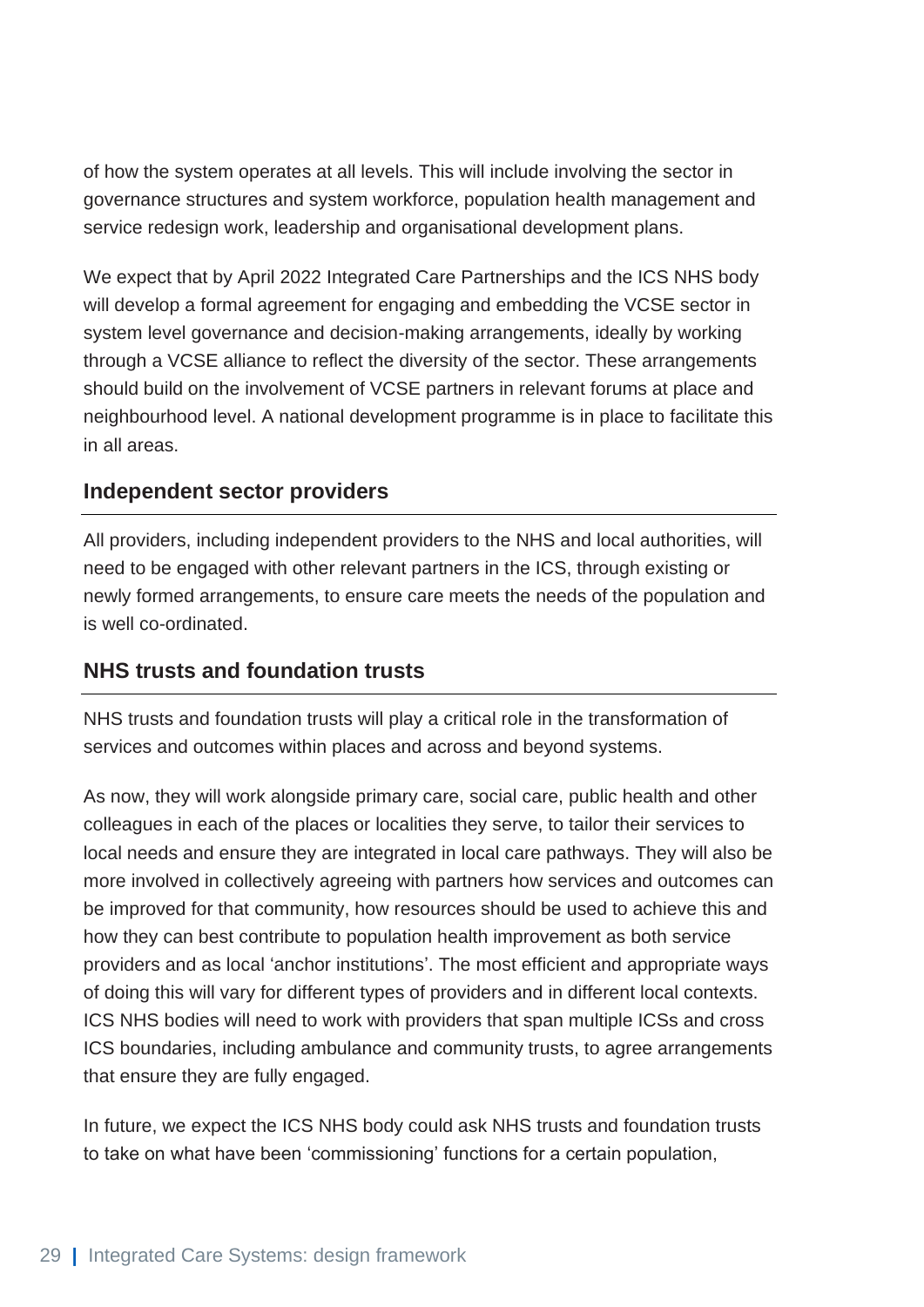of how the system operates at all levels. This will include involving the sector in governance structures and system workforce, population health management and service redesign work, leadership and organisational development plans.

We expect that by April 2022 Integrated Care Partnerships and the ICS NHS body will develop a formal agreement for engaging and embedding the VCSE sector in system level governance and decision-making arrangements, ideally by working through a VCSE alliance to reflect the diversity of the sector. These arrangements should build on the involvement of VCSE partners in relevant forums at place and neighbourhood level. A national development programme is in place to facilitate this in all areas.

### Independent sector providers

All providers, including independent providers to the NHS and local authorities, will need to be engaged with other relevant partners in the ICS, through existing or newly formed arrangements, to ensure care meets the needs of the population and is well co-ordinated.

### NHS trusts and foundation trusts

NHS trusts and foundation trusts will play a critical role in the transformation of services and outcomes within places and across and beyond systems.

As now, they will work alongside primary care, social care, public health and other colleagues in each of the places or localities they serve, to tailor their services to local needs and ensure they are integrated in local care pathways. They will also be more involved in collectively agreeing with partners how services and outcomes can be improved for that community, how resources should be used to achieve this and how they can best contribute to population health improvement as both service providers and as local 'anchor institutions'. The most efficient and appropriate ways of doing this will vary for different types of providers and in different local contexts. ICS NHS bodies will need to work with providers that span multiple ICSs and cross ICS boundaries, including ambulance and community trusts, to agree arrangements that ensure they are fully engaged.

In future, we expect the ICS NHS body could ask NHS trusts and foundation trusts to take on what have been 'commissioning' functions for a certain population,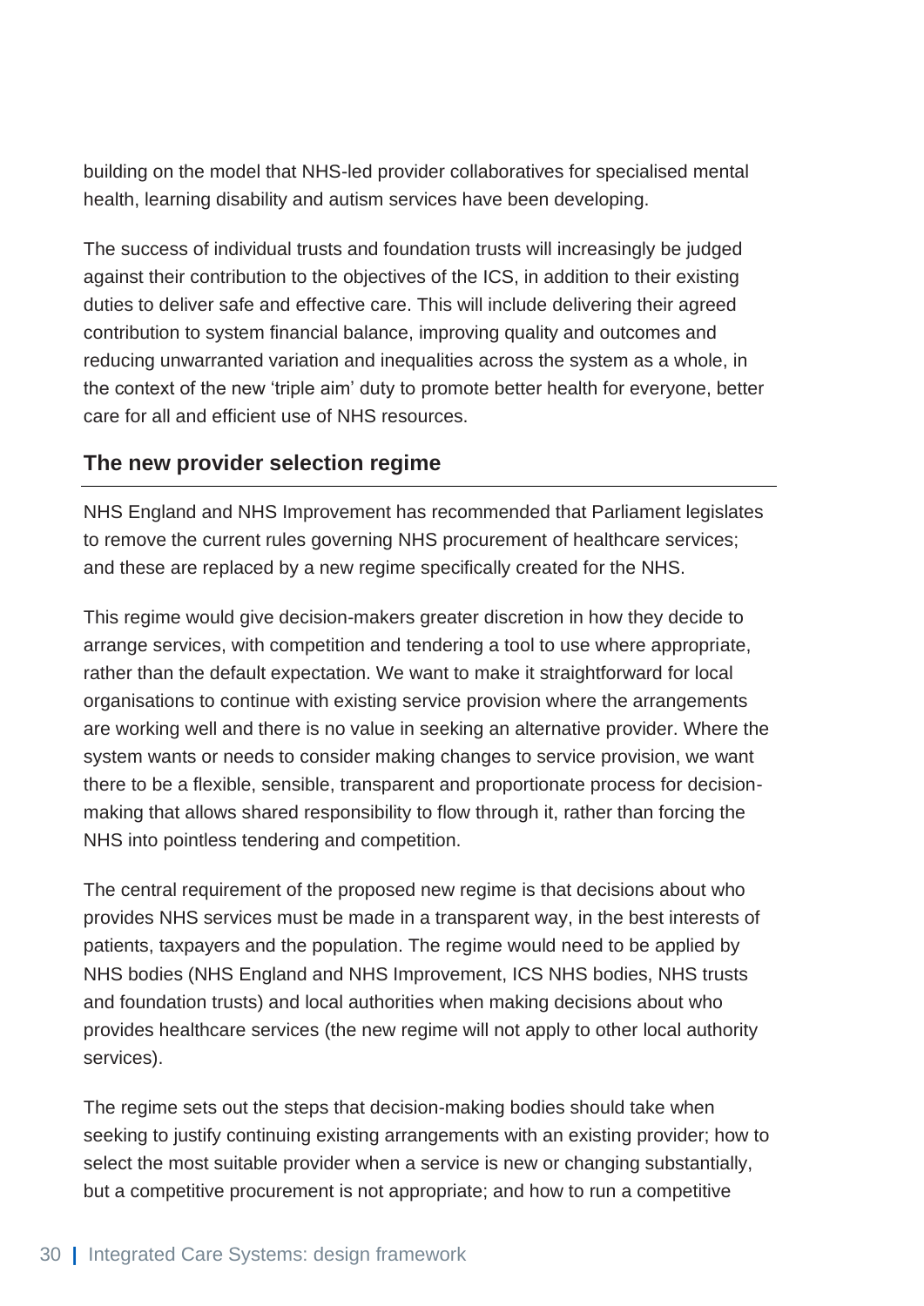building on the model that NHS-led provider collaboratives for specialised mental health, learning disability and autism services have been developing.

The success of individual trusts and foundation trusts will increasingly be judged against their contribution to the objectives of the ICS, in addition to their existing duties to deliver safe and effective care. This will include delivering their agreed contribution to system financial balance, improving quality and outcomes and reducing unwarranted variation and inequalities across the system as a whole, in the context of the new 'triple aim' duty to promote better health for everyone, better care for all and efficient use of NHS resources.

## The new provider selection regime

NHS England and NHS Improvement has recommended that Parliament legislates to remove the current rules governing NHS procurement of healthcare services; and these are replaced by a new regime specifically created for the NHS.

This regime would give decision-makers greater discretion in how they decide to arrange services, with competition and tendering a tool to use where appropriate, rather than the default expectation. We want to make it straightforward for local organisations to continue with existing service provision where the arrangements are working well and there is no value in seeking an alternative provider. Where the system wants or needs to consider making changes to service provision, we want there to be a flexible, sensible, transparent and proportionate process for decision-making that allows shared responsibility to flow through it, rather than forcing the NHS into pointless tendering and competition.

The central requirement of the proposed new regime is that decisions about who provides NHS services must be made in a transparent way, in the best interests of patients, taxpayers and the population. The regime would need to be applied by NHS bodies (NHS England and NHS Improvement, ICS NHS bodies, NHS trusts and foundation trusts) and local authorities when making decisions about who provides healthcare services (the new regime will not apply to other local authority services).

The regime sets out the steps that decision-making bodies should take when seeking to justify continuing existing arrangements with an existing provider; how to select the most suitable provider when a service is new or changing substantially, but a competitive procurement is not appropriate; and how to run a competitive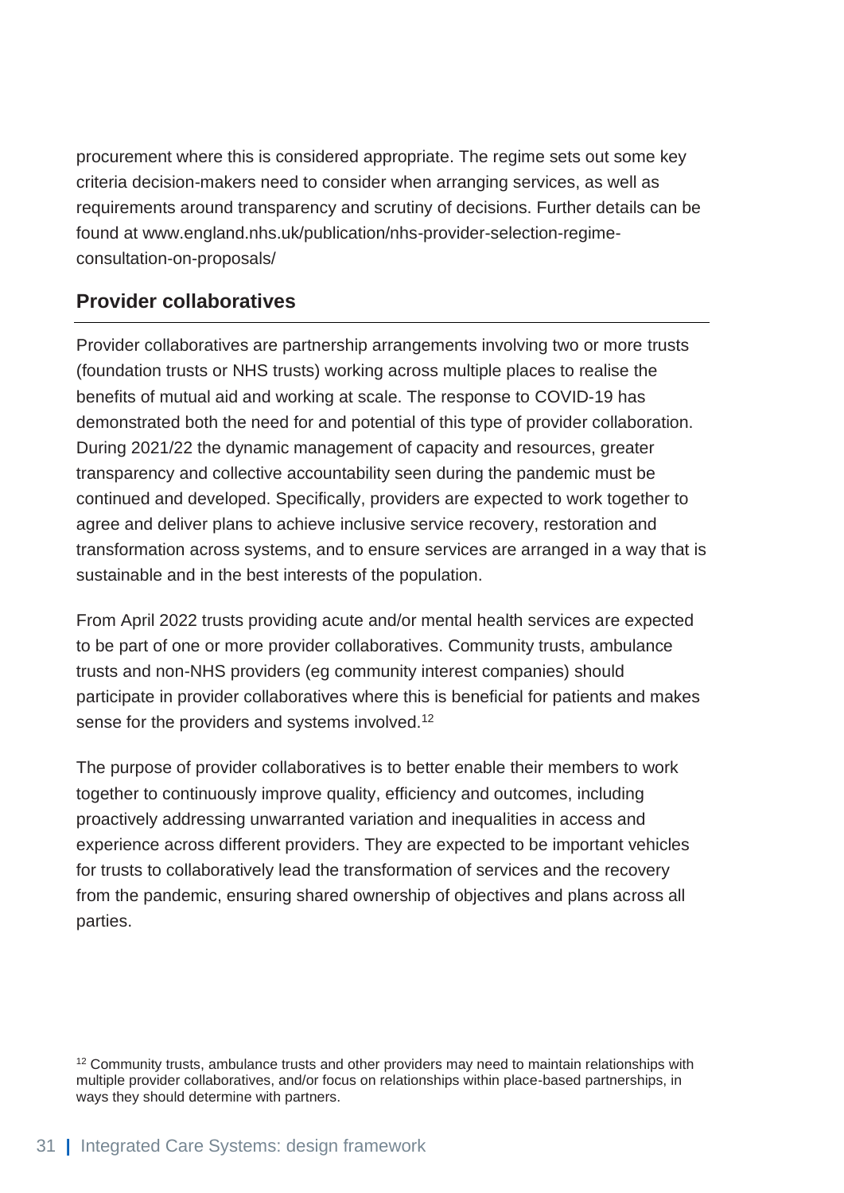procurement where this is considered appropriate. The regime sets out some key criteria decision-makers need to consider when arranging services, as well as requirements around transparency and scrutiny of decisions. Further details can be found at www.england.nhs.uk/publication/nhs-provider-selection-regime-consultation-on-proposals/

## Provider collaboratives

Provider collaboratives are partnership arrangements involving two or more trusts (foundation trusts or NHS trusts) working across multiple places to realise the benefits of mutual aid and working at scale. The response to COVID-19 has demonstrated both the need for and potential of this type of provider collaboration. During 2021/22 the dynamic management of capacity and resources, greater transparency and collective accountability seen during the pandemic must be continued and developed. Specifically, providers are expected to work together to agree and deliver plans to achieve inclusive service recovery, restoration and transformation across systems, and to ensure services are arranged in a way that is sustainable and in the best interests of the population.

From April 2022 trusts providing acute and/or mental health services are expected to be part of one or more provider collaboratives. Community trusts, ambulance trusts and non-NHS providers (eg community interest companies) should participate in provider collaboratives where this is beneficial for patients and makes sense for the providers and systems involved.[12]

The purpose of provider collaboratives is to better enable their members to work together to continuously improve quality, efficiency and outcomes, including proactively addressing unwarranted variation and inequalities in access and experience across different providers. They are expected to be important vehicles for trusts to collaboratively lead the transformation of services and the recovery from the pandemic, ensuring shared ownership of objectives and plans across all parties.

[12] Community trusts, ambulance trusts and other providers may need to maintain relationships with multiple provider collaboratives, and/or focus on relationships within place-based partnerships, in ways they should determine with partners.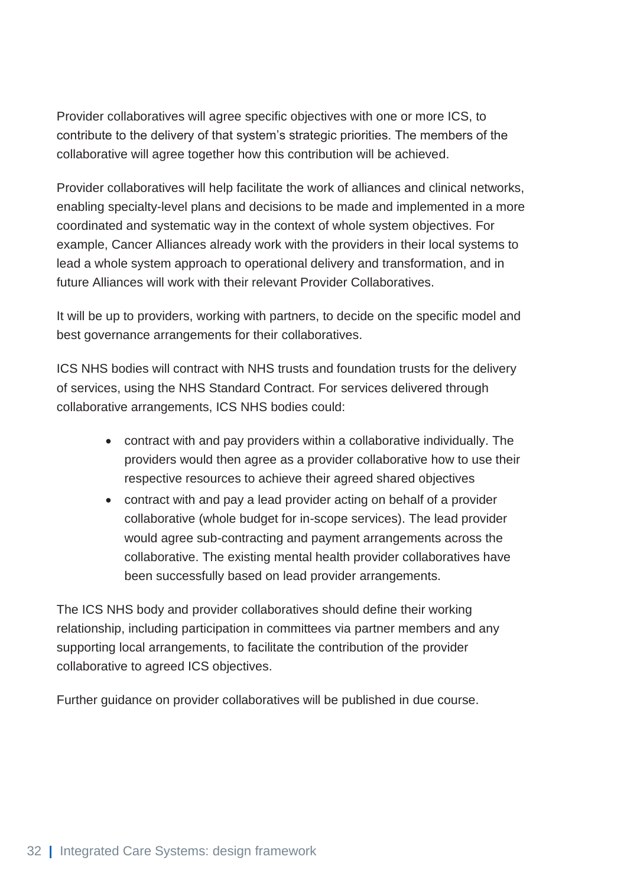Provider collaboratives will agree specific objectives with one or more ICS, to contribute to the delivery of that system's strategic priorities. The members of the collaborative will agree together how this contribution will be achieved.

Provider collaboratives will help facilitate the work of alliances and clinical networks, enabling specialty-level plans and decisions to be made and implemented in a more coordinated and systematic way in the context of whole system objectives. For example, Cancer Alliances already work with the providers in their local systems to lead a whole system approach to operational delivery and transformation, and in future Alliances will work with their relevant Provider Collaboratives.

It will be up to providers, working with partners, to decide on the specific model and best governance arrangements for their collaboratives.

ICS NHS bodies will contract with NHS trusts and foundation trusts for the delivery of services, using the NHS Standard Contract. For services delivered through collaborative arrangements, ICS NHS bodies could:

- contract with and pay providers within a collaborative individually. The providers would then agree as a provider collaborative how to use their respective resources to achieve their agreed shared objectives
- contract with and pay a lead provider acting on behalf of a provider collaborative (whole budget for in-scope services). The lead provider would agree sub-contracting and payment arrangements across the collaborative. The existing mental health provider collaboratives have been successfully based on lead provider arrangements.

The ICS NHS body and provider collaboratives should define their working relationship, including participation in committees via partner members and any supporting local arrangements, to facilitate the contribution of the provider collaborative to agreed ICS objectives.

Further guidance on provider collaboratives will be published in due course.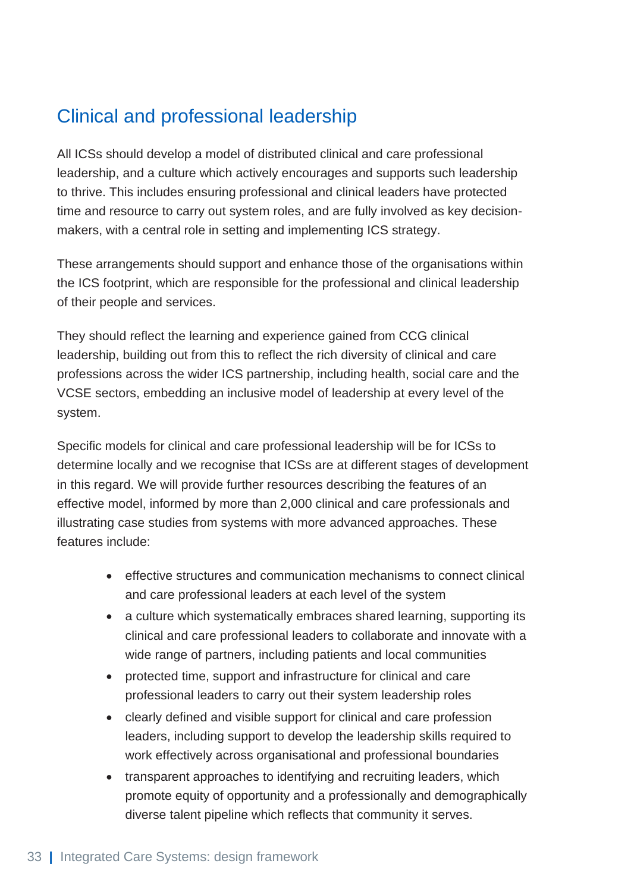## Clinical and professional leadership

All ICSs should develop a model of distributed clinical and care professional leadership, and a culture which actively encourages and supports such leadership to thrive. This includes ensuring professional and clinical leaders have protected time and resource to carry out system roles, and are fully involved as key decision-makers, with a central role in setting and implementing ICS strategy.

These arrangements should support and enhance those of the organisations within the ICS footprint, which are responsible for the professional and clinical leadership of their people and services.

They should reflect the learning and experience gained from CCG clinical leadership, building out from this to reflect the rich diversity of clinical and care professions across the wider ICS partnership, including health, social care and the VCSE sectors, embedding an inclusive model of leadership at every level of the system.

Specific models for clinical and care professional leadership will be for ICSs to determine locally and we recognise that ICSs are at different stages of development in this regard. We will provide further resources describing the features of an effective model, informed by more than 2,000 clinical and care professionals and illustrating case studies from systems with more advanced approaches. These features include:

- effective structures and communication mechanisms to connect clinical and care professional leaders at each level of the system
- a culture which systematically embraces shared learning, supporting its clinical and care professional leaders to collaborate and innovate with a wide range of partners, including patients and local communities
- protected time, support and infrastructure for clinical and care professional leaders to carry out their system leadership roles
- clearly defined and visible support for clinical and care profession leaders, including support to develop the leadership skills required to work effectively across organisational and professional boundaries
- transparent approaches to identifying and recruiting leaders, which promote equity of opportunity and a professionally and demographically diverse talent pipeline which reflects that community it serves.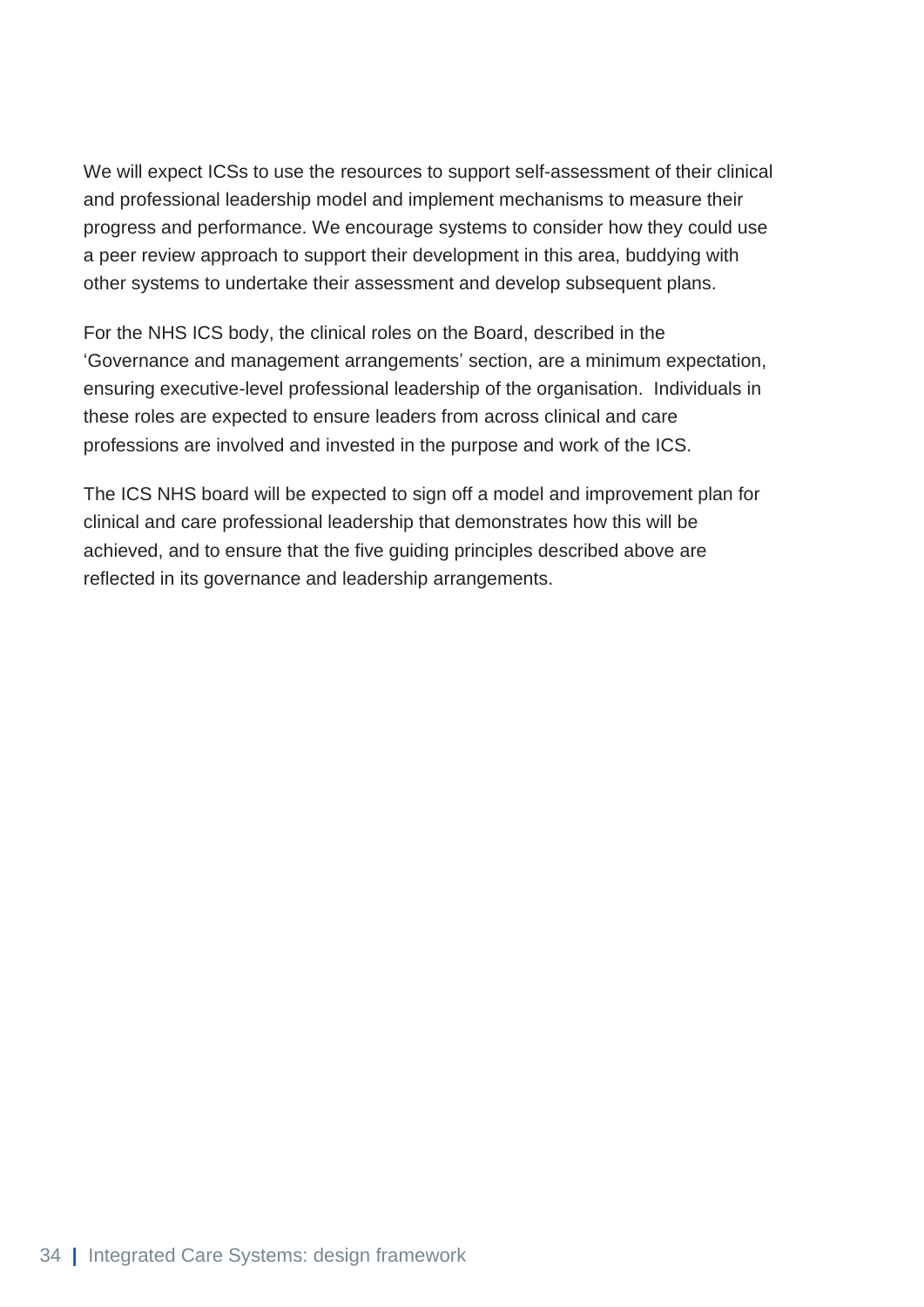We will expect ICSs to use the resources to support self-assessment of their clinical and professional leadership model and implement mechanisms to measure their progress and performance. We encourage systems to consider how they could use a peer review approach to support their development in this area, buddying with other systems to undertake their assessment and develop subsequent plans.

For the NHS ICS body, the clinical roles on the Board, described in the 'Governance and management arrangements' section, are a minimum expectation, ensuring executive-level professional leadership of the organisation. Individuals in these roles are expected to ensure leaders from across clinical and care professions are involved and invested in the purpose and work of the ICS.

The ICS NHS board will be expected to sign off a model and improvement plan for clinical and care professional leadership that demonstrates how this will be achieved, and to ensure that the five guiding principles described above are reflected in its governance and leadership arrangements.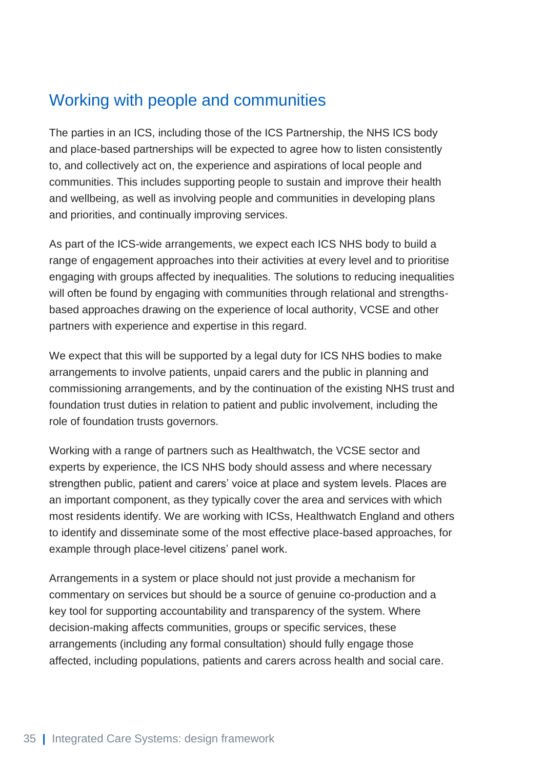## Working with people and communities

The parties in an ICS, including those of the ICS Partnership, the NHS ICS body and place-based partnerships will be expected to agree how to listen consistently to, and collectively act on, the experience and aspirations of local people and communities. This includes supporting people to sustain and improve their health and wellbeing, as well as involving people and communities in developing plans and priorities, and continually improving services.

As part of the ICS-wide arrangements, we expect each ICS NHS body to build a range of engagement approaches into their activities at every level and to prioritise engaging with groups affected by inequalities. The solutions to reducing inequalities will often be found by engaging with communities through relational and strengths-based approaches drawing on the experience of local authority, VCSE and other partners with experience and expertise in this regard.

We expect that this will be supported by a legal duty for ICS NHS bodies to make arrangements to involve patients, unpaid carers and the public in planning and commissioning arrangements, and by the continuation of the existing NHS trust and foundation trust duties in relation to patient and public involvement, including the role of foundation trusts governors.

Working with a range of partners such as Healthwatch, the VCSE sector and experts by experience, the ICS NHS body should assess and where necessary strengthen public, patient and carers' voice at place and system levels. Places are an important component, as they typically cover the area and services with which most residents identify. We are working with ICSs, Healthwatch England and others to identify and disseminate some of the most effective place-based approaches, for example through place-level citizens' panel work.

Arrangements in a system or place should not just provide a mechanism for commentary on services but should be a source of genuine co-production and a key tool for supporting accountability and transparency of the system. Where decision-making affects communities, groups or specific services, these arrangements (including any formal consultation) should fully engage those affected, including populations, patients and carers across health and social care.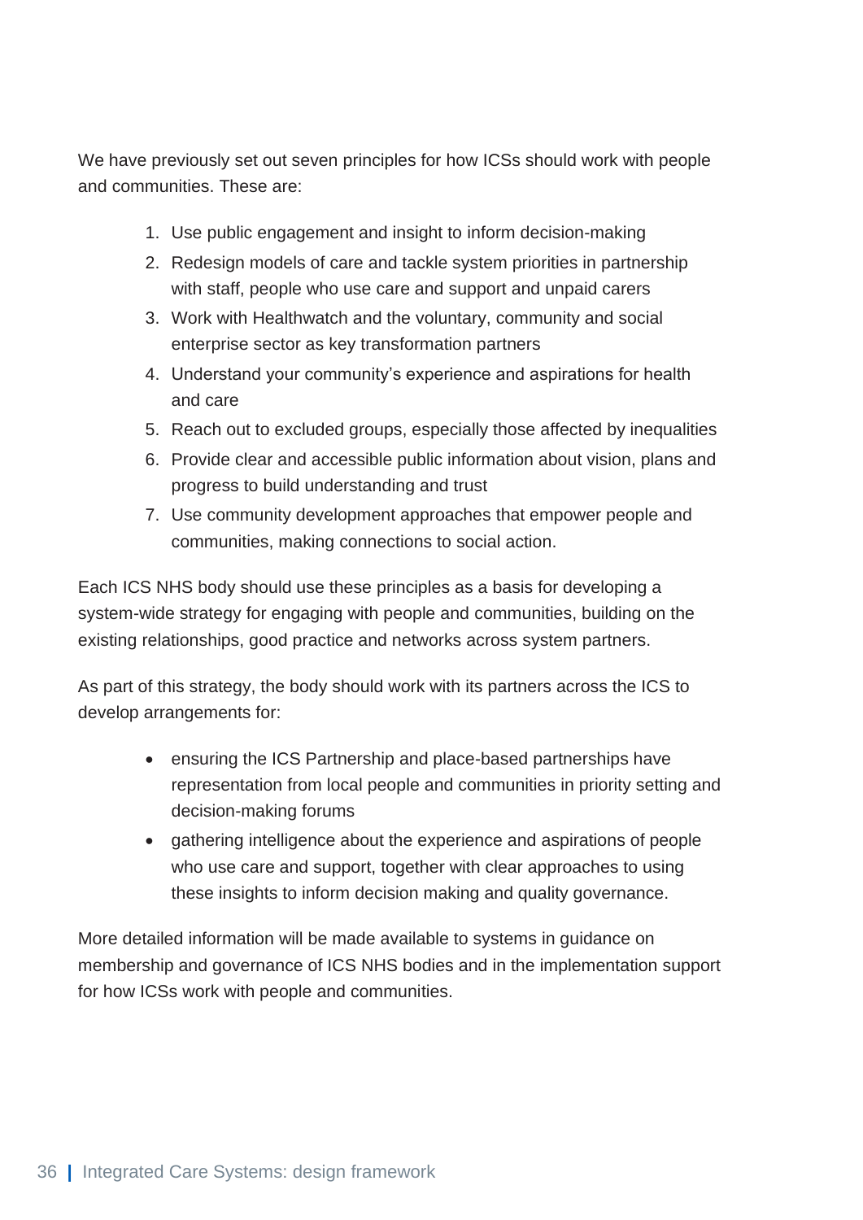We have previously set out seven principles for how ICSs should work with people and communities. These are:

1. Use public engagement and insight to inform decision-making
2. Redesign models of care and tackle system priorities in partnership with staff, people who use care and support and unpaid carers
3. Work with Healthwatch and the voluntary, community and social enterprise sector as key transformation partners
4. Understand your community's experience and aspirations for health and care
5. Reach out to excluded groups, especially those affected by inequalities
6. Provide clear and accessible public information about vision, plans and progress to build understanding and trust
7. Use community development approaches that empower people and communities, making connections to social action.

Each ICS NHS body should use these principles as a basis for developing a system-wide strategy for engaging with people and communities, building on the existing relationships, good practice and networks across system partners.

As part of this strategy, the body should work with its partners across the ICS to develop arrangements for:

- ensuring the ICS Partnership and place-based partnerships have representation from local people and communities in priority setting and decision-making forums
- gathering intelligence about the experience and aspirations of people who use care and support, together with clear approaches to using these insights to inform decision making and quality governance.

More detailed information will be made available to systems in guidance on membership and governance of ICS NHS bodies and in the implementation support for how ICSs work with people and communities.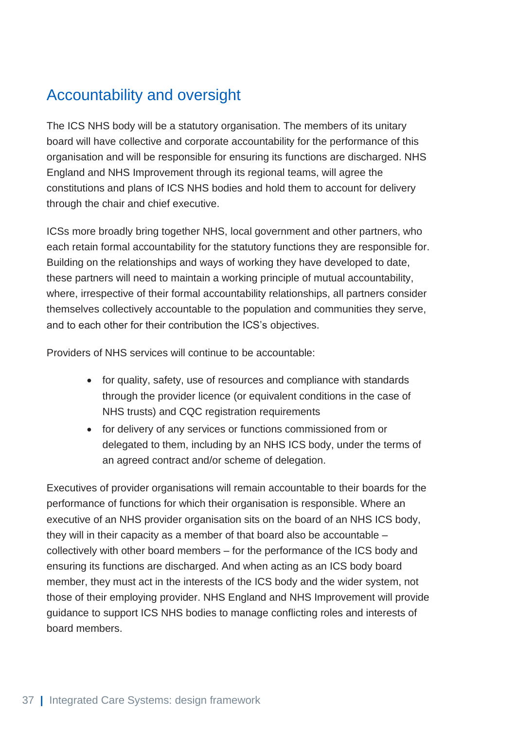## Accountability and oversight

The ICS NHS body will be a statutory organisation. The members of its unitary board will have collective and corporate accountability for the performance of this organisation and will be responsible for ensuring its functions are discharged. NHS England and NHS Improvement through its regional teams, will agree the constitutions and plans of ICS NHS bodies and hold them to account for delivery through the chair and chief executive.

ICSs more broadly bring together NHS, local government and other partners, who each retain formal accountability for the statutory functions they are responsible for. Building on the relationships and ways of working they have developed to date, these partners will need to maintain a working principle of mutual accountability, where, irrespective of their formal accountability relationships, all partners consider themselves collectively accountable to the population and communities they serve, and to each other for their contribution the ICS's objectives.

Providers of NHS services will continue to be accountable:

- for quality, safety, use of resources and compliance with standards through the provider licence (or equivalent conditions in the case of NHS trusts) and CQC registration requirements
- for delivery of any services or functions commissioned from or delegated to them, including by an NHS ICS body, under the terms of an agreed contract and/or scheme of delegation.

Executives of provider organisations will remain accountable to their boards for the performance of functions for which their organisation is responsible. Where an executive of an NHS provider organisation sits on the board of an NHS ICS body, they will in their capacity as a member of that board also be accountable – collectively with other board members – for the performance of the ICS body and ensuring its functions are discharged. And when acting as an ICS body board member, they must act in the interests of the ICS body and the wider system, not those of their employing provider. NHS England and NHS Improvement will provide guidance to support ICS NHS bodies to manage conflicting roles and interests of board members.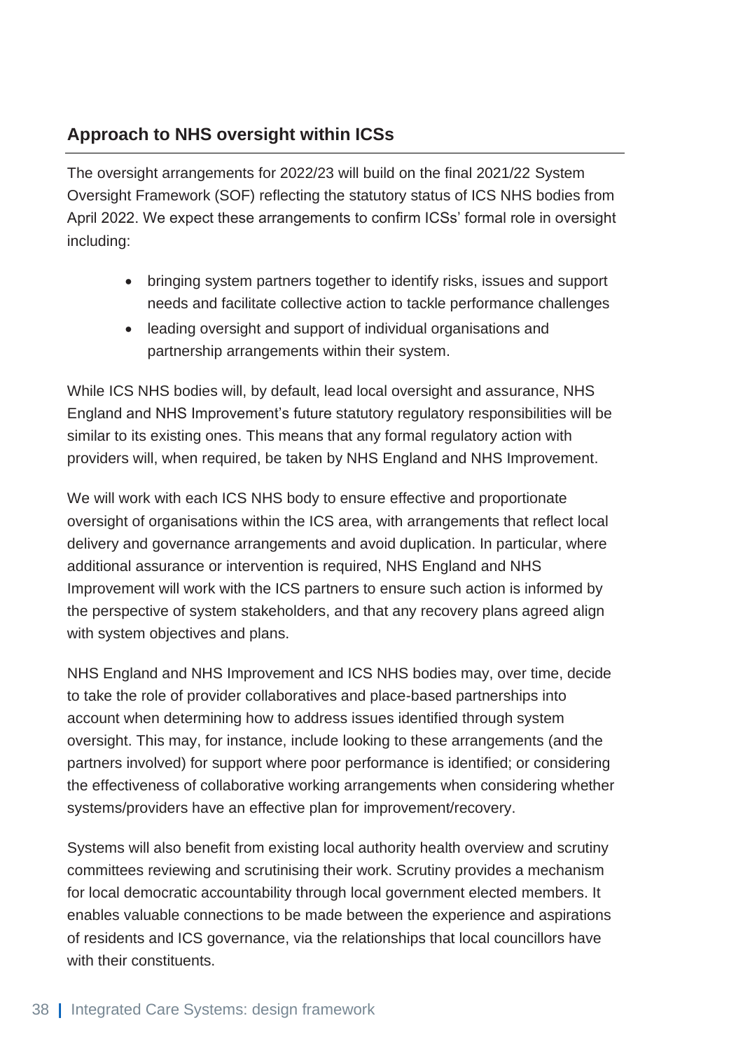## Approach to NHS oversight within ICSs

The oversight arrangements for 2022/23 will build on the final 2021/22 System Oversight Framework (SOF) reflecting the statutory status of ICS NHS bodies from April 2022. We expect these arrangements to confirm ICSs' formal role in oversight including:

- bringing system partners together to identify risks, issues and support needs and facilitate collective action to tackle performance challenges
- leading oversight and support of individual organisations and partnership arrangements within their system.

While ICS NHS bodies will, by default, lead local oversight and assurance, NHS England and NHS Improvement's future statutory regulatory responsibilities will be similar to its existing ones. This means that any formal regulatory action with providers will, when required, be taken by NHS England and NHS Improvement.

We will work with each ICS NHS body to ensure effective and proportionate oversight of organisations within the ICS area, with arrangements that reflect local delivery and governance arrangements and avoid duplication. In particular, where additional assurance or intervention is required, NHS England and NHS Improvement will work with the ICS partners to ensure such action is informed by the perspective of system stakeholders, and that any recovery plans agreed align with system objectives and plans.

NHS England and NHS Improvement and ICS NHS bodies may, over time, decide to take the role of provider collaboratives and place-based partnerships into account when determining how to address issues identified through system oversight. This may, for instance, include looking to these arrangements (and the partners involved) for support where poor performance is identified; or considering the effectiveness of collaborative working arrangements when considering whether systems/providers have an effective plan for improvement/recovery.

Systems will also benefit from existing local authority health overview and scrutiny committees reviewing and scrutinising their work. Scrutiny provides a mechanism for local democratic accountability through local government elected members. It enables valuable connections to be made between the experience and aspirations of residents and ICS governance, via the relationships that local councillors have with their constituents.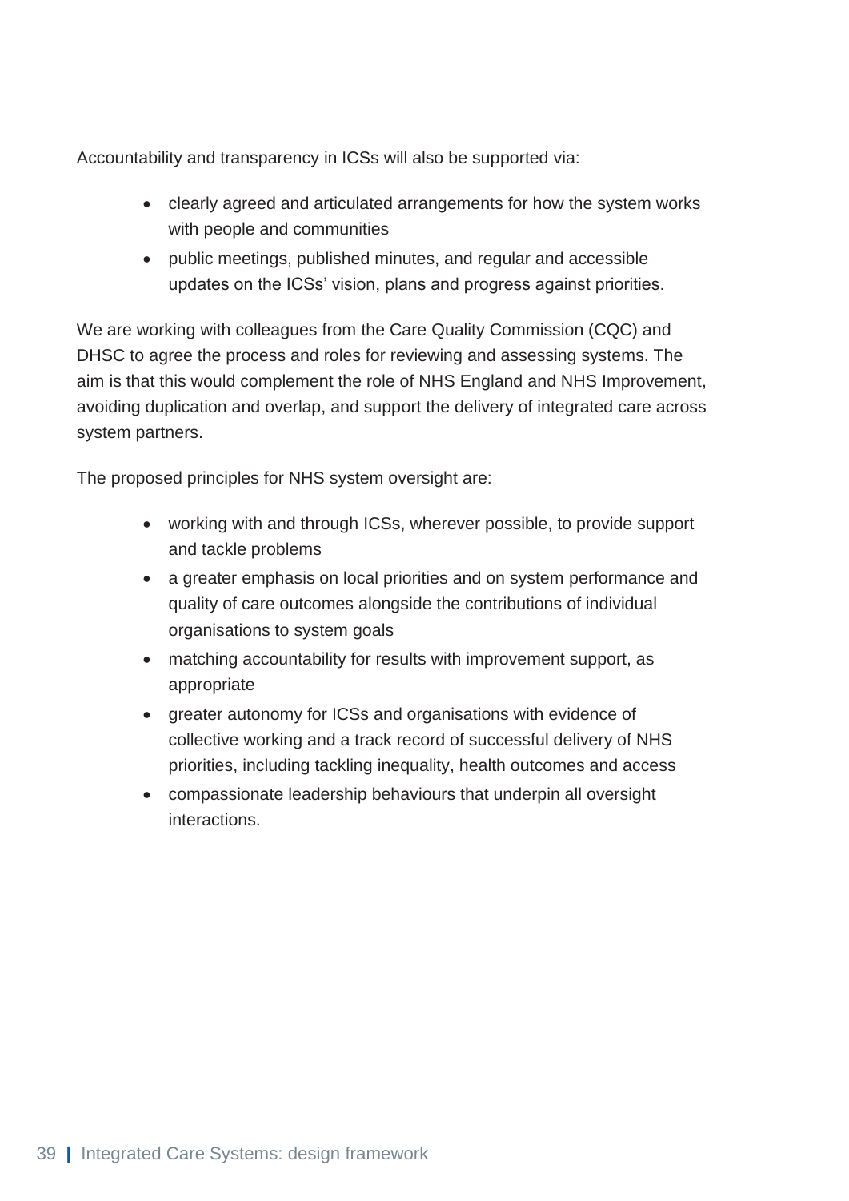Accountability and transparency in ICSs will also be supported via:

- clearly agreed and articulated arrangements for how the system works with people and communities
- public meetings, published minutes, and regular and accessible updates on the ICSs' vision, plans and progress against priorities.

We are working with colleagues from the Care Quality Commission (CQC) and DHSC to agree the process and roles for reviewing and assessing systems. The aim is that this would complement the role of NHS England and NHS Improvement, avoiding duplication and overlap, and support the delivery of integrated care across system partners.

The proposed principles for NHS system oversight are:

- working with and through ICSs, wherever possible, to provide support and tackle problems
- a greater emphasis on local priorities and on system performance and quality of care outcomes alongside the contributions of individual organisations to system goals
- matching accountability for results with improvement support, as appropriate
- greater autonomy for ICSs and organisations with evidence of collective working and a track record of successful delivery of NHS priorities, including tackling inequality, health outcomes and access
- compassionate leadership behaviours that underpin all oversight interactions.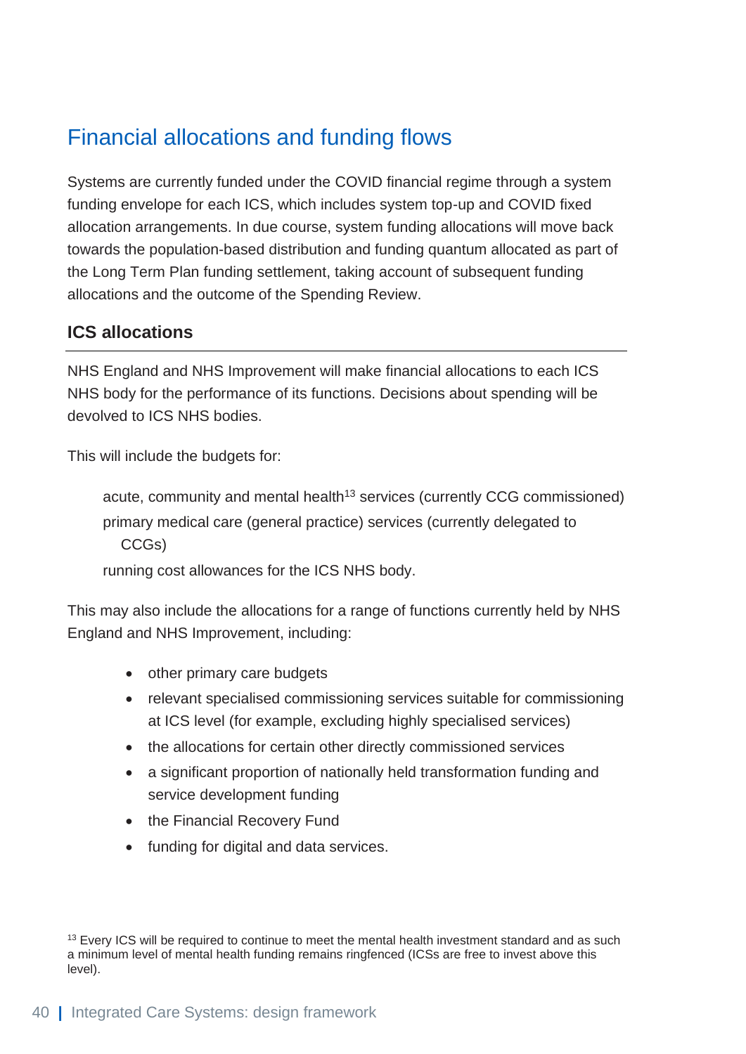## Financial allocations and funding flows

Systems are currently funded under the COVID financial regime through a system funding envelope for each ICS, which includes system top-up and COVID fixed allocation arrangements. In due course, system funding allocations will move back towards the population-based distribution and funding quantum allocated as part of the Long Term Plan funding settlement, taking account of subsequent funding allocations and the outcome of the Spending Review.

### ICS allocations

NHS England and NHS Improvement will make financial allocations to each ICS NHS body for the performance of its functions. Decisions about spending will be devolved to ICS NHS bodies.

This will include the budgets for:

- acute, community and mental health[13] services (currently CCG commissioned)
- primary medical care (general practice) services (currently delegated to CCGs)
- running cost allowances for the ICS NHS body.

This may also include the allocations for a range of functions currently held by NHS England and NHS Improvement, including:

- other primary care budgets
- relevant specialised commissioning services suitable for commissioning at ICS level (for example, excluding highly specialised services)
- the allocations for certain other directly commissioned services
- a significant proportion of nationally held transformation funding and service development funding
- the Financial Recovery Fund
- funding for digital and data services.

[13] Every ICS will be required to continue to meet the mental health investment standard and as such a minimum level of mental health funding remains ringfenced (ICSs are free to invest above this level).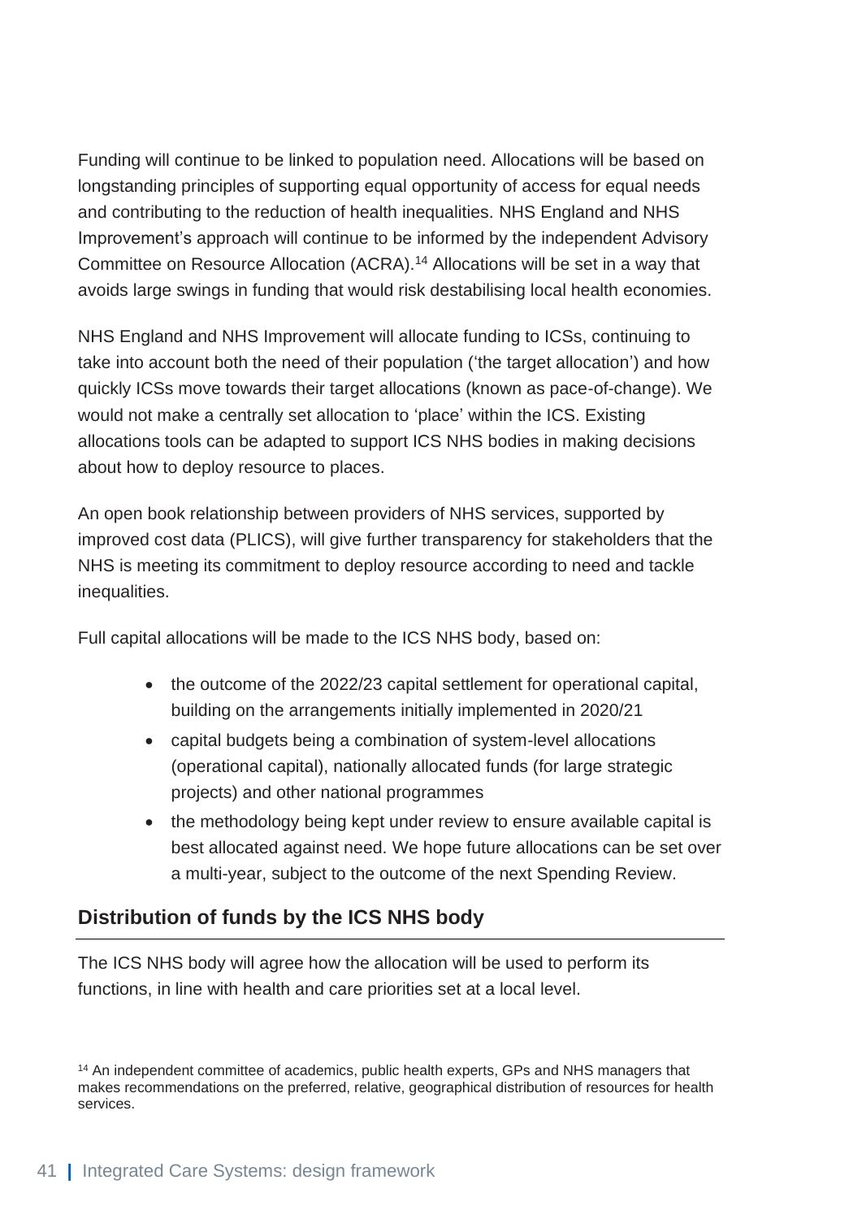Funding will continue to be linked to population need. Allocations will be based on longstanding principles of supporting equal opportunity of access for equal needs and contributing to the reduction of health inequalities. NHS England and NHS Improvement's approach will continue to be informed by the independent Advisory Committee on Resource Allocation (ACRA).[14] Allocations will be set in a way that avoids large swings in funding that would risk destabilising local health economies.

NHS England and NHS Improvement will allocate funding to ICSs, continuing to take into account both the need of their population ('the target allocation') and how quickly ICSs move towards their target allocations (known as pace-of-change). We would not make a centrally set allocation to 'place' within the ICS. Existing allocations tools can be adapted to support ICS NHS bodies in making decisions about how to deploy resource to places.

An open book relationship between providers of NHS services, supported by improved cost data (PLICS), will give further transparency for stakeholders that the NHS is meeting its commitment to deploy resource according to need and tackle inequalities.

Full capital allocations will be made to the ICS NHS body, based on:

- the outcome of the 2022/23 capital settlement for operational capital, building on the arrangements initially implemented in 2020/21
- capital budgets being a combination of system-level allocations (operational capital), nationally allocated funds (for large strategic projects) and other national programmes
- the methodology being kept under review to ensure available capital is best allocated against need. We hope future allocations can be set over a multi-year, subject to the outcome of the next Spending Review.

## Distribution of funds by the ICS NHS body

The ICS NHS body will agree how the allocation will be used to perform its functions, in line with health and care priorities set at a local level.

[14] An independent committee of academics, public health experts, GPs and NHS managers that makes recommendations on the preferred, relative, geographical distribution of resources for health services.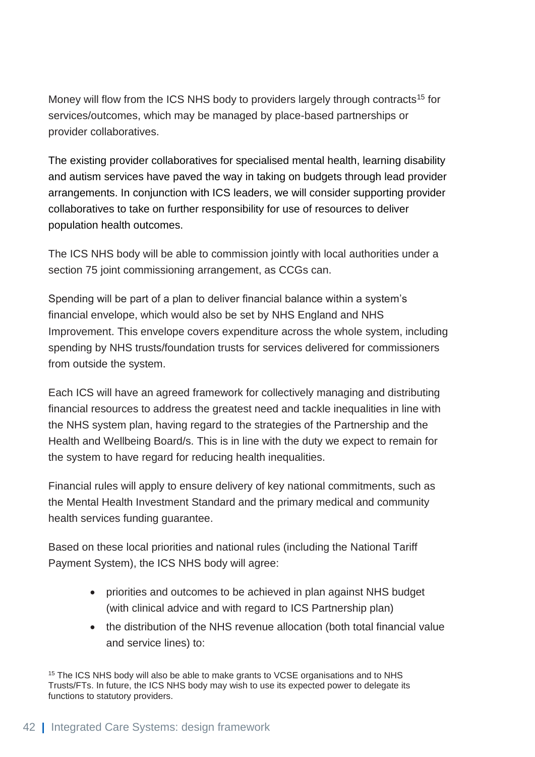Money will flow from the ICS NHS body to providers largely through contracts[15] for services/outcomes, which may be managed by place-based partnerships or provider collaboratives.

The existing provider collaboratives for specialised mental health, learning disability and autism services have paved the way in taking on budgets through lead provider arrangements. In conjunction with ICS leaders, we will consider supporting provider collaboratives to take on further responsibility for use of resources to deliver population health outcomes.

The ICS NHS body will be able to commission jointly with local authorities under a section 75 joint commissioning arrangement, as CCGs can.

Spending will be part of a plan to deliver financial balance within a system's financial envelope, which would also be set by NHS England and NHS Improvement. This envelope covers expenditure across the whole system, including spending by NHS trusts/foundation trusts for services delivered for commissioners from outside the system.

Each ICS will have an agreed framework for collectively managing and distributing financial resources to address the greatest need and tackle inequalities in line with the NHS system plan, having regard to the strategies of the Partnership and the Health and Wellbeing Board/s. This is in line with the duty we expect to remain for the system to have regard for reducing health inequalities.

Financial rules will apply to ensure delivery of key national commitments, such as the Mental Health Investment Standard and the primary medical and community health services funding guarantee.

Based on these local priorities and national rules (including the National Tariff Payment System), the ICS NHS body will agree:

- priorities and outcomes to be achieved in plan against NHS budget (with clinical advice and with regard to ICS Partnership plan)
- the distribution of the NHS revenue allocation (both total financial value and service lines) to:

[15] The ICS NHS body will also be able to make grants to VCSE organisations and to NHS Trusts/FTs. In future, the ICS NHS body may wish to use its expected power to delegate its functions to statutory providers.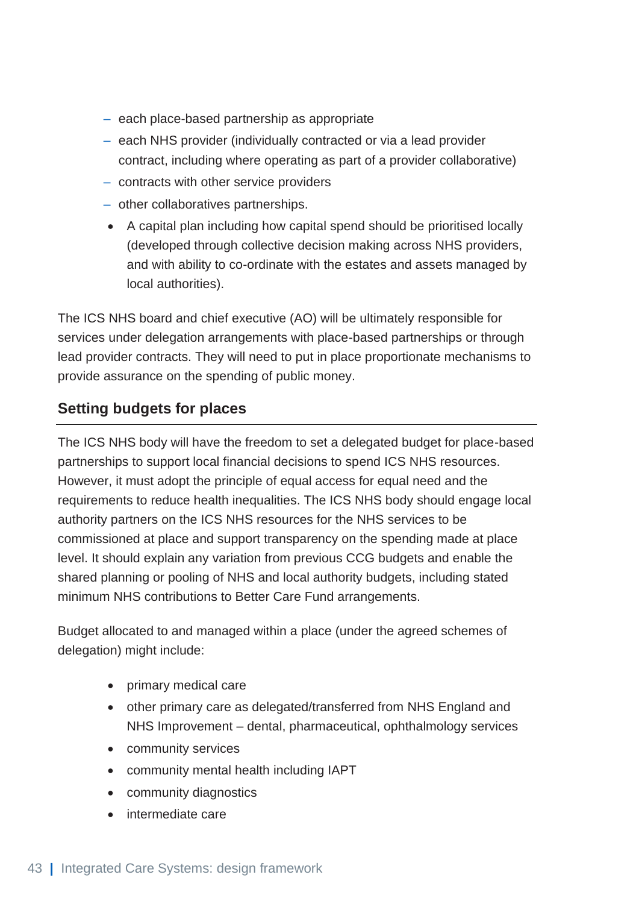- each place-based partnership as appropriate
  - each NHS provider (individually contracted or via a lead provider contract, including where operating as part of a provider collaborative)
  - contracts with other service providers
  - other collaboratives partnerships.
- A capital plan including how capital spend should be prioritised locally (developed through collective decision making across NHS providers, and with ability to co-ordinate with the estates and assets managed by local authorities).

The ICS NHS board and chief executive (AO) will be ultimately responsible for services under delegation arrangements with place-based partnerships or through lead provider contracts. They will need to put in place proportionate mechanisms to provide assurance on the spending of public money.

### Setting budgets for places

The ICS NHS body will have the freedom to set a delegated budget for place-based partnerships to support local financial decisions to spend ICS NHS resources. However, it must adopt the principle of equal access for equal need and the requirements to reduce health inequalities. The ICS NHS body should engage local authority partners on the ICS NHS resources for the NHS services to be commissioned at place and support transparency on the spending made at place level. It should explain any variation from previous CCG budgets and enable the shared planning or pooling of NHS and local authority budgets, including stated minimum NHS contributions to Better Care Fund arrangements.

Budget allocated to and managed within a place (under the agreed schemes of delegation) might include:

- primary medical care
- other primary care as delegated/transferred from NHS England and NHS Improvement – dental, pharmaceutical, ophthalmology services
- community services
- community mental health including IAPT
- community diagnostics
- intermediate care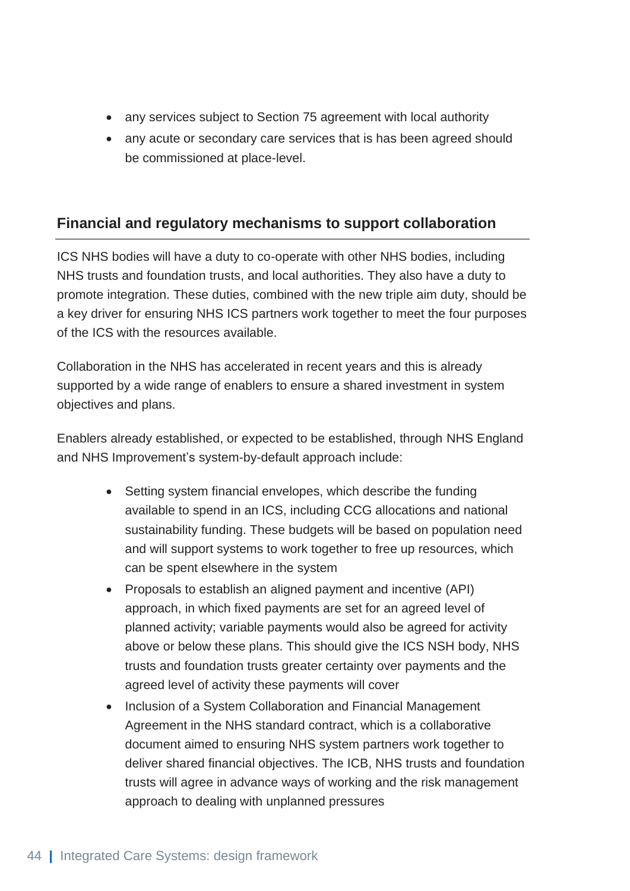- any services subject to Section 75 agreement with local authority
- any acute or secondary care services that is has been agreed should be commissioned at place-level.

## Financial and regulatory mechanisms to support collaboration

ICS NHS bodies will have a duty to co-operate with other NHS bodies, including NHS trusts and foundation trusts, and local authorities. They also have a duty to promote integration. These duties, combined with the new triple aim duty, should be a key driver for ensuring NHS ICS partners work together to meet the four purposes of the ICS with the resources available.

Collaboration in the NHS has accelerated in recent years and this is already supported by a wide range of enablers to ensure a shared investment in system objectives and plans.

Enablers already established, or expected to be established, through NHS England and NHS Improvement's system-by-default approach include:

- Setting system financial envelopes, which describe the funding available to spend in an ICS, including CCG allocations and national sustainability funding. These budgets will be based on population need and will support systems to work together to free up resources, which can be spent elsewhere in the system
- Proposals to establish an aligned payment and incentive (API) approach, in which fixed payments are set for an agreed level of planned activity; variable payments would also be agreed for activity above or below these plans. This should give the ICS NSH body, NHS trusts and foundation trusts greater certainty over payments and the agreed level of activity these payments will cover
- Inclusion of a System Collaboration and Financial Management Agreement in the NHS standard contract, which is a collaborative document aimed to ensuring NHS system partners work together to deliver shared financial objectives. The ICB, NHS trusts and foundation trusts will agree in advance ways of working and the risk management approach to dealing with unplanned pressures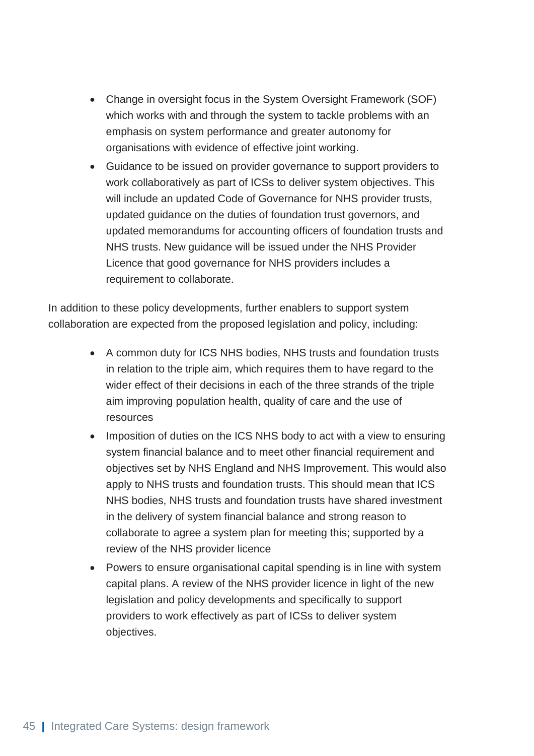- Change in oversight focus in the System Oversight Framework (SOF) which works with and through the system to tackle problems with an emphasis on system performance and greater autonomy for organisations with evidence of effective joint working.
- Guidance to be issued on provider governance to support providers to work collaboratively as part of ICSs to deliver system objectives. This will include an updated Code of Governance for NHS provider trusts, updated guidance on the duties of foundation trust governors, and updated memorandums for accounting officers of foundation trusts and NHS trusts. New guidance will be issued under the NHS Provider Licence that good governance for NHS providers includes a requirement to collaborate.

In addition to these policy developments, further enablers to support system collaboration are expected from the proposed legislation and policy, including:

- A common duty for ICS NHS bodies, NHS trusts and foundation trusts in relation to the triple aim, which requires them to have regard to the wider effect of their decisions in each of the three strands of the triple aim improving population health, quality of care and the use of resources
- Imposition of duties on the ICS NHS body to act with a view to ensuring system financial balance and to meet other financial requirement and objectives set by NHS England and NHS Improvement. This would also apply to NHS trusts and foundation trusts. This should mean that ICS NHS bodies, NHS trusts and foundation trusts have shared investment in the delivery of system financial balance and strong reason to collaborate to agree a system plan for meeting this; supported by a review of the NHS provider licence
- Powers to ensure organisational capital spending is in line with system capital plans. A review of the NHS provider licence in light of the new legislation and policy developments and specifically to support providers to work effectively as part of ICSs to deliver system objectives.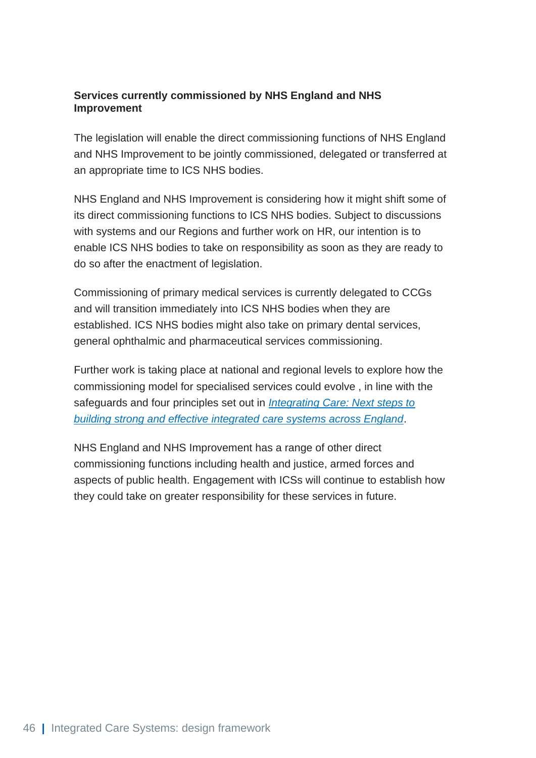**Services currently commissioned by NHS England and NHS Improvement**

The legislation will enable the direct commissioning functions of NHS England and NHS Improvement to be jointly commissioned, delegated or transferred at an appropriate time to ICS NHS bodies.

NHS England and NHS Improvement is considering how it might shift some of its direct commissioning functions to ICS NHS bodies. Subject to discussions with systems and our Regions and further work on HR, our intention is to enable ICS NHS bodies to take on responsibility as soon as they are ready to do so after the enactment of legislation.

Commissioning of primary medical services is currently delegated to CCGs and will transition immediately into ICS NHS bodies when they are established. ICS NHS bodies might also take on primary dental services, general ophthalmic and pharmaceutical services commissioning.

Further work is taking place at national and regional levels to explore how the commissioning model for specialised services could evolve , in line with the safeguards and four principles set out in *Integrating Care: Next steps to building strong and effective integrated care systems across England*.

NHS England and NHS Improvement has a range of other direct commissioning functions including health and justice, armed forces and aspects of public health. Engagement with ICSs will continue to establish how they could take on greater responsibility for these services in future.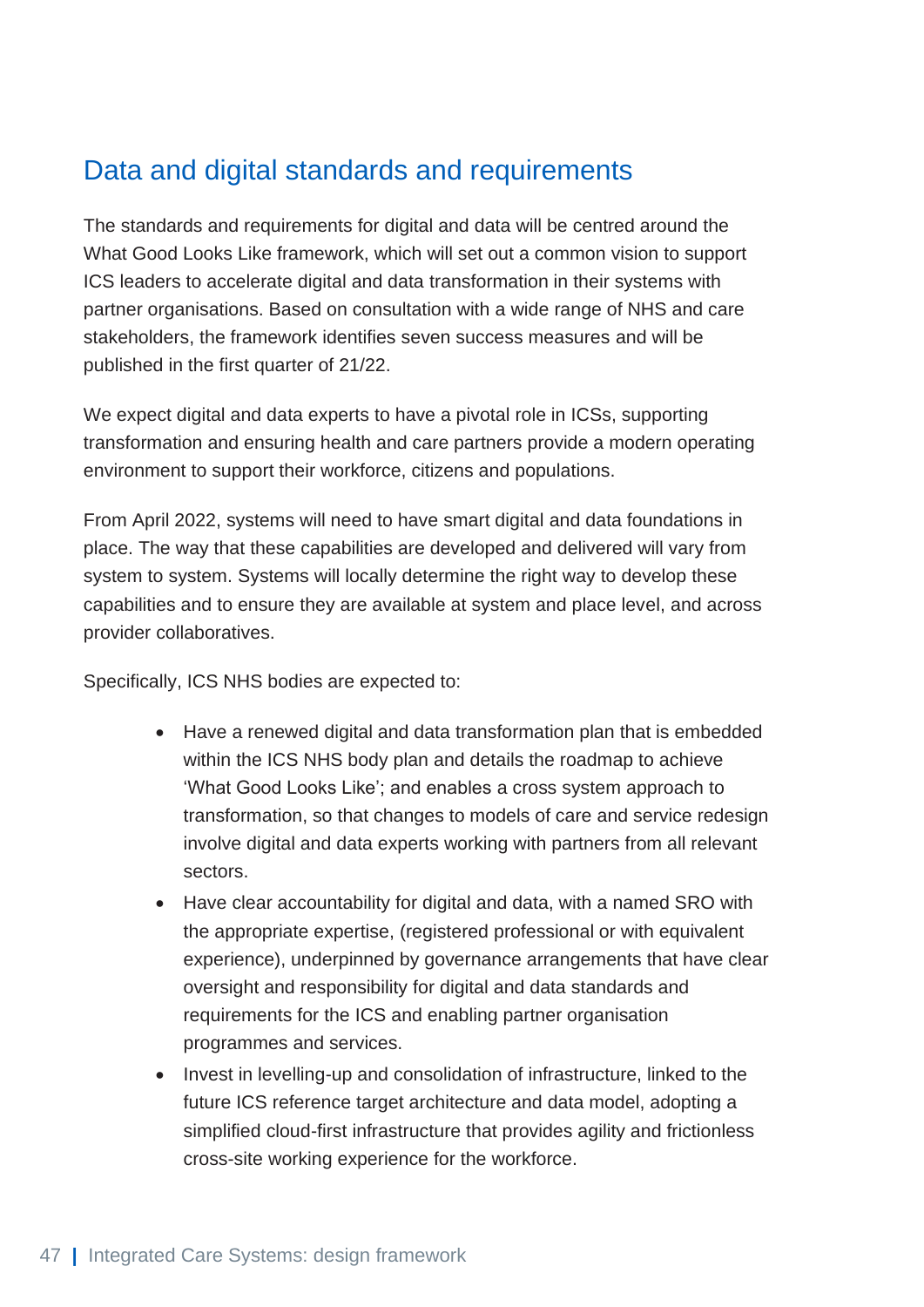## Data and digital standards and requirements

The standards and requirements for digital and data will be centred around the What Good Looks Like framework, which will set out a common vision to support ICS leaders to accelerate digital and data transformation in their systems with partner organisations. Based on consultation with a wide range of NHS and care stakeholders, the framework identifies seven success measures and will be published in the first quarter of 21/22.

We expect digital and data experts to have a pivotal role in ICSs, supporting transformation and ensuring health and care partners provide a modern operating environment to support their workforce, citizens and populations.

From April 2022, systems will need to have smart digital and data foundations in place. The way that these capabilities are developed and delivered will vary from system to system. Systems will locally determine the right way to develop these capabilities and to ensure they are available at system and place level, and across provider collaboratives.

Specifically, ICS NHS bodies are expected to:

- Have a renewed digital and data transformation plan that is embedded within the ICS NHS body plan and details the roadmap to achieve 'What Good Looks Like'; and enables a cross system approach to transformation, so that changes to models of care and service redesign involve digital and data experts working with partners from all relevant sectors.
- Have clear accountability for digital and data, with a named SRO with the appropriate expertise, (registered professional or with equivalent experience), underpinned by governance arrangements that have clear oversight and responsibility for digital and data standards and requirements for the ICS and enabling partner organisation programmes and services.
- Invest in levelling-up and consolidation of infrastructure, linked to the future ICS reference target architecture and data model, adopting a simplified cloud-first infrastructure that provides agility and frictionless cross-site working experience for the workforce.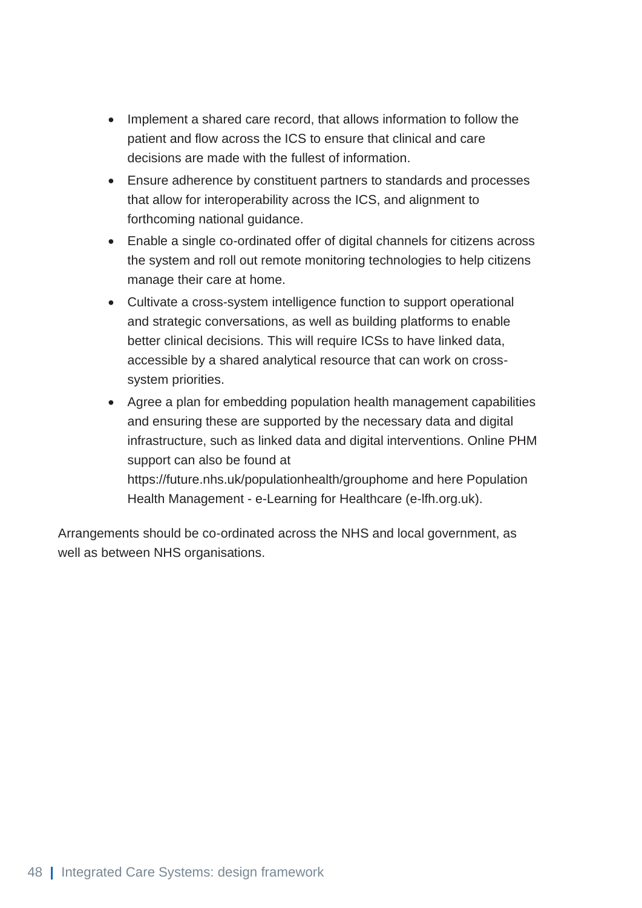- Implement a shared care record, that allows information to follow the patient and flow across the ICS to ensure that clinical and care decisions are made with the fullest of information.
- Ensure adherence by constituent partners to standards and processes that allow for interoperability across the ICS, and alignment to forthcoming national guidance.
- Enable a single co-ordinated offer of digital channels for citizens across the system and roll out remote monitoring technologies to help citizens manage their care at home.
- Cultivate a cross-system intelligence function to support operational and strategic conversations, as well as building platforms to enable better clinical decisions. This will require ICSs to have linked data, accessible by a shared analytical resource that can work on cross-system priorities.
- Agree a plan for embedding population health management capabilities and ensuring these are supported by the necessary data and digital infrastructure, such as linked data and digital interventions. Online PHM support can also be found at https://future.nhs.uk/populationhealth/grouphome and here Population Health Management - e-Learning for Healthcare (e-lfh.org.uk).

Arrangements should be co-ordinated across the NHS and local government, as well as between NHS organisations.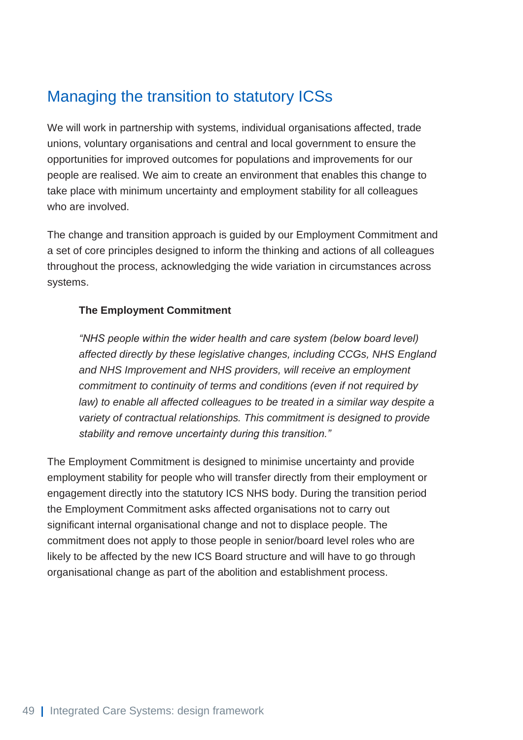## Managing the transition to statutory ICSs

We will work in partnership with systems, individual organisations affected, trade unions, voluntary organisations and central and local government to ensure the opportunities for improved outcomes for populations and improvements for our people are realised. We aim to create an environment that enables this change to take place with minimum uncertainty and employment stability for all colleagues who are involved.

The change and transition approach is guided by our Employment Commitment and a set of core principles designed to inform the thinking and actions of all colleagues throughout the process, acknowledging the wide variation in circumstances across systems.

> **The Employment Commitment**
>
> *"NHS people within the wider health and care system (below board level) affected directly by these legislative changes, including CCGs, NHS England and NHS Improvement and NHS providers, will receive an employment commitment to continuity of terms and conditions (even if not required by law) to enable all affected colleagues to be treated in a similar way despite a variety of contractual relationships. This commitment is designed to provide stability and remove uncertainty during this transition."*

The Employment Commitment is designed to minimise uncertainty and provide employment stability for people who will transfer directly from their employment or engagement directly into the statutory ICS NHS body. During the transition period the Employment Commitment asks affected organisations not to carry out significant internal organisational change and not to displace people. The commitment does not apply to those people in senior/board level roles who are likely to be affected by the new ICS Board structure and will have to go through organisational change as part of the abolition and establishment process.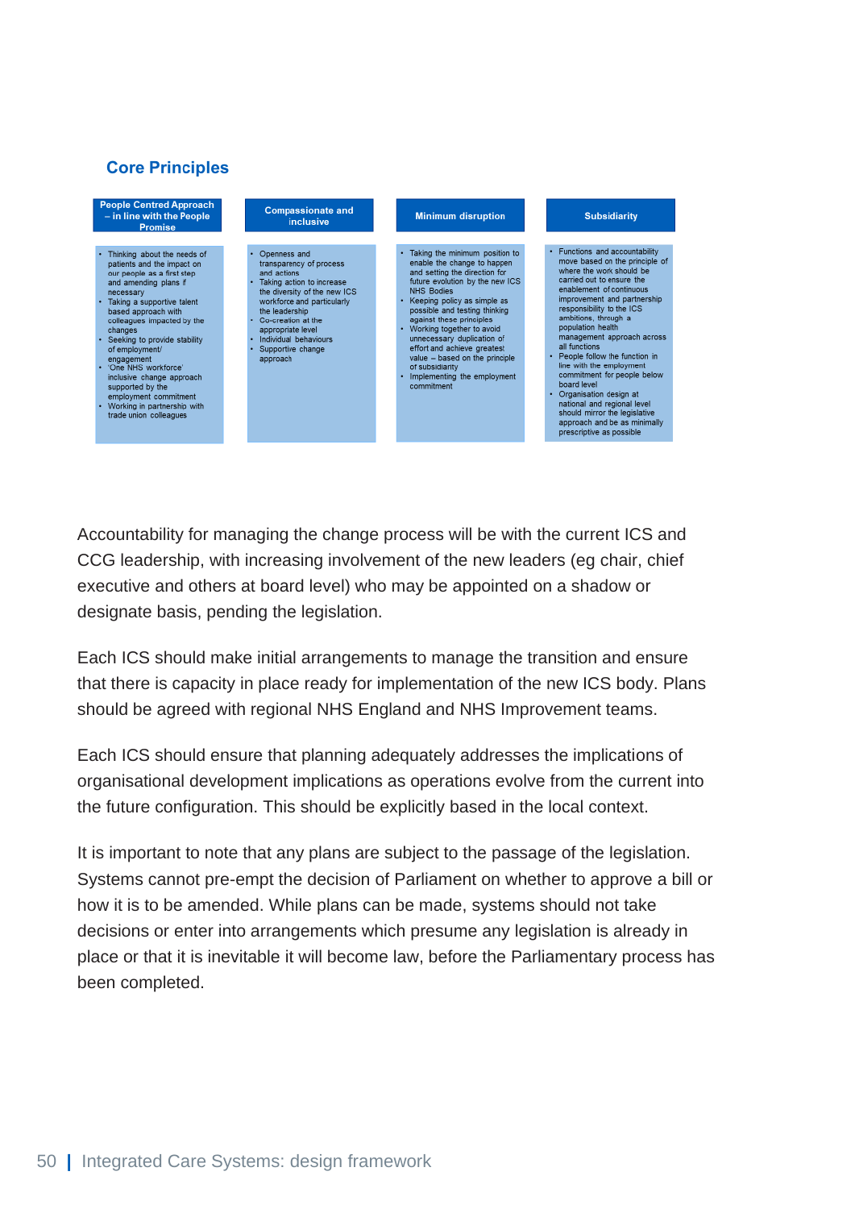## Core Principles

| People Centred Approach – in line with the People Promise | Compassionate and inclusive | Minimum disruption | Subsidiarity |
|---|---|---|---|
| • Thinking about the needs of patients and the impact on our people as a first step and amending plans if necessary<br>• Taking a supportive talent based approach with colleagues impacted by the changes<br>• Seeking to provide stability of employment/ engagement<br>• 'One NHS workforce' inclusive change approach supported by the employment commitment<br>• Working in partnership with trade union colleagues | • Openness and transparency of process and actions<br>• Taking action to increase the diversity of the new ICS workforce and particularly the leadership<br>• Co-creation at the appropriate level<br>• Individual behaviours<br>• Supportive change approach | • Taking the minimum position to enable the change to happen and setting the direction for future evolution by the new ICS NHS Bodies<br>• Keeping policy as simple as possible and testing thinking against these principles<br>• Working together to avoid unnecessary duplication of effort and achieve greatest value – based on the principle of subsidiarity<br>• Implementing the employment commitment | • Functions and accountability move based on the principle of where the work should be carried out to ensure the enablement of continuous improvement and partnership responsibility to the ICS ambitions, through a population health management approach across all functions<br>• People follow the function in line with the employment commitment for people below board level<br>• Organisation design at national and regional level should mirror the legislative approach and be as minimally prescriptive as possible |

Accountability for managing the change process will be with the current ICS and CCG leadership, with increasing involvement of the new leaders (eg chair, chief executive and others at board level) who may be appointed on a shadow or designate basis, pending the legislation.

Each ICS should make initial arrangements to manage the transition and ensure that there is capacity in place ready for implementation of the new ICS body. Plans should be agreed with regional NHS England and NHS Improvement teams.

Each ICS should ensure that planning adequately addresses the implications of organisational development implications as operations evolve from the current into the future configuration. This should be explicitly based in the local context.

It is important to note that any plans are subject to the passage of the legislation. Systems cannot pre-empt the decision of Parliament on whether to approve a bill or how it is to be amended. While plans can be made, systems should not take decisions or enter into arrangements which presume any legislation is already in place or that it is inevitable it will become law, before the Parliamentary process has been completed.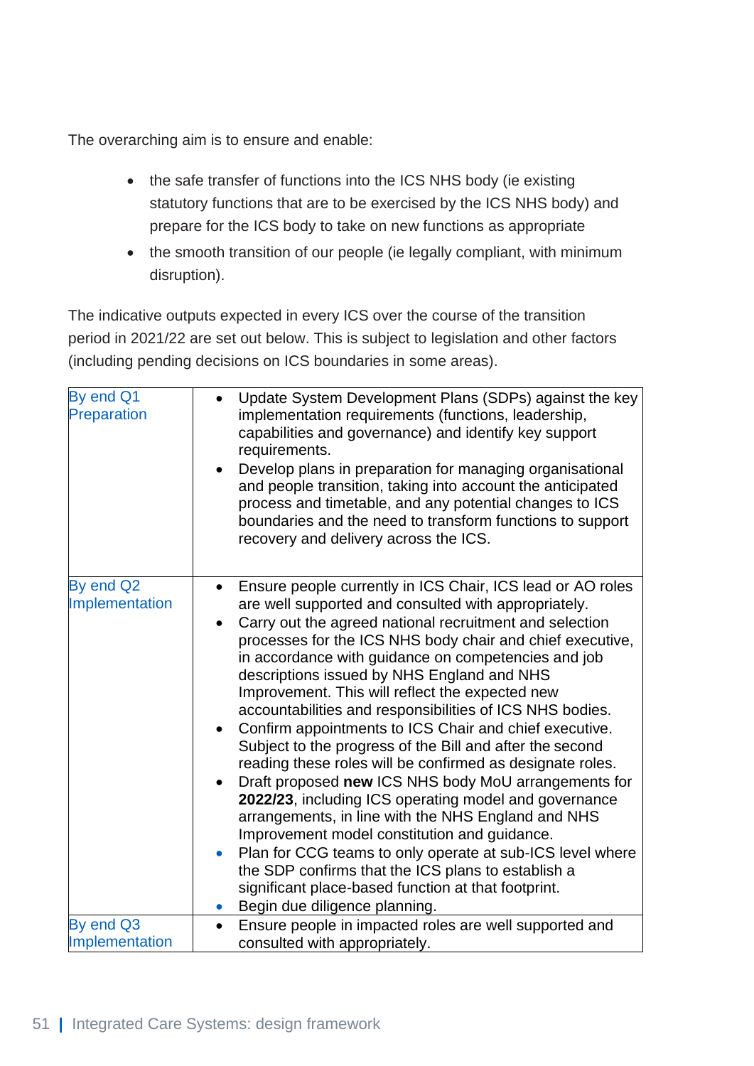The overarching aim is to ensure and enable:

- the safe transfer of functions into the ICS NHS body (ie existing statutory functions that are to be exercised by the ICS NHS body) and prepare for the ICS body to take on new functions as appropriate
- the smooth transition of our people (ie legally compliant, with minimum disruption).

The indicative outputs expected in every ICS over the course of the transition period in 2021/22 are set out below. This is subject to legislation and other factors (including pending decisions on ICS boundaries in some areas).

| | |
|---|---|
| By end Q1<br>Preparation | • Update System Development Plans (SDPs) against the key implementation requirements (functions, leadership, capabilities and governance) and identify key support requirements.<br>• Develop plans in preparation for managing organisational and people transition, taking into account the anticipated process and timetable, and any potential changes to ICS boundaries and the need to transform functions to support recovery and delivery across the ICS. |
| By end Q2<br>Implementation | • Ensure people currently in ICS Chair, ICS lead or AO roles are well supported and consulted with appropriately.<br>• Carry out the agreed national recruitment and selection processes for the ICS NHS body chair and chief executive, in accordance with guidance on competencies and job descriptions issued by NHS England and NHS Improvement. This will reflect the expected new accountabilities and responsibilities of ICS NHS bodies.<br>• Confirm appointments to ICS Chair and chief executive. Subject to the progress of the Bill and after the second reading these roles will be confirmed as designate roles.<br>• Draft proposed **new** ICS NHS body MoU arrangements for **2022/23**, including ICS operating model and governance arrangements, in line with the NHS England and NHS Improvement model constitution and guidance.<br>• Plan for CCG teams to only operate at sub-ICS level where the SDP confirms that the ICS plans to establish a significant place-based function at that footprint.<br>• Begin due diligence planning. |
| By end Q3<br>Implementation | • Ensure people in impacted roles are well supported and consulted with appropriately. |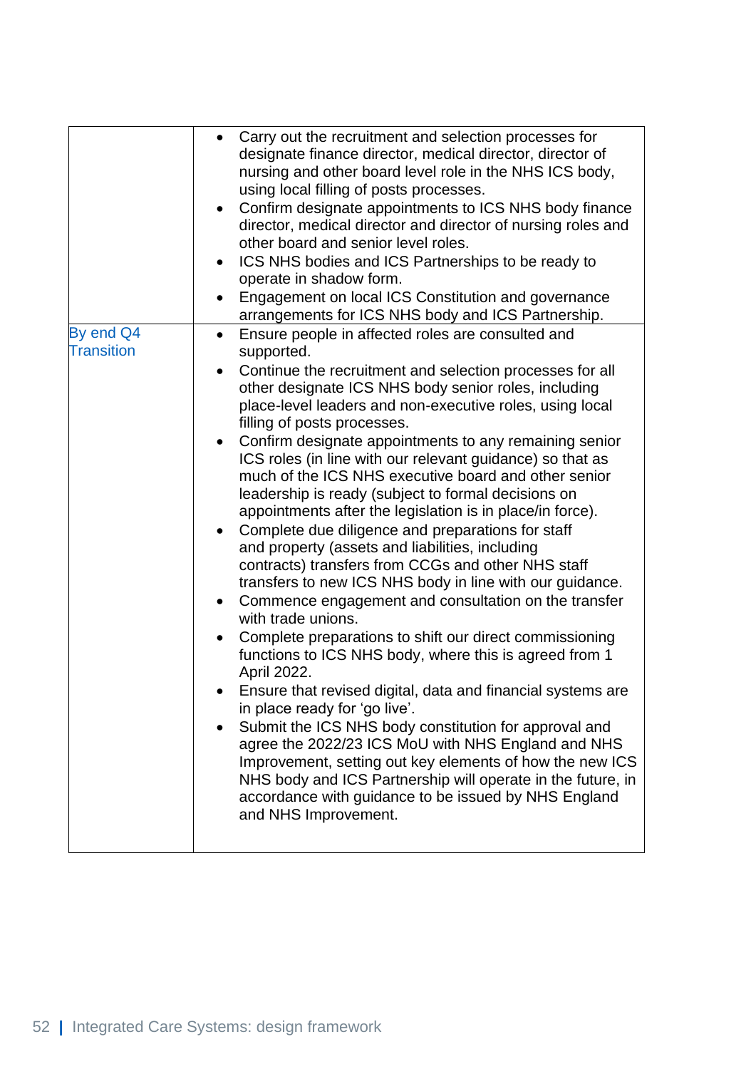| | |
|---|---|
| | • Carry out the recruitment and selection processes for designate finance director, medical director, director of nursing and other board level role in the NHS ICS body, using local filling of posts processes.<br>• Confirm designate appointments to ICS NHS body finance director, medical director and director of nursing roles and other board and senior level roles.<br>• ICS NHS bodies and ICS Partnerships to be ready to operate in shadow form.<br>• Engagement on local ICS Constitution and governance arrangements for ICS NHS body and ICS Partnership. |
| By end Q4 Transition | • Ensure people in affected roles are consulted and supported.<br>• Continue the recruitment and selection processes for all other designate ICS NHS body senior roles, including place-level leaders and non-executive roles, using local filling of posts processes.<br>• Confirm designate appointments to any remaining senior ICS roles (in line with our relevant guidance) so that as much of the ICS NHS executive board and other senior leadership is ready (subject to formal decisions on appointments after the legislation is in place/in force).<br>• Complete due diligence and preparations for staff and property (assets and liabilities, including contracts) transfers from CCGs and other NHS staff transfers to new ICS NHS body in line with our guidance.<br>• Commence engagement and consultation on the transfer with trade unions.<br>• Complete preparations to shift our direct commissioning functions to ICS NHS body, where this is agreed from 1 April 2022.<br>• Ensure that revised digital, data and financial systems are in place ready for 'go live'.<br>• Submit the ICS NHS body constitution for approval and agree the 2022/23 ICS MoU with NHS England and NHS Improvement, setting out key elements of how the new ICS NHS body and ICS Partnership will operate in the future, in accordance with guidance to be issued by NHS England and NHS Improvement. |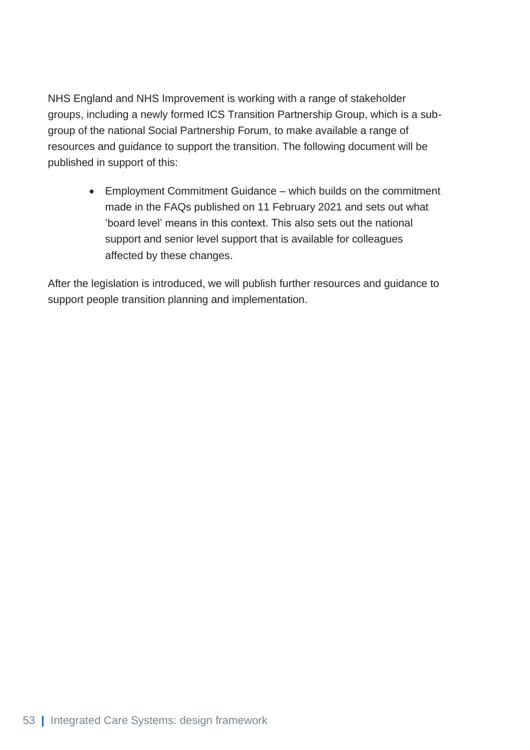NHS England and NHS Improvement is working with a range of stakeholder groups, including a newly formed ICS Transition Partnership Group, which is a sub-group of the national Social Partnership Forum, to make available a range of resources and guidance to support the transition. The following document will be published in support of this:

- Employment Commitment Guidance – which builds on the commitment made in the FAQs published on 11 February 2021 and sets out what 'board level' means in this context. This also sets out the national support and senior level support that is available for colleagues affected by these changes.

After the legislation is introduced, we will publish further resources and guidance to support people transition planning and implementation.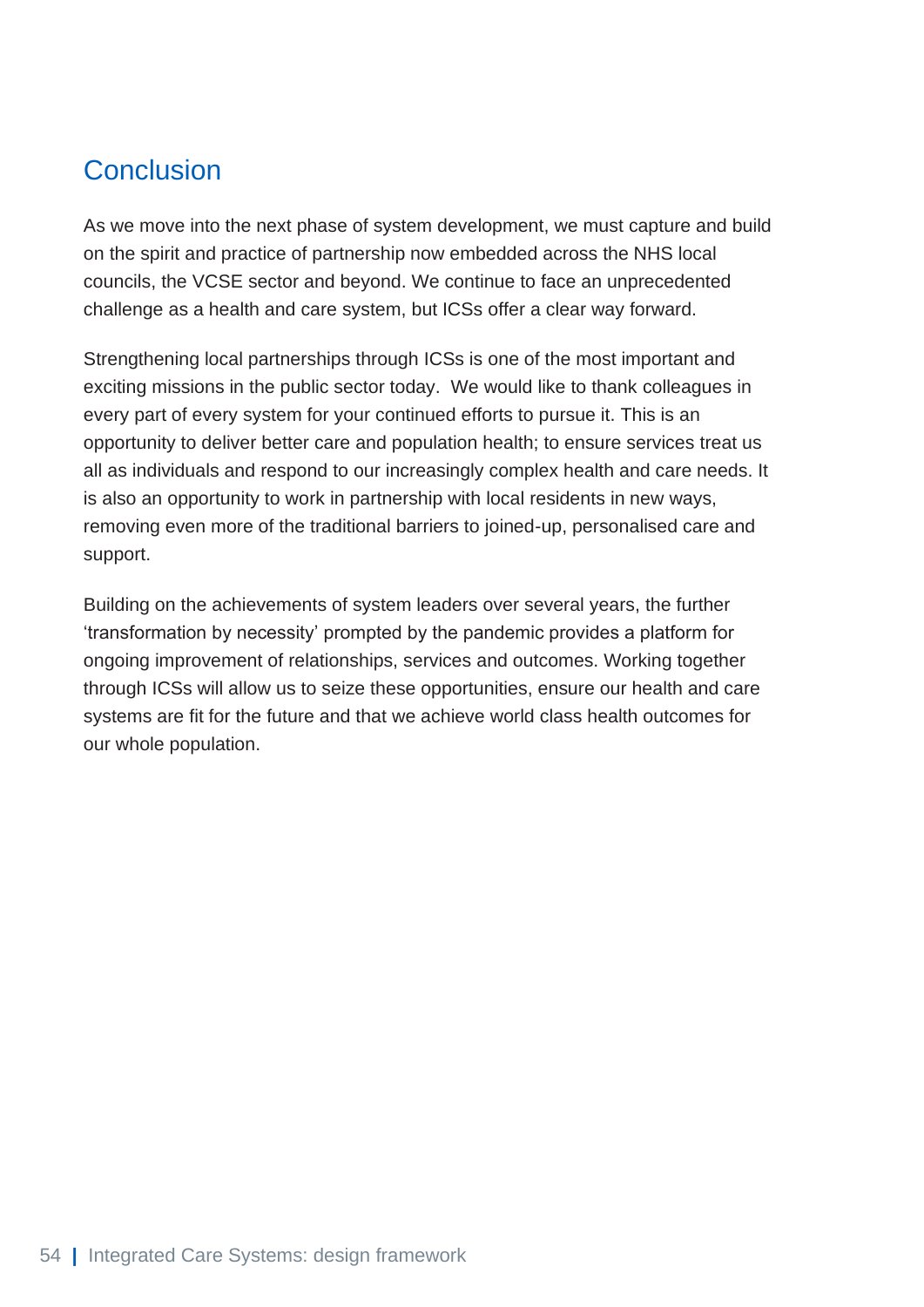## Conclusion

As we move into the next phase of system development, we must capture and build on the spirit and practice of partnership now embedded across the NHS local councils, the VCSE sector and beyond. We continue to face an unprecedented challenge as a health and care system, but ICSs offer a clear way forward.

Strengthening local partnerships through ICSs is one of the most important and exciting missions in the public sector today. We would like to thank colleagues in every part of every system for your continued efforts to pursue it. This is an opportunity to deliver better care and population health; to ensure services treat us all as individuals and respond to our increasingly complex health and care needs. It is also an opportunity to work in partnership with local residents in new ways, removing even more of the traditional barriers to joined-up, personalised care and support.

Building on the achievements of system leaders over several years, the further 'transformation by necessity' prompted by the pandemic provides a platform for ongoing improvement of relationships, services and outcomes. Working together through ICSs will allow us to seize these opportunities, ensure our health and care systems are fit for the future and that we achieve world class health outcomes for our whole population.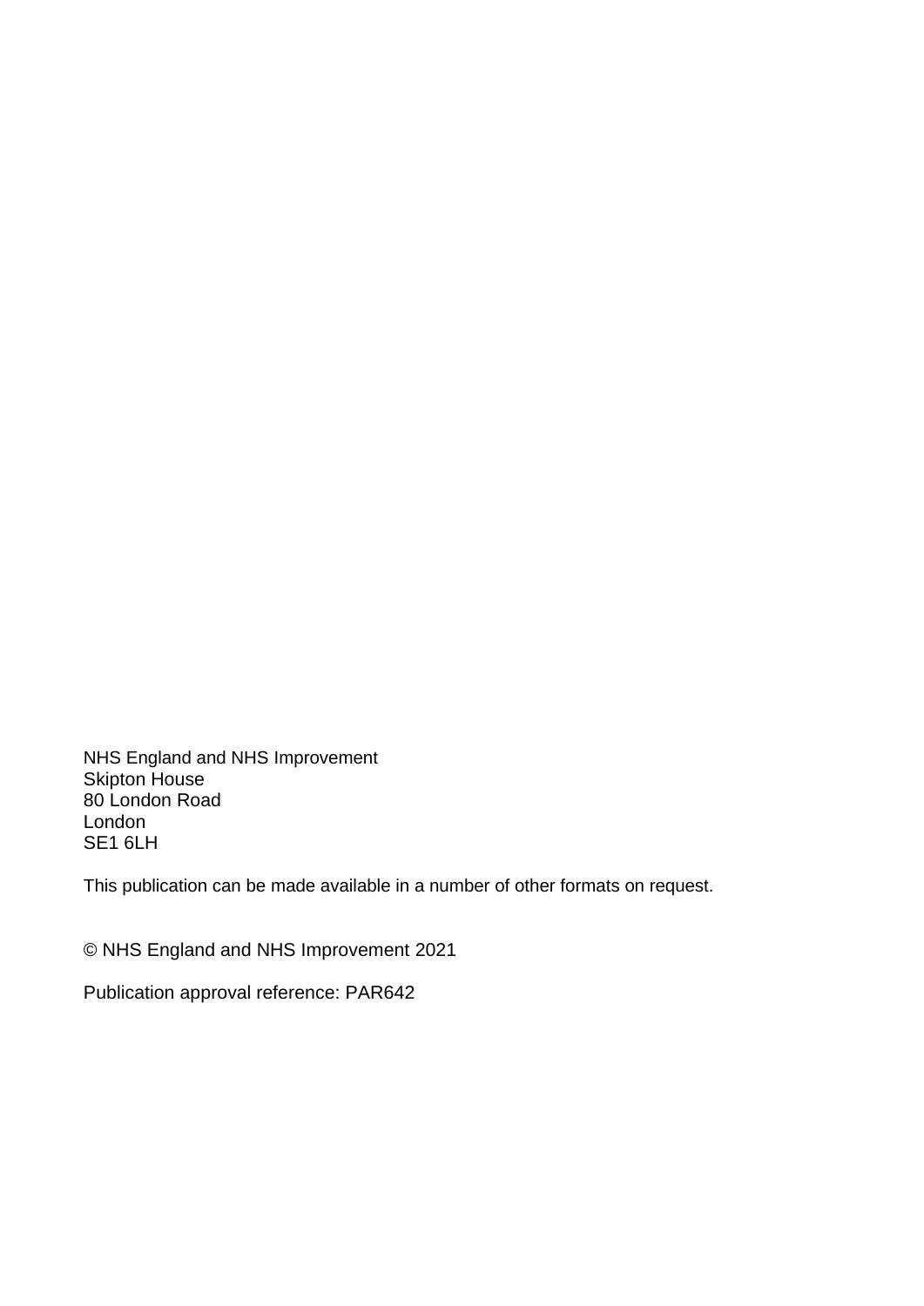NHS England and NHS Improvement
Skipton House
80 London Road
London
SE1 6LH

This publication can be made available in a number of other formats on request.

© NHS England and NHS Improvement 2021

Publication approval reference: PAR642